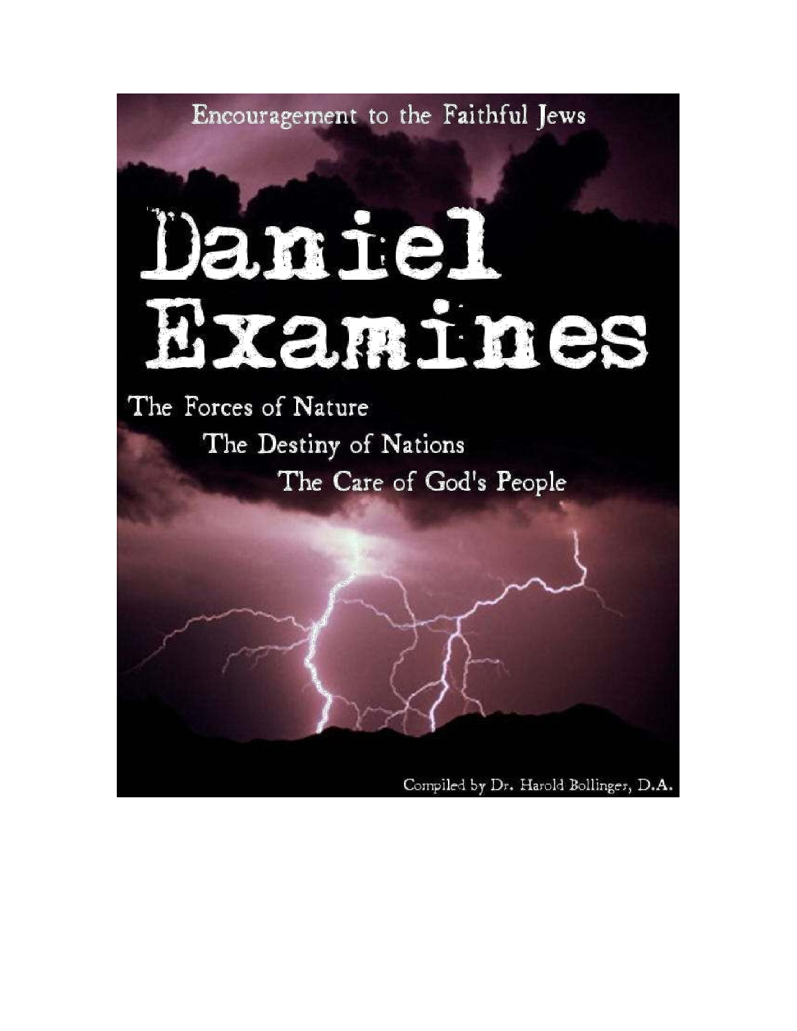Encouragement to the Faithful Jews

# Daniel Examines

The Forces of Nature

The Destiny of Nations

The Care of God's People

Compiled by Dr. Harold Bollinger, D.A.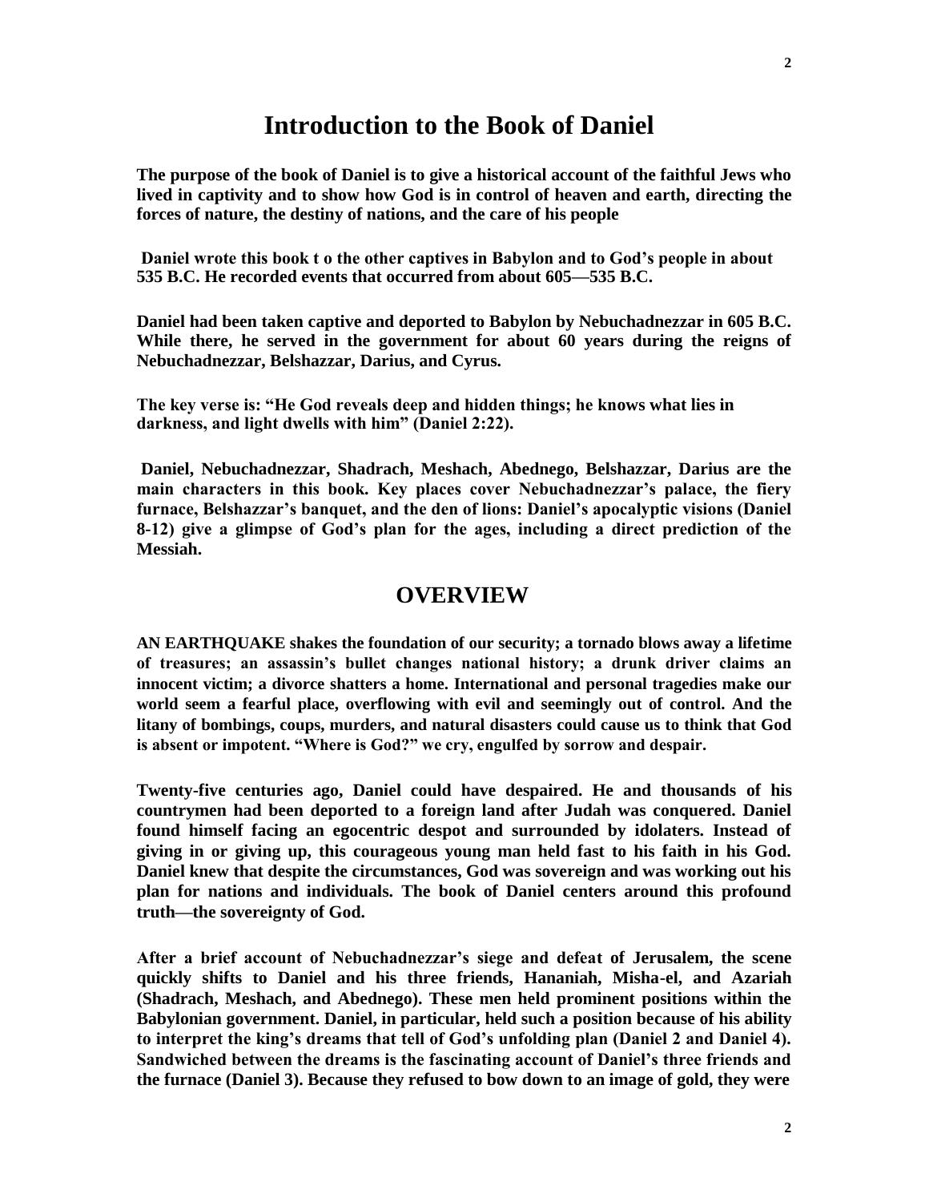# Introduction to the Book of Daniel

**The purpose of the book of Daniel is to give a historical account of the faithful Jews who lived in captivity and to show how God is in control of heaven and earth, directing the forces of nature, the destiny of nations, and the care of his people**

**Daniel wrote this book t o the other captives in Babylon and to God's people in about 535 B.C. He recorded events that occurred from about 605—535 B.C.**

**Daniel had been taken captive and deported to Babylon by Nebuchadnezzar in 605 B.C. While there, he served in the government for about 60 years during the reigns of Nebuchadnezzar, Belshazzar, Darius, and Cyrus.**

**The key verse is: "He God reveals deep and hidden things; he knows what lies in darkness, and light dwells with him" (Daniel 2:22).**

**Daniel, Nebuchadnezzar, Shadrach, Meshach, Abednego, Belshazzar, Darius are the main characters in this book. Key places cover Nebuchadnezzar's palace, the fiery furnace, Belshazzar's banquet, and the den of lions: Daniel's apocalyptic visions (Daniel 8-12) give a glimpse of God's plan for the ages, including a direct prediction of the Messiah.**

## OVERVIEW

**AN EARTHQUAKE shakes the foundation of our security; a tornado blows away a lifetime of treasures; an assassin's bullet changes national history; a drunk driver claims an innocent victim; a divorce shatters a home. International and personal tragedies make our world seem a fearful place, overflowing with evil and seemingly out of control. And the litany of bombings, coups, murders, and natural disasters could cause us to think that God is absent or impotent. "Where is God?" we cry, engulfed by sorrow and despair.**

**Twenty-five centuries ago, Daniel could have despaired. He and thousands of his countrymen had been deported to a foreign land after Judah was conquered. Daniel found himself facing an egocentric despot and surrounded by idolaters. Instead of giving in or giving up, this courageous young man held fast to his faith in his God. Daniel knew that despite the circumstances, God was sovereign and was working out his plan for nations and individuals. The book of Daniel centers around this profound truth—the sovereignty of God.**

**After a brief account of Nebuchadnezzar's siege and defeat of Jerusalem, the scene quickly shifts to Daniel and his three friends, Hananiah, Misha-el, and Azariah (Shadrach, Meshach, and Abednego). These men held prominent positions within the Babylonian government. Daniel, in particular, held such a position because of his ability to interpret the king's dreams that tell of God's unfolding plan (Daniel 2 and Daniel 4). Sandwiched between the dreams is the fascinating account of Daniel's three friends and the furnace (Daniel 3). Because they refused to bow down to an image of gold, they were**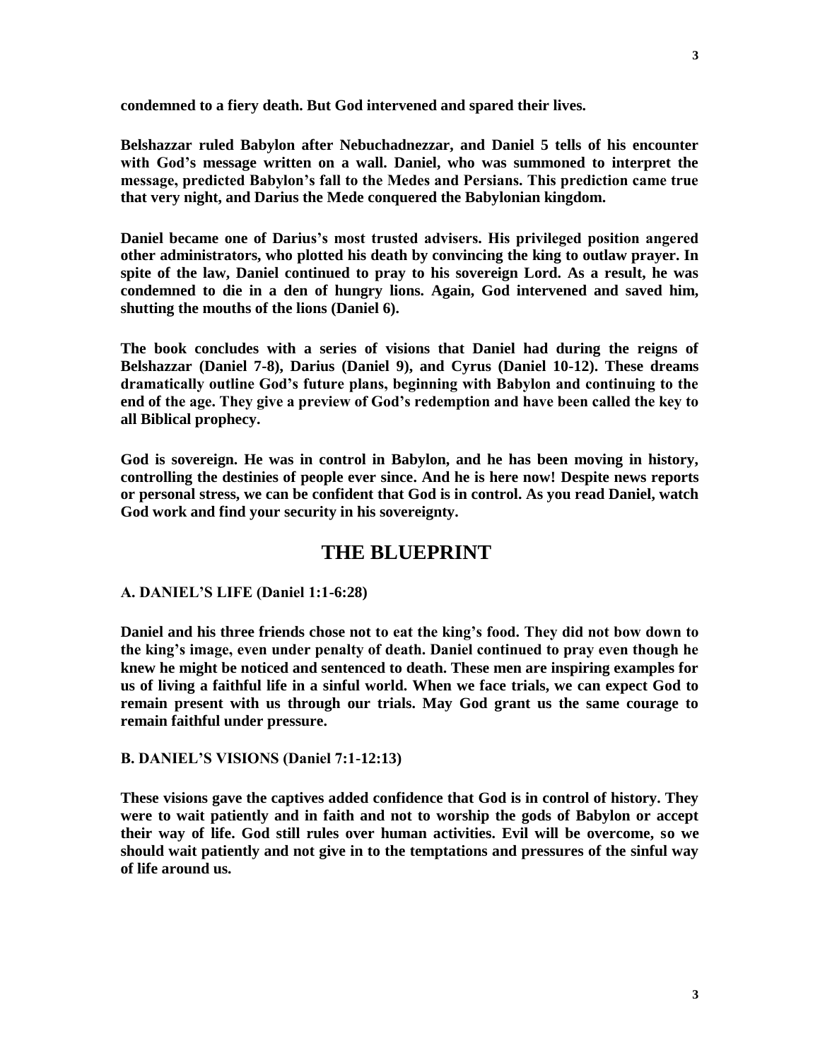**condemned to a fiery death. But God intervened and spared their lives.**

**Belshazzar ruled Babylon after Nebuchadnezzar, and Daniel 5 tells of his encounter with God's message written on a wall. Daniel, who was summoned to interpret the message, predicted Babylon's fall to the Medes and Persians. This prediction came true that very night, and Darius the Mede conquered the Babylonian kingdom.**

**Daniel became one of Darius's most trusted advisers. His privileged position angered other administrators, who plotted his death by convincing the king to outlaw prayer. In spite of the law, Daniel continued to pray to his sovereign Lord. As a result, he was condemned to die in a den of hungry lions. Again, God intervened and saved him, shutting the mouths of the lions (Daniel 6).**

**The book concludes with a series of visions that Daniel had during the reigns of Belshazzar (Daniel 7-8), Darius (Daniel 9), and Cyrus (Daniel 10-12). These dreams dramatically outline God's future plans, beginning with Babylon and continuing to the end of the age. They give a preview of God's redemption and have been called the key to all Biblical prophecy.**

**God is sovereign. He was in control in Babylon, and he has been moving in history, controlling the destinies of people ever since. And he is here now! Despite news reports or personal stress, we can be confident that God is in control. As you read Daniel, watch God work and find your security in his sovereignty.**

## THE BLUEPRINT

**A. DANIEL'S LIFE (Daniel 1:1-6:28)**

**Daniel and his three friends chose not to eat the king's food. They did not bow down to the king's image, even under penalty of death. Daniel continued to pray even though he knew he might be noticed and sentenced to death. These men are inspiring examples for us of living a faithful life in a sinful world. When we face trials, we can expect God to remain present with us through our trials. May God grant us the same courage to remain faithful under pressure.**

**B. DANIEL'S VISIONS (Daniel 7:1-12:13)**

**These visions gave the captives added confidence that God is in control of history. They were to wait patiently and in faith and not to worship the gods of Babylon or accept their way of life. God still rules over human activities. Evil will be overcome, so we should wait patiently and not give in to the temptations and pressures of the sinful way of life around us.**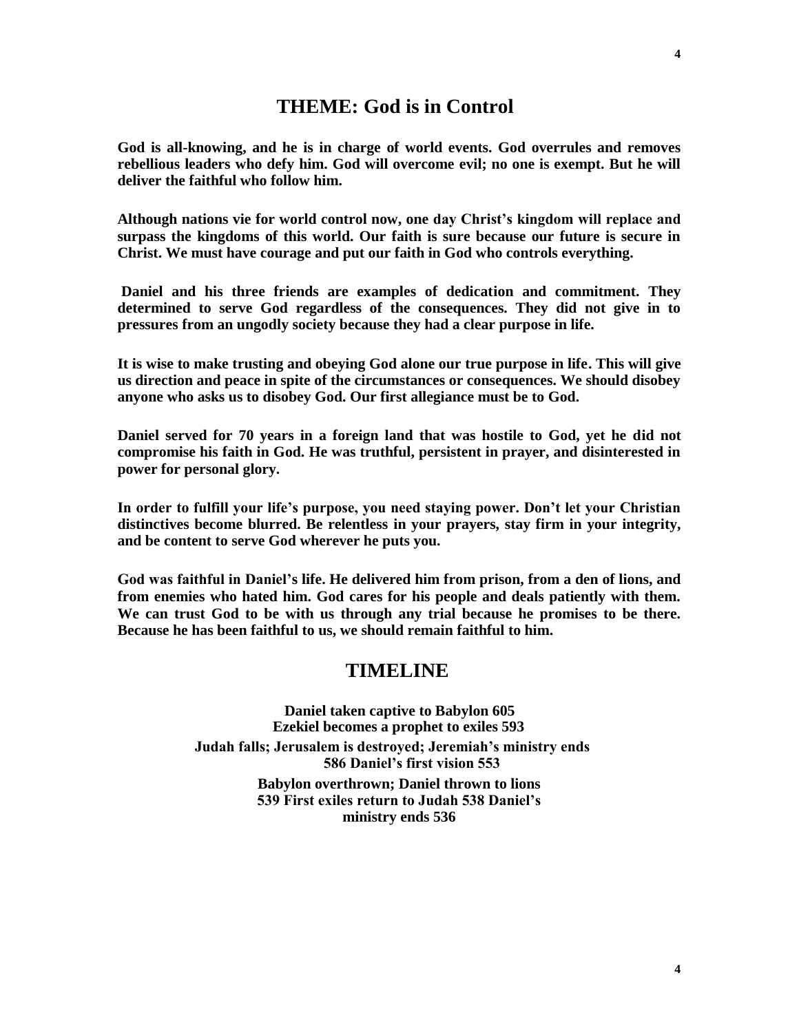## THEME: God is in Control

**God is all-knowing, and he is in charge of world events. God overrules and removes rebellious leaders who defy him. God will overcome evil; no one is exempt. But he will deliver the faithful who follow him.**

**Although nations vie for world control now, one day Christ's kingdom will replace and surpass the kingdoms of this world. Our faith is sure because our future is secure in Christ. We must have courage and put our faith in God who controls everything.**

**Daniel and his three friends are examples of dedication and commitment. They determined to serve God regardless of the consequences. They did not give in to pressures from an ungodly society because they had a clear purpose in life.**

**It is wise to make trusting and obeying God alone our true purpose in life. This will give us direction and peace in spite of the circumstances or consequences. We should disobey anyone who asks us to disobey God. Our first allegiance must be to God.**

**Daniel served for 70 years in a foreign land that was hostile to God, yet he did not compromise his faith in God. He was truthful, persistent in prayer, and disinterested in power for personal glory.**

**In order to fulfill your life's purpose, you need staying power. Don't let your Christian distinctives become blurred. Be relentless in your prayers, stay firm in your integrity, and be content to serve God wherever he puts you.**

**God was faithful in Daniel's life. He delivered him from prison, from a den of lions, and from enemies who hated him. God cares for his people and deals patiently with them. We can trust God to be with us through any trial because he promises to be there. Because he has been faithful to us, we should remain faithful to him.**

## TIMELINE

**Daniel taken captive to Babylon 605**
**Ezekiel becomes a prophet to exiles 593**
**Judah falls; Jerusalem is destroyed; Jeremiah's ministry ends 586 Daniel's first vision 553**
**Babylon overthrown; Daniel thrown to lions 539 First exiles return to Judah 538 Daniel's ministry ends 536**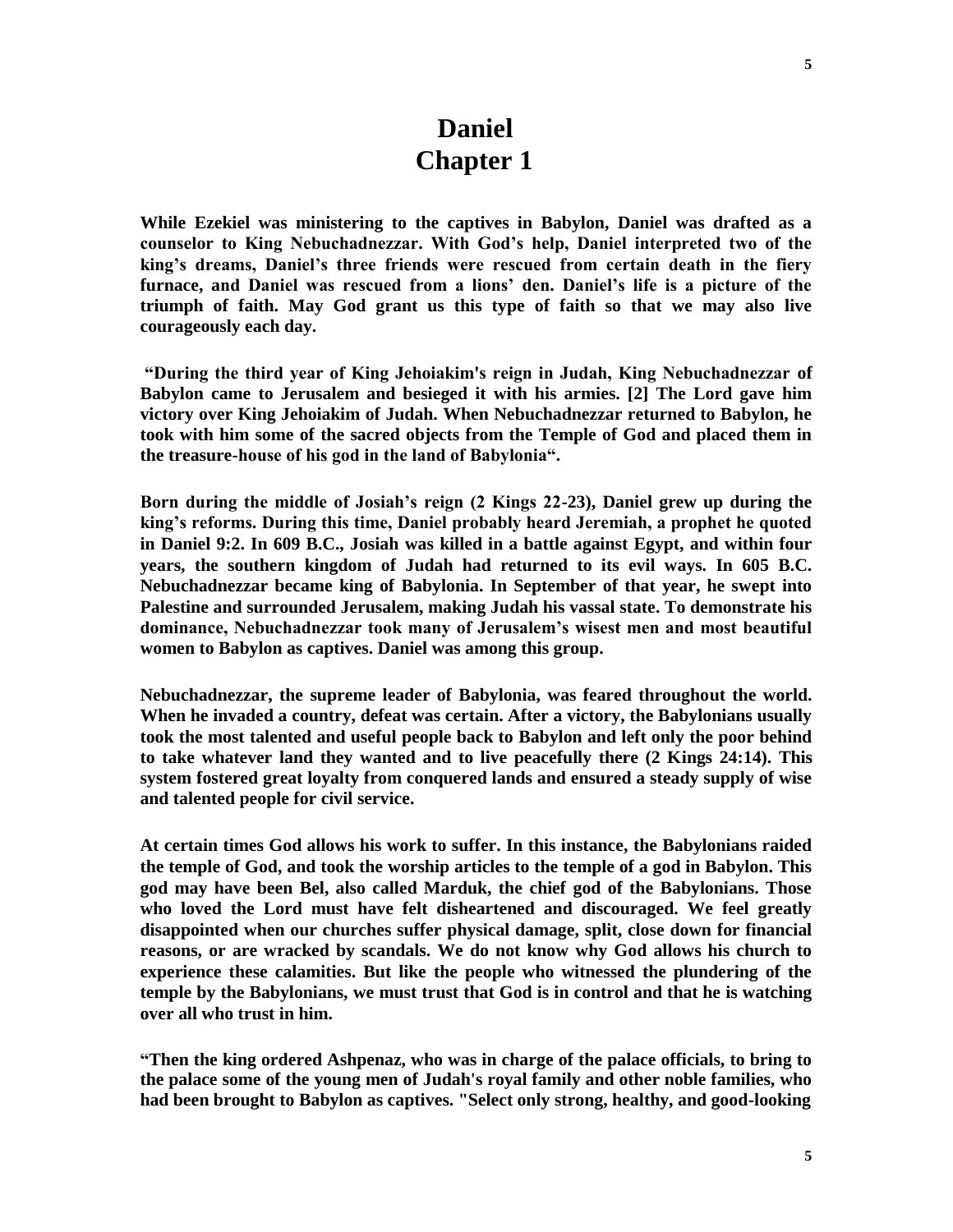# Daniel
# Chapter 1

**While Ezekiel was ministering to the captives in Babylon, Daniel was drafted as a counselor to King Nebuchadnezzar. With God's help, Daniel interpreted two of the king's dreams, Daniel's three friends were rescued from certain death in the fiery furnace, and Daniel was rescued from a lions' den. Daniel's life is a picture of the triumph of faith. May God grant us this type of faith so that we may also live courageously each day.**

**"During the third year of King Jehoiakim's reign in Judah, King Nebuchadnezzar of Babylon came to Jerusalem and besieged it with his armies. [2] The Lord gave him victory over King Jehoiakim of Judah. When Nebuchadnezzar returned to Babylon, he took with him some of the sacred objects from the Temple of God and placed them in the treasure-house of his god in the land of Babylonia".**

**Born during the middle of Josiah's reign (2 Kings 22-23), Daniel grew up during the king's reforms. During this time, Daniel probably heard Jeremiah, a prophet he quoted in Daniel 9:2. In 609 B.C., Josiah was killed in a battle against Egypt, and within four years, the southern kingdom of Judah had returned to its evil ways. In 605 B.C. Nebuchadnezzar became king of Babylonia. In September of that year, he swept into Palestine and surrounded Jerusalem, making Judah his vassal state. To demonstrate his dominance, Nebuchadnezzar took many of Jerusalem's wisest men and most beautiful women to Babylon as captives. Daniel was among this group.**

**Nebuchadnezzar, the supreme leader of Babylonia, was feared throughout the world. When he invaded a country, defeat was certain. After a victory, the Babylonians usually took the most talented and useful people back to Babylon and left only the poor behind to take whatever land they wanted and to live peacefully there (2 Kings 24:14). This system fostered great loyalty from conquered lands and ensured a steady supply of wise and talented people for civil service.**

**At certain times God allows his work to suffer. In this instance, the Babylonians raided the temple of God, and took the worship articles to the temple of a god in Babylon. This god may have been Bel, also called Marduk, the chief god of the Babylonians. Those who loved the Lord must have felt disheartened and discouraged. We feel greatly disappointed when our churches suffer physical damage, split, close down for financial reasons, or are wracked by scandals. We do not know why God allows his church to experience these calamities. But like the people who witnessed the plundering of the temple by the Babylonians, we must trust that God is in control and that he is watching over all who trust in him.**

**"Then the king ordered Ashpenaz, who was in charge of the palace officials, to bring to the palace some of the young men of Judah's royal family and other noble families, who had been brought to Babylon as captives. "Select only strong, healthy, and good-looking**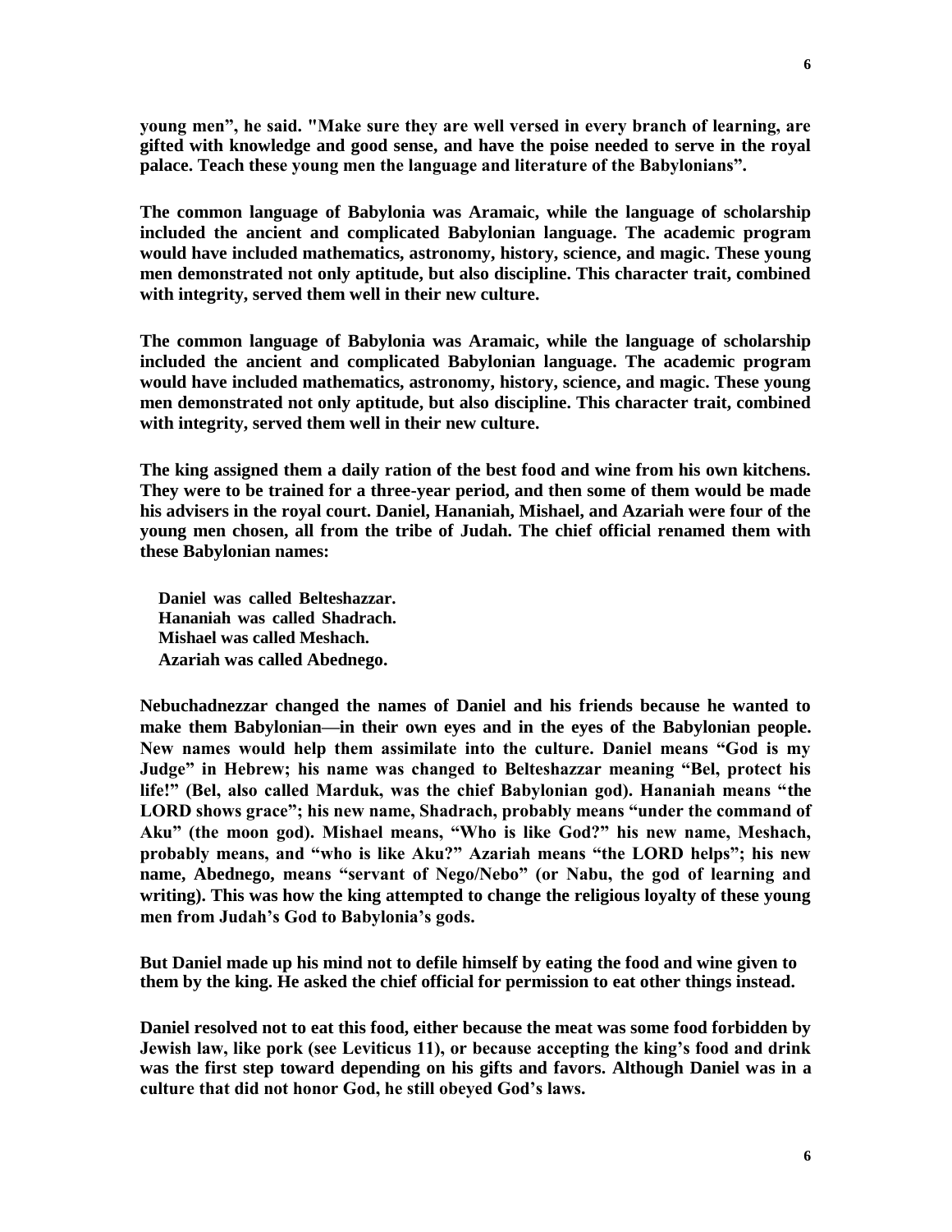**young men", he said. "Make sure they are well versed in every branch of learning, are gifted with knowledge and good sense, and have the poise needed to serve in the royal palace. Teach these young men the language and literature of the Babylonians".**

**The common language of Babylonia was Aramaic, while the language of scholarship included the ancient and complicated Babylonian language. The academic program would have included mathematics, astronomy, history, science, and magic. These young men demonstrated not only aptitude, but also discipline. This character trait, combined with integrity, served them well in their new culture.**

**The common language of Babylonia was Aramaic, while the language of scholarship included the ancient and complicated Babylonian language. The academic program would have included mathematics, astronomy, history, science, and magic. These young men demonstrated not only aptitude, but also discipline. This character trait, combined with integrity, served them well in their new culture.**

**The king assigned them a daily ration of the best food and wine from his own kitchens. They were to be trained for a three-year period, and then some of them would be made his advisers in the royal court. Daniel, Hananiah, Mishael, and Azariah were four of the young men chosen, all from the tribe of Judah. The chief official renamed them with these Babylonian names:**

**Daniel was called Belteshazzar.**
**Hananiah was called Shadrach.**
**Mishael was called Meshach.**
**Azariah was called Abednego.**

**Nebuchadnezzar changed the names of Daniel and his friends because he wanted to make them Babylonian—in their own eyes and in the eyes of the Babylonian people. New names would help them assimilate into the culture. Daniel means "God is my Judge" in Hebrew; his name was changed to Belteshazzar meaning "Bel, protect his life!" (Bel, also called Marduk, was the chief Babylonian god). Hananiah means "the LORD shows grace"; his new name, Shadrach, probably means "under the command of Aku" (the moon god). Mishael means, "Who is like God?" his new name, Meshach, probably means, and "who is like Aku?" Azariah means "the LORD helps"; his new name, Abednego, means "servant of Nego/Nebo" (or Nabu, the god of learning and writing). This was how the king attempted to change the religious loyalty of these young men from Judah's God to Babylonia's gods.**

**But Daniel made up his mind not to defile himself by eating the food and wine given to them by the king. He asked the chief official for permission to eat other things instead.**

**Daniel resolved not to eat this food, either because the meat was some food forbidden by Jewish law, like pork (see Leviticus 11), or because accepting the king's food and drink was the first step toward depending on his gifts and favors. Although Daniel was in a culture that did not honor God, he still obeyed God's laws.**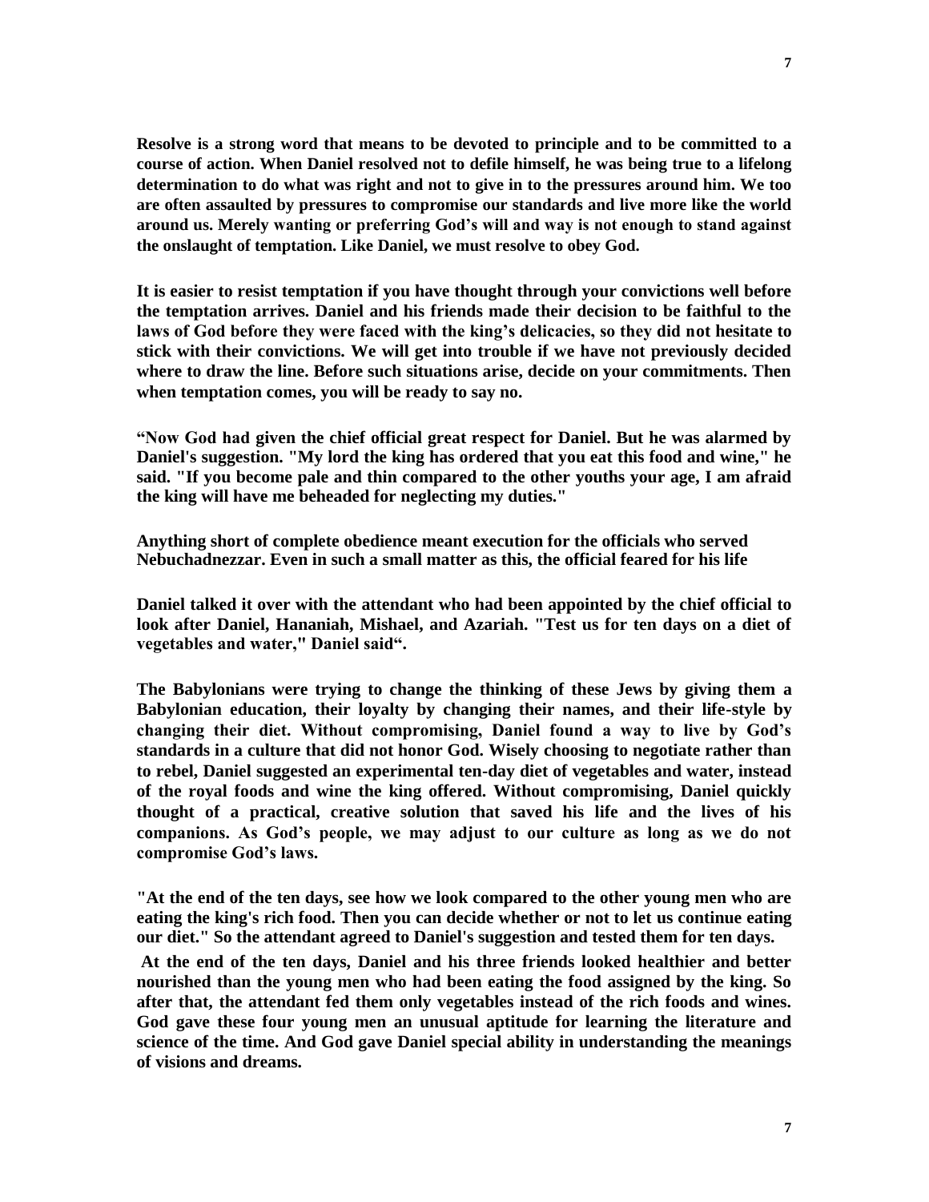**Resolve is a strong word that means to be devoted to principle and to be committed to a course of action. When Daniel resolved not to defile himself, he was being true to a lifelong determination to do what was right and not to give in to the pressures around him. We too are often assaulted by pressures to compromise our standards and live more like the world around us. Merely wanting or preferring God's will and way is not enough to stand against the onslaught of temptation. Like Daniel, we must resolve to obey God.**

**It is easier to resist temptation if you have thought through your convictions well before the temptation arrives. Daniel and his friends made their decision to be faithful to the laws of God before they were faced with the king's delicacies, so they did not hesitate to stick with their convictions. We will get into trouble if we have not previously decided where to draw the line. Before such situations arise, decide on your commitments. Then when temptation comes, you will be ready to say no.**

**"Now God had given the chief official great respect for Daniel. But he was alarmed by Daniel's suggestion. "My lord the king has ordered that you eat this food and wine," he said. "If you become pale and thin compared to the other youths your age, I am afraid the king will have me beheaded for neglecting my duties."**

**Anything short of complete obedience meant execution for the officials who served Nebuchadnezzar. Even in such a small matter as this, the official feared for his life**

**Daniel talked it over with the attendant who had been appointed by the chief official to look after Daniel, Hananiah, Mishael, and Azariah. "Test us for ten days on a diet of vegetables and water," Daniel said".**

**The Babylonians were trying to change the thinking of these Jews by giving them a Babylonian education, their loyalty by changing their names, and their life-style by changing their diet. Without compromising, Daniel found a way to live by God's standards in a culture that did not honor God. Wisely choosing to negotiate rather than to rebel, Daniel suggested an experimental ten-day diet of vegetables and water, instead of the royal foods and wine the king offered. Without compromising, Daniel quickly thought of a practical, creative solution that saved his life and the lives of his companions. As God's people, we may adjust to our culture as long as we do not compromise God's laws.**

**"At the end of the ten days, see how we look compared to the other young men who are eating the king's rich food. Then you can decide whether or not to let us continue eating our diet." So the attendant agreed to Daniel's suggestion and tested them for ten days.**

**At the end of the ten days, Daniel and his three friends looked healthier and better nourished than the young men who had been eating the food assigned by the king. So after that, the attendant fed them only vegetables instead of the rich foods and wines. God gave these four young men an unusual aptitude for learning the literature and science of the time. And God gave Daniel special ability in understanding the meanings of visions and dreams.**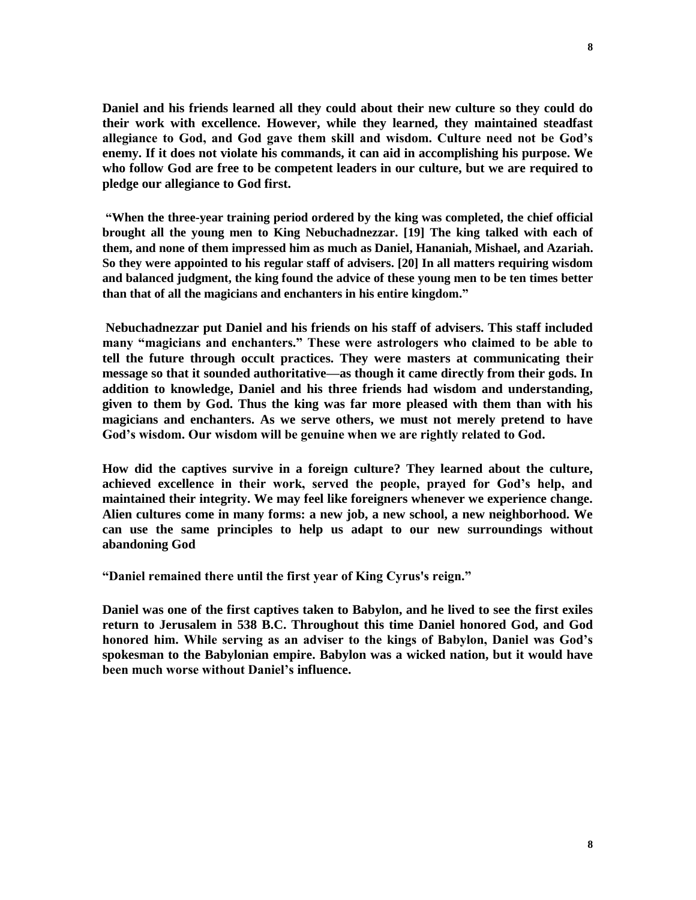**Daniel and his friends learned all they could about their new culture so they could do their work with excellence. However, while they learned, they maintained steadfast allegiance to God, and God gave them skill and wisdom. Culture need not be God's enemy. If it does not violate his commands, it can aid in accomplishing his purpose. We who follow God are free to be competent leaders in our culture, but we are required to pledge our allegiance to God first.**

**"When the three-year training period ordered by the king was completed, the chief official brought all the young men to King Nebuchadnezzar. [19] The king talked with each of them, and none of them impressed him as much as Daniel, Hananiah, Mishael, and Azariah. So they were appointed to his regular staff of advisers. [20] In all matters requiring wisdom and balanced judgment, the king found the advice of these young men to be ten times better than that of all the magicians and enchanters in his entire kingdom."**

**Nebuchadnezzar put Daniel and his friends on his staff of advisers. This staff included many "magicians and enchanters." These were astrologers who claimed to be able to tell the future through occult practices. They were masters at communicating their message so that it sounded authoritative—as though it came directly from their gods. In addition to knowledge, Daniel and his three friends had wisdom and understanding, given to them by God. Thus the king was far more pleased with them than with his magicians and enchanters. As we serve others, we must not merely pretend to have God's wisdom. Our wisdom will be genuine when we are rightly related to God.**

**How did the captives survive in a foreign culture? They learned about the culture, achieved excellence in their work, served the people, prayed for God's help, and maintained their integrity. We may feel like foreigners whenever we experience change. Alien cultures come in many forms: a new job, a new school, a new neighborhood. We can use the same principles to help us adapt to our new surroundings without abandoning God**

**"Daniel remained there until the first year of King Cyrus's reign."**

**Daniel was one of the first captives taken to Babylon, and he lived to see the first exiles return to Jerusalem in 538 B.C. Throughout this time Daniel honored God, and God honored him. While serving as an adviser to the kings of Babylon, Daniel was God's spokesman to the Babylonian empire. Babylon was a wicked nation, but it would have been much worse without Daniel's influence.**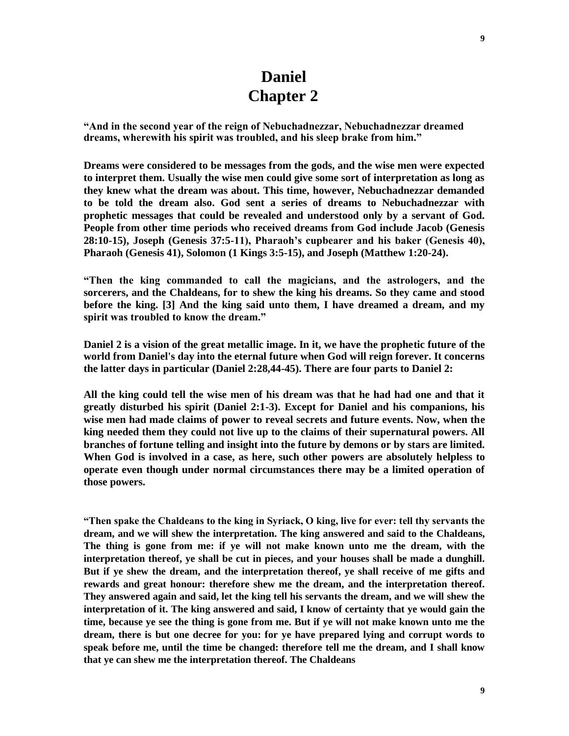# Daniel
# Chapter 2

**"And in the second year of the reign of Nebuchadnezzar, Nebuchadnezzar dreamed dreams, wherewith his spirit was troubled, and his sleep brake from him."**

**Dreams were considered to be messages from the gods, and the wise men were expected to interpret them. Usually the wise men could give some sort of interpretation as long as they knew what the dream was about. This time, however, Nebuchadnezzar demanded to be told the dream also. God sent a series of dreams to Nebuchadnezzar with prophetic messages that could be revealed and understood only by a servant of God. People from other time periods who received dreams from God include Jacob (Genesis 28:10-15), Joseph (Genesis 37:5-11), Pharaoh's cupbearer and his baker (Genesis 40), Pharaoh (Genesis 41), Solomon (1 Kings 3:5-15), and Joseph (Matthew 1:20-24).**

**"Then the king commanded to call the magicians, and the astrologers, and the sorcerers, and the Chaldeans, for to shew the king his dreams. So they came and stood before the king. [3] And the king said unto them, I have dreamed a dream, and my spirit was troubled to know the dream."**

**Daniel 2 is a vision of the great metallic image. In it, we have the prophetic future of the world from Daniel's day into the eternal future when God will reign forever. It concerns the latter days in particular (Daniel 2:28,44-45). There are four parts to Daniel 2:**

**All the king could tell the wise men of his dream was that he had had one and that it greatly disturbed his spirit (Daniel 2:1-3). Except for Daniel and his companions, his wise men had made claims of power to reveal secrets and future events. Now, when the king needed them they could not live up to the claims of their supernatural powers. All branches of fortune telling and insight into the future by demons or by stars are limited. When God is involved in a case, as here, such other powers are absolutely helpless to operate even though under normal circumstances there may be a limited operation of those powers.**

**"Then spake the Chaldeans to the king in Syriack, O king, live for ever: tell thy servants the dream, and we will shew the interpretation. The king answered and said to the Chaldeans, The thing is gone from me: if ye will not make known unto me the dream, with the interpretation thereof, ye shall be cut in pieces, and your houses shall be made a dunghill. But if ye shew the dream, and the interpretation thereof, ye shall receive of me gifts and rewards and great honour: therefore shew me the dream, and the interpretation thereof. They answered again and said, let the king tell his servants the dream, and we will shew the interpretation of it. The king answered and said, I know of certainty that ye would gain the time, because ye see the thing is gone from me. But if ye will not make known unto me the dream, there is but one decree for you: for ye have prepared lying and corrupt words to speak before me, until the time be changed: therefore tell me the dream, and I shall know that ye can shew me the interpretation thereof. The Chaldeans**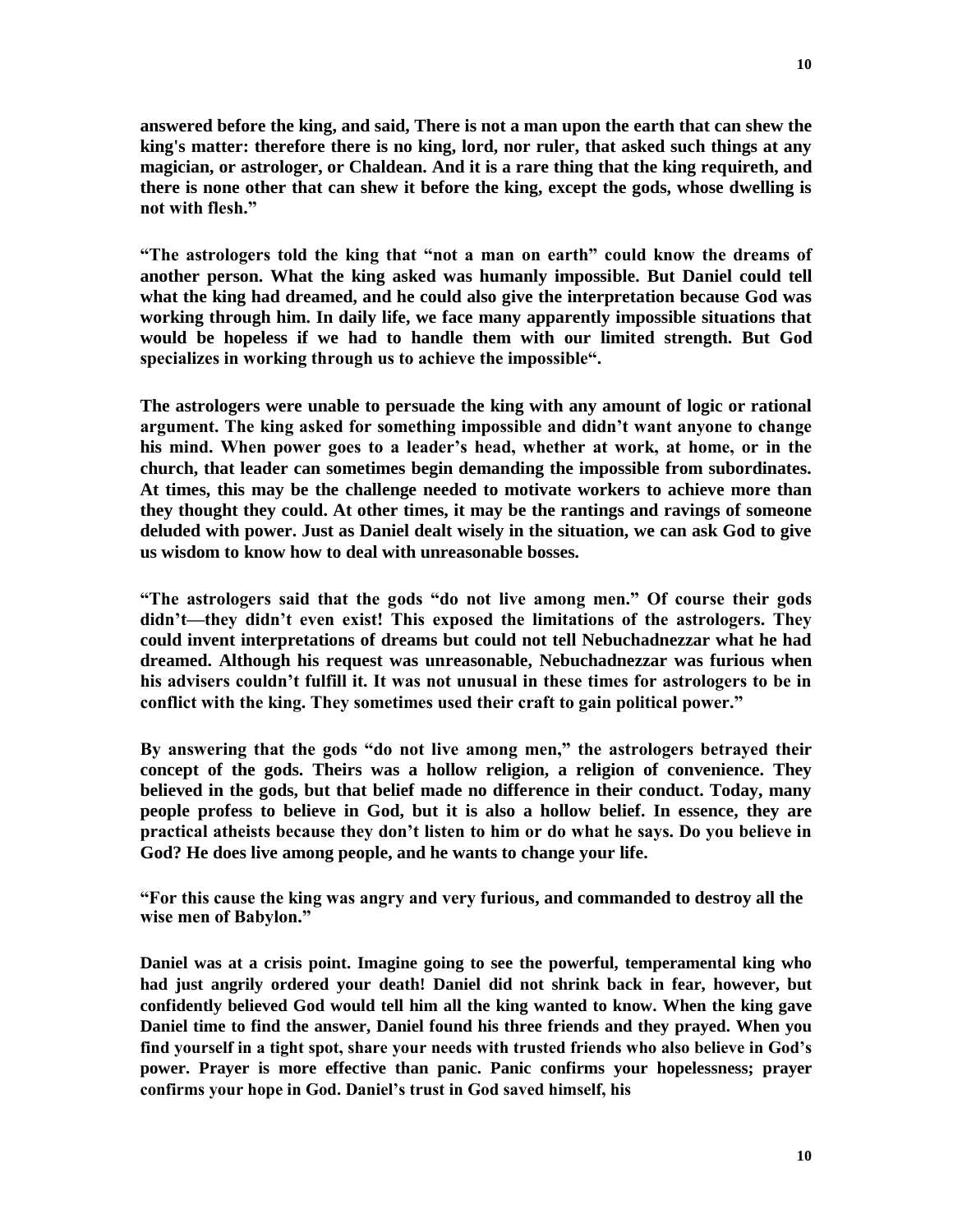**answered before the king, and said, There is not a man upon the earth that can shew the king's matter: therefore there is no king, lord, nor ruler, that asked such things at any magician, or astrologer, or Chaldean. And it is a rare thing that the king requireth, and there is none other that can shew it before the king, except the gods, whose dwelling is not with flesh."**

**"The astrologers told the king that "not a man on earth" could know the dreams of another person. What the king asked was humanly impossible. But Daniel could tell what the king had dreamed, and he could also give the interpretation because God was working through him. In daily life, we face many apparently impossible situations that would be hopeless if we had to handle them with our limited strength. But God specializes in working through us to achieve the impossible".**

**The astrologers were unable to persuade the king with any amount of logic or rational argument. The king asked for something impossible and didn't want anyone to change his mind. When power goes to a leader's head, whether at work, at home, or in the church, that leader can sometimes begin demanding the impossible from subordinates. At times, this may be the challenge needed to motivate workers to achieve more than they thought they could. At other times, it may be the rantings and ravings of someone deluded with power. Just as Daniel dealt wisely in the situation, we can ask God to give us wisdom to know how to deal with unreasonable bosses.**

**"The astrologers said that the gods "do not live among men." Of course their gods didn't—they didn't even exist! This exposed the limitations of the astrologers. They could invent interpretations of dreams but could not tell Nebuchadnezzar what he had dreamed. Although his request was unreasonable, Nebuchadnezzar was furious when his advisers couldn't fulfill it. It was not unusual in these times for astrologers to be in conflict with the king. They sometimes used their craft to gain political power."**

**By answering that the gods "do not live among men," the astrologers betrayed their concept of the gods. Theirs was a hollow religion, a religion of convenience. They believed in the gods, but that belief made no difference in their conduct. Today, many people profess to believe in God, but it is also a hollow belief. In essence, they are practical atheists because they don't listen to him or do what he says. Do you believe in God? He does live among people, and he wants to change your life.**

**"For this cause the king was angry and very furious, and commanded to destroy all the wise men of Babylon."**

**Daniel was at a crisis point. Imagine going to see the powerful, temperamental king who had just angrily ordered your death! Daniel did not shrink back in fear, however, but confidently believed God would tell him all the king wanted to know. When the king gave Daniel time to find the answer, Daniel found his three friends and they prayed. When you find yourself in a tight spot, share your needs with trusted friends who also believe in God's power. Prayer is more effective than panic. Panic confirms your hopelessness; prayer confirms your hope in God. Daniel's trust in God saved himself, his**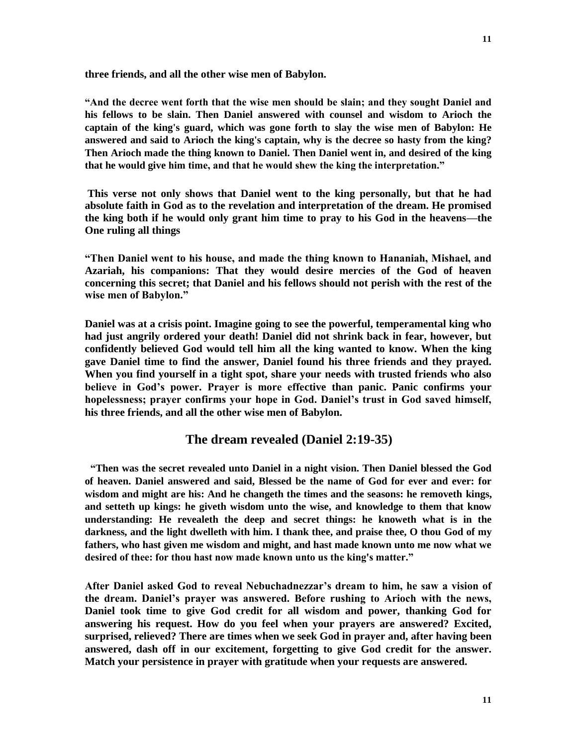**three friends, and all the other wise men of Babylon.**

**"And the decree went forth that the wise men should be slain; and they sought Daniel and his fellows to be slain. Then Daniel answered with counsel and wisdom to Arioch the captain of the king's guard, which was gone forth to slay the wise men of Babylon: He answered and said to Arioch the king's captain, why is the decree so hasty from the king? Then Arioch made the thing known to Daniel. Then Daniel went in, and desired of the king that he would give him time, and that he would shew the king the interpretation."**

**This verse not only shows that Daniel went to the king personally, but that he had absolute faith in God as to the revelation and interpretation of the dream. He promised the king both if he would only grant him time to pray to his God in the heavens—the One ruling all things**

**"Then Daniel went to his house, and made the thing known to Hananiah, Mishael, and Azariah, his companions: That they would desire mercies of the God of heaven concerning this secret; that Daniel and his fellows should not perish with the rest of the wise men of Babylon."**

**Daniel was at a crisis point. Imagine going to see the powerful, temperamental king who had just angrily ordered your death! Daniel did not shrink back in fear, however, but confidently believed God would tell him all the king wanted to know. When the king gave Daniel time to find the answer, Daniel found his three friends and they prayed. When you find yourself in a tight spot, share your needs with trusted friends who also believe in God's power. Prayer is more effective than panic. Panic confirms your hopelessness; prayer confirms your hope in God. Daniel's trust in God saved himself, his three friends, and all the other wise men of Babylon.**

## The dream revealed (Daniel 2:19-35)

**"Then was the secret revealed unto Daniel in a night vision. Then Daniel blessed the God of heaven. Daniel answered and said, Blessed be the name of God for ever and ever: for wisdom and might are his: And he changeth the times and the seasons: he removeth kings, and setteth up kings: he giveth wisdom unto the wise, and knowledge to them that know understanding: He revealeth the deep and secret things: he knoweth what is in the darkness, and the light dwelleth with him. I thank thee, and praise thee, O thou God of my fathers, who hast given me wisdom and might, and hast made known unto me now what we desired of thee: for thou hast now made known unto us the king's matter."**

**After Daniel asked God to reveal Nebuchadnezzar's dream to him, he saw a vision of the dream. Daniel's prayer was answered. Before rushing to Arioch with the news, Daniel took time to give God credit for all wisdom and power, thanking God for answering his request. How do you feel when your prayers are answered? Excited, surprised, relieved? There are times when we seek God in prayer and, after having been answered, dash off in our excitement, forgetting to give God credit for the answer. Match your persistence in prayer with gratitude when your requests are answered.**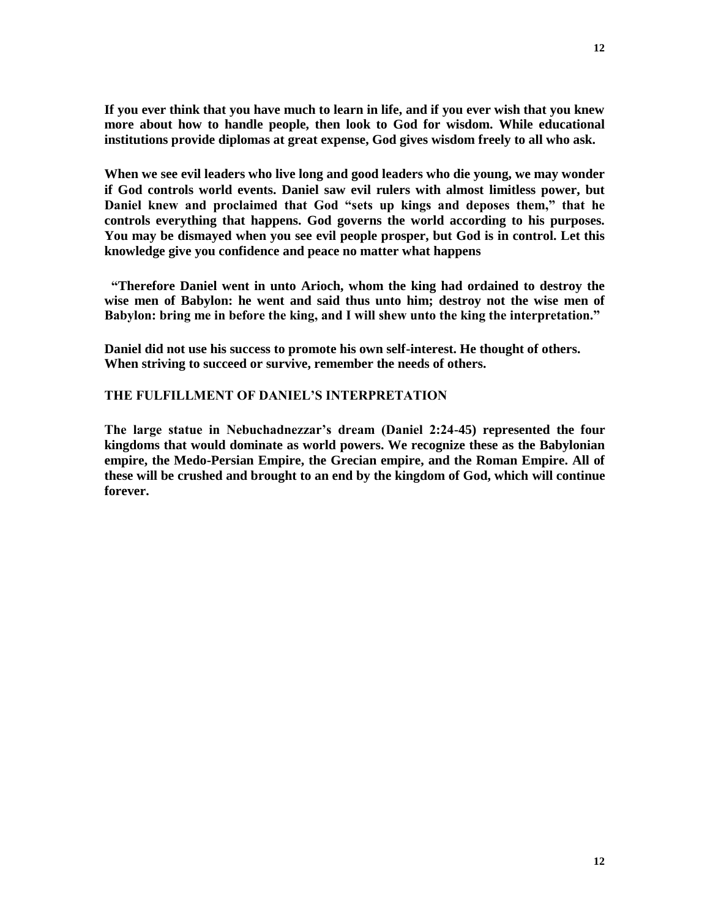**If you ever think that you have much to learn in life, and if you ever wish that you knew more about how to handle people, then look to God for wisdom. While educational institutions provide diplomas at great expense, God gives wisdom freely to all who ask.**

**When we see evil leaders who live long and good leaders who die young, we may wonder if God controls world events. Daniel saw evil rulers with almost limitless power, but Daniel knew and proclaimed that God "sets up kings and deposes them," that he controls everything that happens. God governs the world according to his purposes. You may be dismayed when you see evil people prosper, but God is in control. Let this knowledge give you confidence and peace no matter what happens**

**"Therefore Daniel went in unto Arioch, whom the king had ordained to destroy the wise men of Babylon: he went and said thus unto him; destroy not the wise men of Babylon: bring me in before the king, and I will shew unto the king the interpretation."**

**Daniel did not use his success to promote his own self-interest. He thought of others. When striving to succeed or survive, remember the needs of others.**

## THE FULFILLMENT OF DANIEL'S INTERPRETATION

**The large statue in Nebuchadnezzar's dream (Daniel 2:24-45) represented the four kingdoms that would dominate as world powers. We recognize these as the Babylonian empire, the Medo-Persian Empire, the Grecian empire, and the Roman Empire. All of these will be crushed and brought to an end by the kingdom of God, which will continue forever.**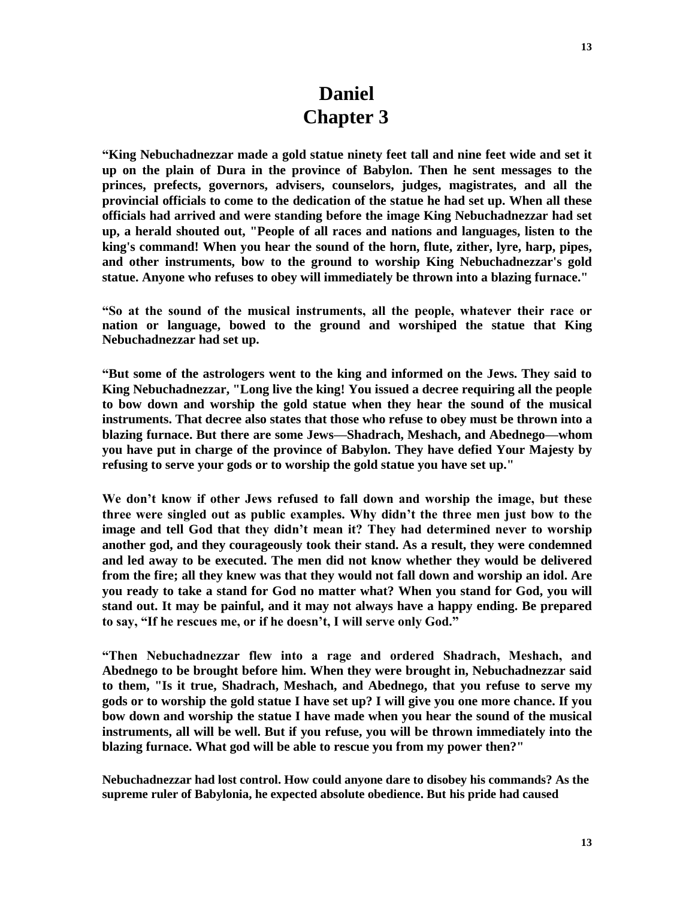# Daniel
# Chapter 3

**"King Nebuchadnezzar made a gold statue ninety feet tall and nine feet wide and set it up on the plain of Dura in the province of Babylon. Then he sent messages to the princes, prefects, governors, advisers, counselors, judges, magistrates, and all the provincial officials to come to the dedication of the statue he had set up. When all these officials had arrived and were standing before the image King Nebuchadnezzar had set up, a herald shouted out, "People of all races and nations and languages, listen to the king's command! When you hear the sound of the horn, flute, zither, lyre, harp, pipes, and other instruments, bow to the ground to worship King Nebuchadnezzar's gold statue. Anyone who refuses to obey will immediately be thrown into a blazing furnace."**

**"So at the sound of the musical instruments, all the people, whatever their race or nation or language, bowed to the ground and worshiped the statue that King Nebuchadnezzar had set up.**

**"But some of the astrologers went to the king and informed on the Jews. They said to King Nebuchadnezzar, "Long live the king! You issued a decree requiring all the people to bow down and worship the gold statue when they hear the sound of the musical instruments. That decree also states that those who refuse to obey must be thrown into a blazing furnace. But there are some Jews—Shadrach, Meshach, and Abednego—whom you have put in charge of the province of Babylon. They have defied Your Majesty by refusing to serve your gods or to worship the gold statue you have set up."**

**We don't know if other Jews refused to fall down and worship the image, but these three were singled out as public examples. Why didn't the three men just bow to the image and tell God that they didn't mean it? They had determined never to worship another god, and they courageously took their stand. As a result, they were condemned and led away to be executed. The men did not know whether they would be delivered from the fire; all they knew was that they would not fall down and worship an idol. Are you ready to take a stand for God no matter what? When you stand for God, you will stand out. It may be painful, and it may not always have a happy ending. Be prepared to say, "If he rescues me, or if he doesn't, I will serve only God."**

**"Then Nebuchadnezzar flew into a rage and ordered Shadrach, Meshach, and Abednego to be brought before him. When they were brought in, Nebuchadnezzar said to them, "Is it true, Shadrach, Meshach, and Abednego, that you refuse to serve my gods or to worship the gold statue I have set up? I will give you one more chance. If you bow down and worship the statue I have made when you hear the sound of the musical instruments, all will be well. But if you refuse, you will be thrown immediately into the blazing furnace. What god will be able to rescue you from my power then?"**

**Nebuchadnezzar had lost control. How could anyone dare to disobey his commands? As the supreme ruler of Babylonia, he expected absolute obedience. But his pride had caused**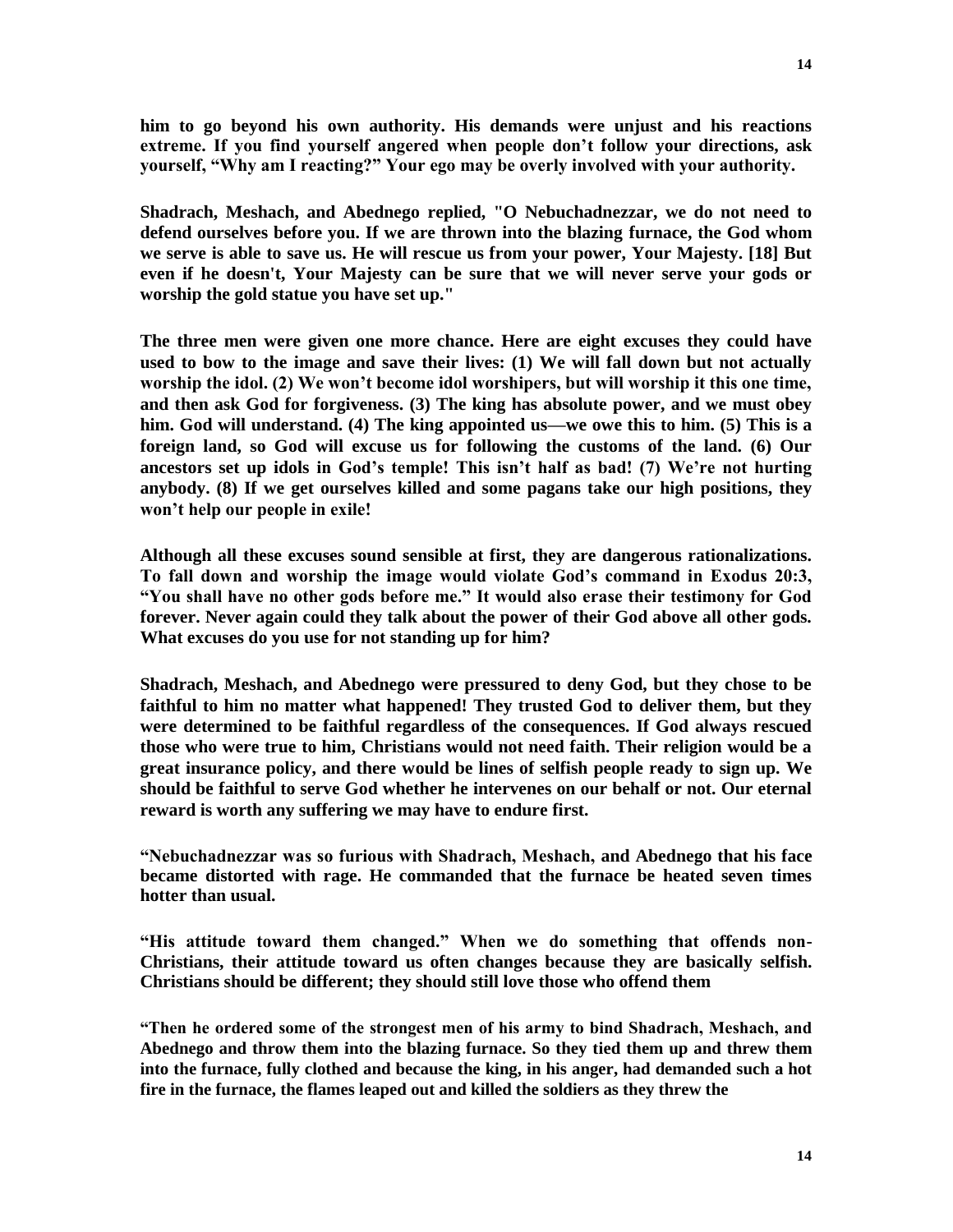**him to go beyond his own authority. His demands were unjust and his reactions extreme. If you find yourself angered when people don't follow your directions, ask yourself, "Why am I reacting?" Your ego may be overly involved with your authority.**

**Shadrach, Meshach, and Abednego replied, "O Nebuchadnezzar, we do not need to defend ourselves before you. If we are thrown into the blazing furnace, the God whom we serve is able to save us. He will rescue us from your power, Your Majesty. [18] But even if he doesn't, Your Majesty can be sure that we will never serve your gods or worship the gold statue you have set up."**

**The three men were given one more chance. Here are eight excuses they could have used to bow to the image and save their lives: (1) We will fall down but not actually worship the idol. (2) We won't become idol worshipers, but will worship it this one time, and then ask God for forgiveness. (3) The king has absolute power, and we must obey him. God will understand. (4) The king appointed us—we owe this to him. (5) This is a foreign land, so God will excuse us for following the customs of the land. (6) Our ancestors set up idols in God's temple! This isn't half as bad! (7) We're not hurting anybody. (8) If we get ourselves killed and some pagans take our high positions, they won't help our people in exile!**

**Although all these excuses sound sensible at first, they are dangerous rationalizations. To fall down and worship the image would violate God's command in Exodus 20:3, "You shall have no other gods before me." It would also erase their testimony for God forever. Never again could they talk about the power of their God above all other gods. What excuses do you use for not standing up for him?**

**Shadrach, Meshach, and Abednego were pressured to deny God, but they chose to be faithful to him no matter what happened! They trusted God to deliver them, but they were determined to be faithful regardless of the consequences. If God always rescued those who were true to him, Christians would not need faith. Their religion would be a great insurance policy, and there would be lines of selfish people ready to sign up. We should be faithful to serve God whether he intervenes on our behalf or not. Our eternal reward is worth any suffering we may have to endure first.**

**"Nebuchadnezzar was so furious with Shadrach, Meshach, and Abednego that his face became distorted with rage. He commanded that the furnace be heated seven times hotter than usual.**

**"His attitude toward them changed." When we do something that offends non-Christians, their attitude toward us often changes because they are basically selfish. Christians should be different; they should still love those who offend them**

**"Then he ordered some of the strongest men of his army to bind Shadrach, Meshach, and Abednego and throw them into the blazing furnace. So they tied them up and threw them into the furnace, fully clothed and because the king, in his anger, had demanded such a hot fire in the furnace, the flames leaped out and killed the soldiers as they threw the**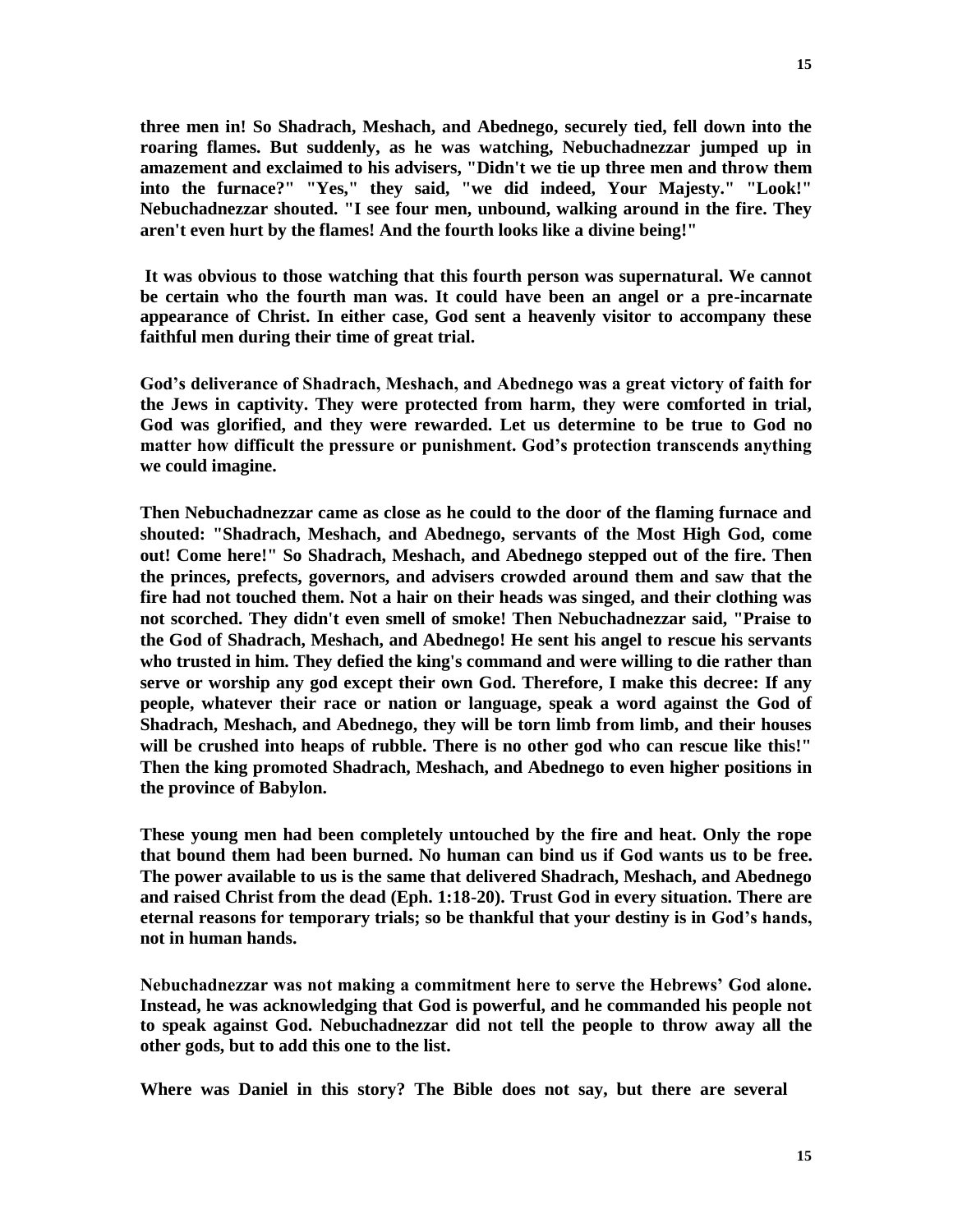**three men in! So Shadrach, Meshach, and Abednego, securely tied, fell down into the roaring flames. But suddenly, as he was watching, Nebuchadnezzar jumped up in amazement and exclaimed to his advisers, "Didn't we tie up three men and throw them into the furnace?" "Yes," they said, "we did indeed, Your Majesty." "Look!" Nebuchadnezzar shouted. "I see four men, unbound, walking around in the fire. They aren't even hurt by the flames! And the fourth looks like a divine being!"**

**It was obvious to those watching that this fourth person was supernatural. We cannot be certain who the fourth man was. It could have been an angel or a pre-incarnate appearance of Christ. In either case, God sent a heavenly visitor to accompany these faithful men during their time of great trial.**

**God's deliverance of Shadrach, Meshach, and Abednego was a great victory of faith for the Jews in captivity. They were protected from harm, they were comforted in trial, God was glorified, and they were rewarded. Let us determine to be true to God no matter how difficult the pressure or punishment. God's protection transcends anything we could imagine.**

**Then Nebuchadnezzar came as close as he could to the door of the flaming furnace and shouted: "Shadrach, Meshach, and Abednego, servants of the Most High God, come out! Come here!" So Shadrach, Meshach, and Abednego stepped out of the fire. Then the princes, prefects, governors, and advisers crowded around them and saw that the fire had not touched them. Not a hair on their heads was singed, and their clothing was not scorched. They didn't even smell of smoke! Then Nebuchadnezzar said, "Praise to the God of Shadrach, Meshach, and Abednego! He sent his angel to rescue his servants who trusted in him. They defied the king's command and were willing to die rather than serve or worship any god except their own God. Therefore, I make this decree: If any people, whatever their race or nation or language, speak a word against the God of Shadrach, Meshach, and Abednego, they will be torn limb from limb, and their houses will be crushed into heaps of rubble. There is no other god who can rescue like this!" Then the king promoted Shadrach, Meshach, and Abednego to even higher positions in the province of Babylon.**

**These young men had been completely untouched by the fire and heat. Only the rope that bound them had been burned. No human can bind us if God wants us to be free. The power available to us is the same that delivered Shadrach, Meshach, and Abednego and raised Christ from the dead (Eph. 1:18-20). Trust God in every situation. There are eternal reasons for temporary trials; so be thankful that your destiny is in God's hands, not in human hands.**

**Nebuchadnezzar was not making a commitment here to serve the Hebrews' God alone. Instead, he was acknowledging that God is powerful, and he commanded his people not to speak against God. Nebuchadnezzar did not tell the people to throw away all the other gods, but to add this one to the list.**

**Where was Daniel in this story? The Bible does not say, but there are several**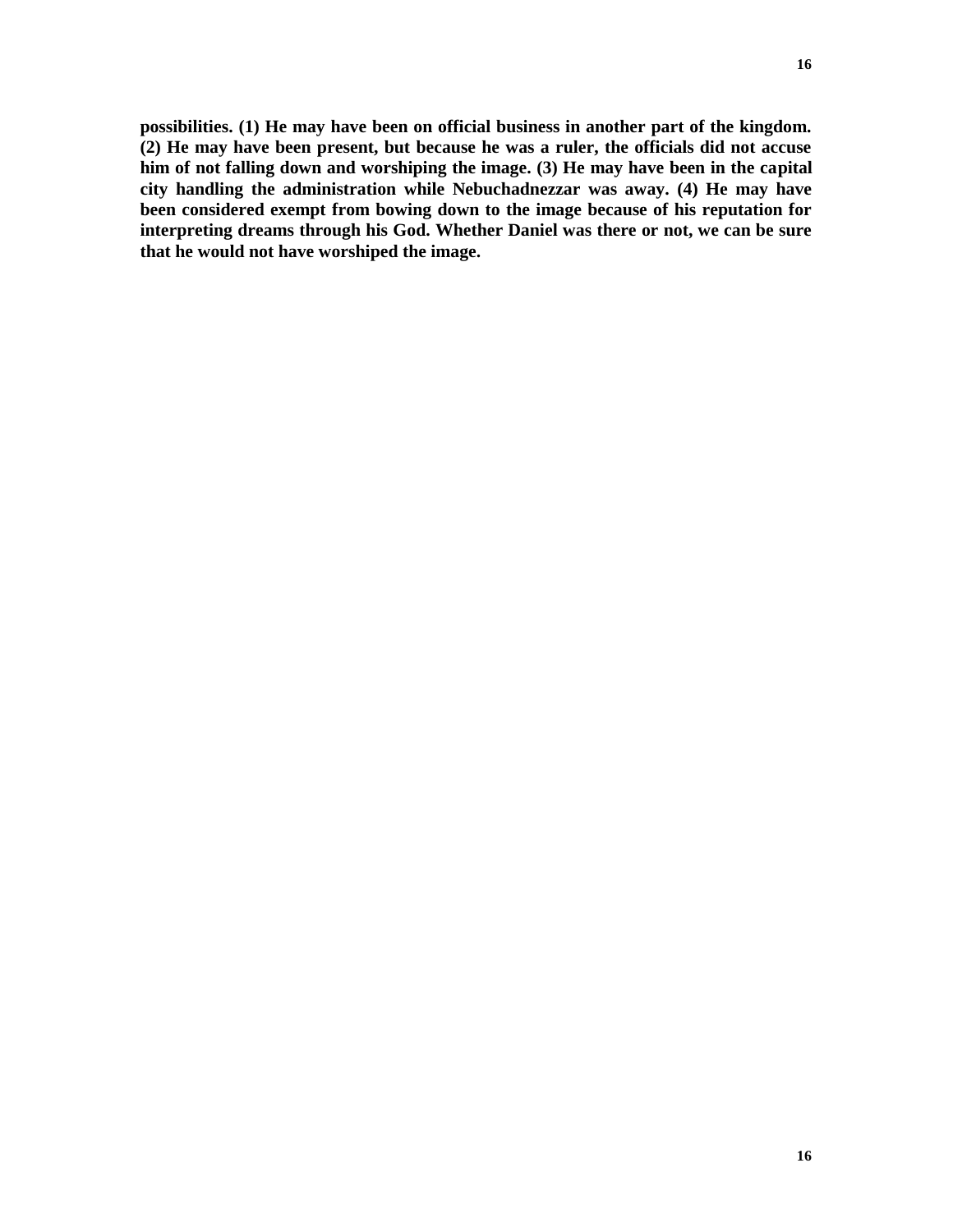**possibilities. (1) He may have been on official business in another part of the kingdom. (2) He may have been present, but because he was a ruler, the officials did not accuse him of not falling down and worshiping the image. (3) He may have been in the capital city handling the administration while Nebuchadnezzar was away. (4) He may have been considered exempt from bowing down to the image because of his reputation for interpreting dreams through his God. Whether Daniel was there or not, we can be sure that he would not have worshiped the image.**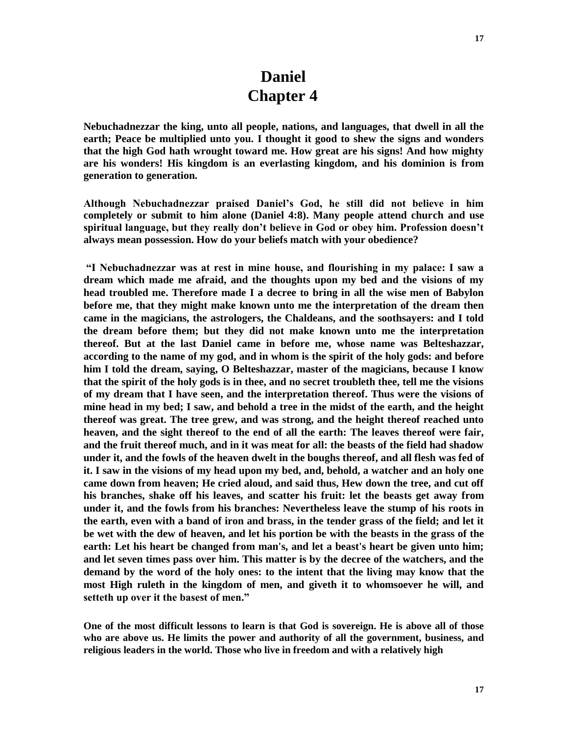# Daniel
# Chapter 4

**Nebuchadnezzar the king, unto all people, nations, and languages, that dwell in all the earth; Peace be multiplied unto you. I thought it good to shew the signs and wonders that the high God hath wrought toward me. How great are his signs! And how mighty are his wonders! His kingdom is an everlasting kingdom, and his dominion is from generation to generation.**

**Although Nebuchadnezzar praised Daniel's God, he still did not believe in him completely or submit to him alone (Daniel 4:8). Many people attend church and use spiritual language, but they really don't believe in God or obey him. Profession doesn't always mean possession. How do your beliefs match with your obedience?**

**"I Nebuchadnezzar was at rest in mine house, and flourishing in my palace: I saw a dream which made me afraid, and the thoughts upon my bed and the visions of my head troubled me. Therefore made I a decree to bring in all the wise men of Babylon before me, that they might make known unto me the interpretation of the dream then came in the magicians, the astrologers, the Chaldeans, and the soothsayers: and I told the dream before them; but they did not make known unto me the interpretation thereof. But at the last Daniel came in before me, whose name was Belteshazzar, according to the name of my god, and in whom is the spirit of the holy gods: and before him I told the dream, saying, O Belteshazzar, master of the magicians, because I know that the spirit of the holy gods is in thee, and no secret troubleth thee, tell me the visions of my dream that I have seen, and the interpretation thereof. Thus were the visions of mine head in my bed; I saw, and behold a tree in the midst of the earth, and the height thereof was great. The tree grew, and was strong, and the height thereof reached unto heaven, and the sight thereof to the end of all the earth: The leaves thereof were fair, and the fruit thereof much, and in it was meat for all: the beasts of the field had shadow under it, and the fowls of the heaven dwelt in the boughs thereof, and all flesh was fed of it. I saw in the visions of my head upon my bed, and, behold, a watcher and an holy one came down from heaven; He cried aloud, and said thus, Hew down the tree, and cut off his branches, shake off his leaves, and scatter his fruit: let the beasts get away from under it, and the fowls from his branches: Nevertheless leave the stump of his roots in the earth, even with a band of iron and brass, in the tender grass of the field; and let it be wet with the dew of heaven, and let his portion be with the beasts in the grass of the earth: Let his heart be changed from man's, and let a beast's heart be given unto him; and let seven times pass over him. This matter is by the decree of the watchers, and the demand by the word of the holy ones: to the intent that the living may know that the most High ruleth in the kingdom of men, and giveth it to whomsoever he will, and setteth up over it the basest of men."**

**One of the most difficult lessons to learn is that God is sovereign. He is above all of those who are above us. He limits the power and authority of all the government, business, and religious leaders in the world. Those who live in freedom and with a relatively high**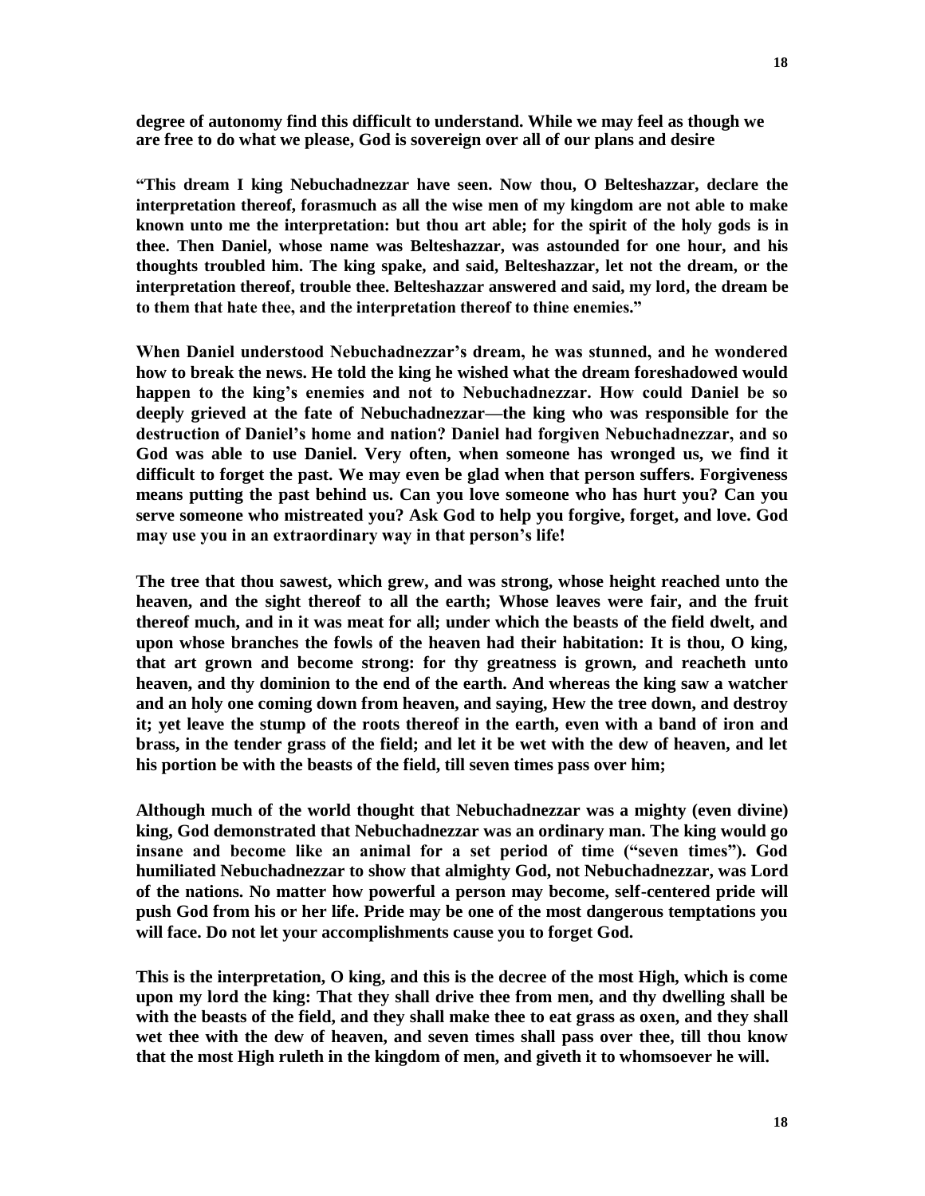**degree of autonomy find this difficult to understand. While we may feel as though we are free to do what we please, God is sovereign over all of our plans and desire**

**"This dream I king Nebuchadnezzar have seen. Now thou, O Belteshazzar, declare the interpretation thereof, forasmuch as all the wise men of my kingdom are not able to make known unto me the interpretation: but thou art able; for the spirit of the holy gods is in thee. Then Daniel, whose name was Belteshazzar, was astounded for one hour, and his thoughts troubled him. The king spake, and said, Belteshazzar, let not the dream, or the interpretation thereof, trouble thee. Belteshazzar answered and said, my lord, the dream be to them that hate thee, and the interpretation thereof to thine enemies."**

**When Daniel understood Nebuchadnezzar's dream, he was stunned, and he wondered how to break the news. He told the king he wished what the dream foreshadowed would happen to the king's enemies and not to Nebuchadnezzar. How could Daniel be so deeply grieved at the fate of Nebuchadnezzar—the king who was responsible for the destruction of Daniel's home and nation? Daniel had forgiven Nebuchadnezzar, and so God was able to use Daniel. Very often, when someone has wronged us, we find it difficult to forget the past. We may even be glad when that person suffers. Forgiveness means putting the past behind us. Can you love someone who has hurt you? Can you serve someone who mistreated you? Ask God to help you forgive, forget, and love. God may use you in an extraordinary way in that person's life!**

**The tree that thou sawest, which grew, and was strong, whose height reached unto the heaven, and the sight thereof to all the earth; Whose leaves were fair, and the fruit thereof much, and in it was meat for all; under which the beasts of the field dwelt, and upon whose branches the fowls of the heaven had their habitation: It is thou, O king, that art grown and become strong: for thy greatness is grown, and reacheth unto heaven, and thy dominion to the end of the earth. And whereas the king saw a watcher and an holy one coming down from heaven, and saying, Hew the tree down, and destroy it; yet leave the stump of the roots thereof in the earth, even with a band of iron and brass, in the tender grass of the field; and let it be wet with the dew of heaven, and let his portion be with the beasts of the field, till seven times pass over him;**

**Although much of the world thought that Nebuchadnezzar was a mighty (even divine) king, God demonstrated that Nebuchadnezzar was an ordinary man. The king would go insane and become like an animal for a set period of time ("seven times"). God humiliated Nebuchadnezzar to show that almighty God, not Nebuchadnezzar, was Lord of the nations. No matter how powerful a person may become, self-centered pride will push God from his or her life. Pride may be one of the most dangerous temptations you will face. Do not let your accomplishments cause you to forget God.**

**This is the interpretation, O king, and this is the decree of the most High, which is come upon my lord the king: That they shall drive thee from men, and thy dwelling shall be with the beasts of the field, and they shall make thee to eat grass as oxen, and they shall wet thee with the dew of heaven, and seven times shall pass over thee, till thou know that the most High ruleth in the kingdom of men, and giveth it to whomsoever he will.**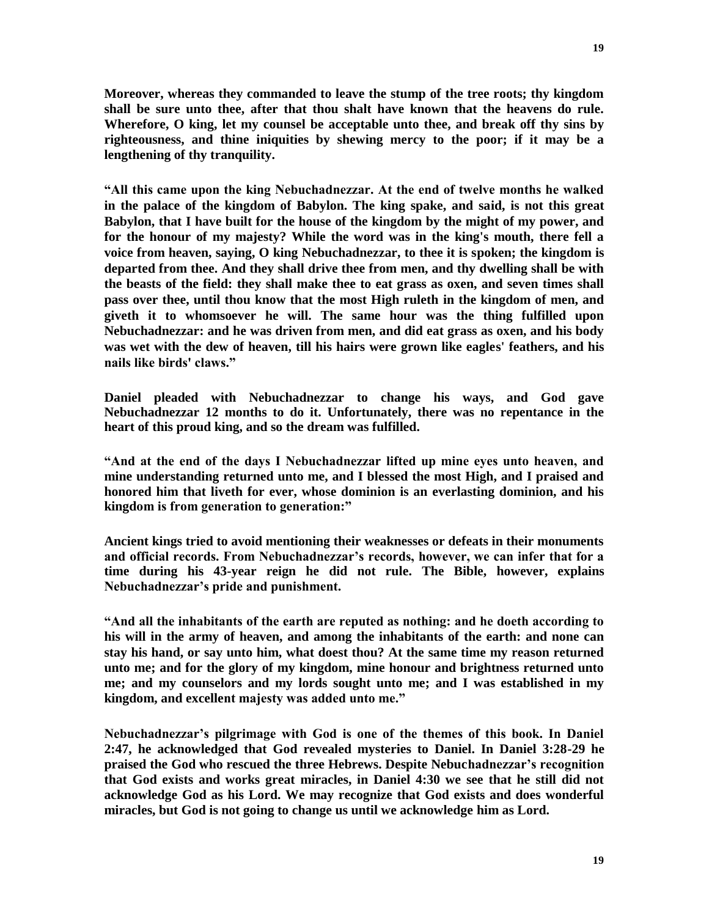**Moreover, whereas they commanded to leave the stump of the tree roots; thy kingdom shall be sure unto thee, after that thou shalt have known that the heavens do rule. Wherefore, O king, let my counsel be acceptable unto thee, and break off thy sins by righteousness, and thine iniquities by shewing mercy to the poor; if it may be a lengthening of thy tranquility.**

**"All this came upon the king Nebuchadnezzar. At the end of twelve months he walked in the palace of the kingdom of Babylon. The king spake, and said, is not this great Babylon, that I have built for the house of the kingdom by the might of my power, and for the honour of my majesty? While the word was in the king's mouth, there fell a voice from heaven, saying, O king Nebuchadnezzar, to thee it is spoken; the kingdom is departed from thee. And they shall drive thee from men, and thy dwelling shall be with the beasts of the field: they shall make thee to eat grass as oxen, and seven times shall pass over thee, until thou know that the most High ruleth in the kingdom of men, and giveth it to whomsoever he will. The same hour was the thing fulfilled upon Nebuchadnezzar: and he was driven from men, and did eat grass as oxen, and his body was wet with the dew of heaven, till his hairs were grown like eagles' feathers, and his nails like birds' claws."**

**Daniel pleaded with Nebuchadnezzar to change his ways, and God gave Nebuchadnezzar 12 months to do it. Unfortunately, there was no repentance in the heart of this proud king, and so the dream was fulfilled.**

**"And at the end of the days I Nebuchadnezzar lifted up mine eyes unto heaven, and mine understanding returned unto me, and I blessed the most High, and I praised and honored him that liveth for ever, whose dominion is an everlasting dominion, and his kingdom is from generation to generation:"**

**Ancient kings tried to avoid mentioning their weaknesses or defeats in their monuments and official records. From Nebuchadnezzar's records, however, we can infer that for a time during his 43-year reign he did not rule. The Bible, however, explains Nebuchadnezzar's pride and punishment.**

**"And all the inhabitants of the earth are reputed as nothing: and he doeth according to his will in the army of heaven, and among the inhabitants of the earth: and none can stay his hand, or say unto him, what doest thou? At the same time my reason returned unto me; and for the glory of my kingdom, mine honour and brightness returned unto me; and my counselors and my lords sought unto me; and I was established in my kingdom, and excellent majesty was added unto me."**

**Nebuchadnezzar's pilgrimage with God is one of the themes of this book. In Daniel 2:47, he acknowledged that God revealed mysteries to Daniel. In Daniel 3:28-29 he praised the God who rescued the three Hebrews. Despite Nebuchadnezzar's recognition that God exists and works great miracles, in Daniel 4:30 we see that he still did not acknowledge God as his Lord. We may recognize that God exists and does wonderful miracles, but God is not going to change us until we acknowledge him as Lord.**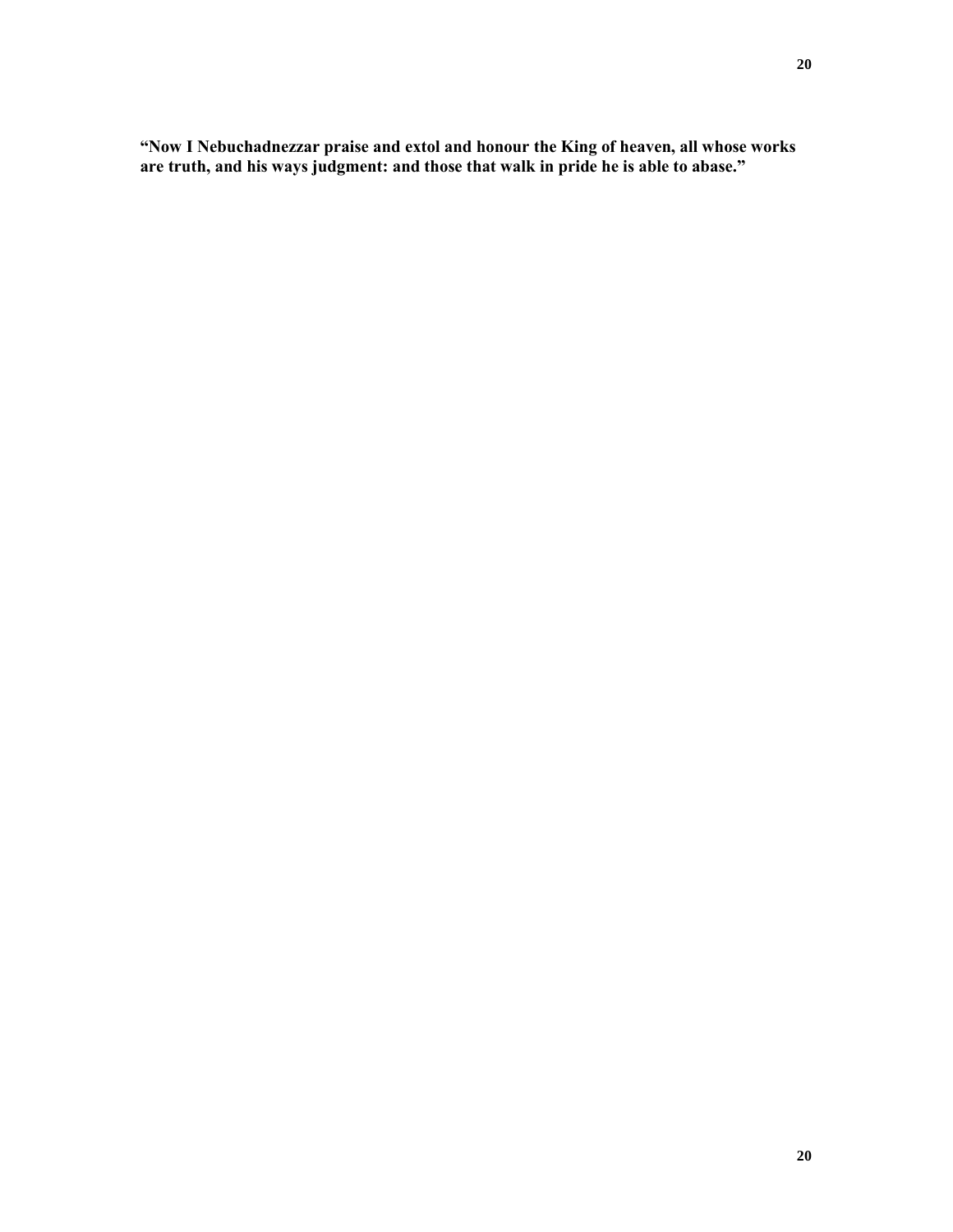**“Now I Nebuchadnezzar praise and extol and honour the King of heaven, all whose works are truth, and his ways judgment: and those that walk in pride he is able to abase.”**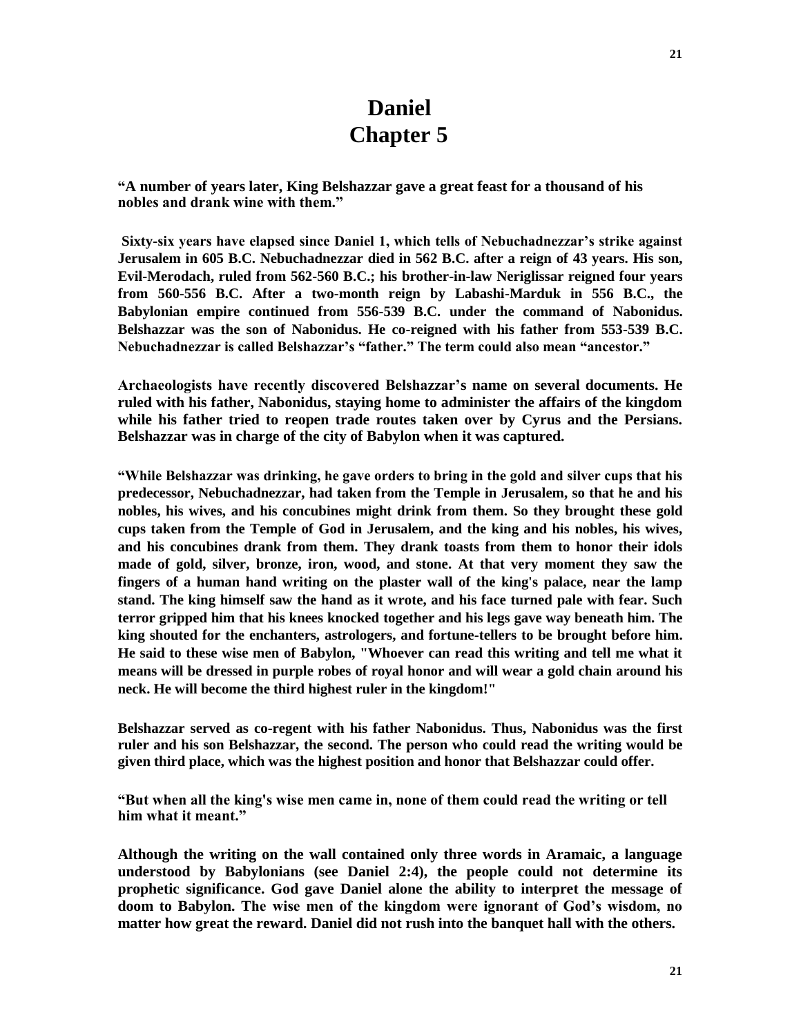# Daniel
# Chapter 5

**"A number of years later, King Belshazzar gave a great feast for a thousand of his nobles and drank wine with them."**

**Sixty-six years have elapsed since Daniel 1, which tells of Nebuchadnezzar's strike against Jerusalem in 605 B.C. Nebuchadnezzar died in 562 B.C. after a reign of 43 years. His son, Evil-Merodach, ruled from 562-560 B.C.; his brother-in-law Neriglissar reigned four years from 560-556 B.C. After a two-month reign by Labashi-Marduk in 556 B.C., the Babylonian empire continued from 556-539 B.C. under the command of Nabonidus. Belshazzar was the son of Nabonidus. He co-reigned with his father from 553-539 B.C. Nebuchadnezzar is called Belshazzar's "father." The term could also mean "ancestor."**

**Archaeologists have recently discovered Belshazzar's name on several documents. He ruled with his father, Nabonidus, staying home to administer the affairs of the kingdom while his father tried to reopen trade routes taken over by Cyrus and the Persians. Belshazzar was in charge of the city of Babylon when it was captured.**

**"While Belshazzar was drinking, he gave orders to bring in the gold and silver cups that his predecessor, Nebuchadnezzar, had taken from the Temple in Jerusalem, so that he and his nobles, his wives, and his concubines might drink from them. So they brought these gold cups taken from the Temple of God in Jerusalem, and the king and his nobles, his wives, and his concubines drank from them. They drank toasts from them to honor their idols made of gold, silver, bronze, iron, wood, and stone. At that very moment they saw the fingers of a human hand writing on the plaster wall of the king's palace, near the lamp stand. The king himself saw the hand as it wrote, and his face turned pale with fear. Such terror gripped him that his knees knocked together and his legs gave way beneath him. The king shouted for the enchanters, astrologers, and fortune-tellers to be brought before him. He said to these wise men of Babylon, "Whoever can read this writing and tell me what it means will be dressed in purple robes of royal honor and will wear a gold chain around his neck. He will become the third highest ruler in the kingdom!"**

**Belshazzar served as co-regent with his father Nabonidus. Thus, Nabonidus was the first ruler and his son Belshazzar, the second. The person who could read the writing would be given third place, which was the highest position and honor that Belshazzar could offer.**

**"But when all the king's wise men came in, none of them could read the writing or tell him what it meant."**

**Although the writing on the wall contained only three words in Aramaic, a language understood by Babylonians (see Daniel 2:4), the people could not determine its prophetic significance. God gave Daniel alone the ability to interpret the message of doom to Babylon. The wise men of the kingdom were ignorant of God's wisdom, no matter how great the reward. Daniel did not rush into the banquet hall with the others.**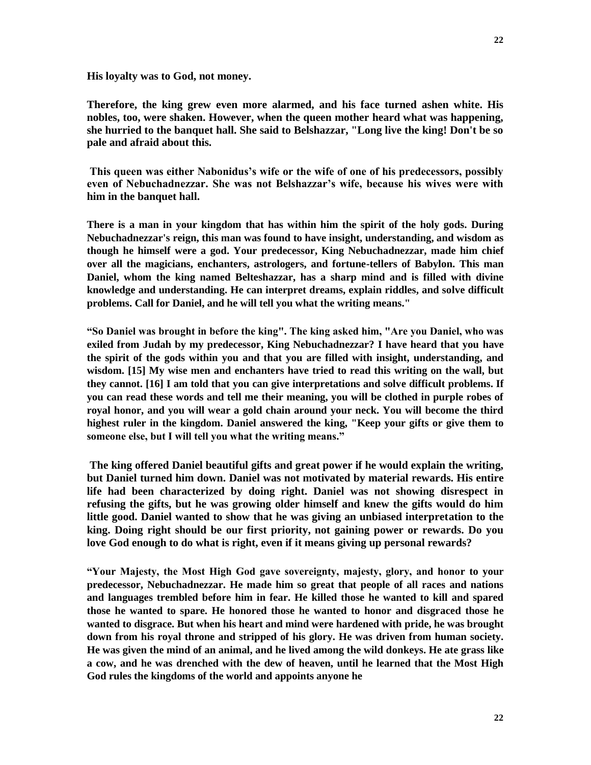**His loyalty was to God, not money.**

**Therefore, the king grew even more alarmed, and his face turned ashen white. His nobles, too, were shaken. However, when the queen mother heard what was happening, she hurried to the banquet hall. She said to Belshazzar, "Long live the king! Don't be so pale and afraid about this.**

**This queen was either Nabonidus's wife or the wife of one of his predecessors, possibly even of Nebuchadnezzar. She was not Belshazzar's wife, because his wives were with him in the banquet hall.**

**There is a man in your kingdom that has within him the spirit of the holy gods. During Nebuchadnezzar's reign, this man was found to have insight, understanding, and wisdom as though he himself were a god. Your predecessor, King Nebuchadnezzar, made him chief over all the magicians, enchanters, astrologers, and fortune-tellers of Babylon. This man Daniel, whom the king named Belteshazzar, has a sharp mind and is filled with divine knowledge and understanding. He can interpret dreams, explain riddles, and solve difficult problems. Call for Daniel, and he will tell you what the writing means."**

**"So Daniel was brought in before the king". The king asked him, "Are you Daniel, who was exiled from Judah by my predecessor, King Nebuchadnezzar? I have heard that you have the spirit of the gods within you and that you are filled with insight, understanding, and wisdom. [15] My wise men and enchanters have tried to read this writing on the wall, but they cannot. [16] I am told that you can give interpretations and solve difficult problems. If you can read these words and tell me their meaning, you will be clothed in purple robes of royal honor, and you will wear a gold chain around your neck. You will become the third highest ruler in the kingdom. Daniel answered the king, "Keep your gifts or give them to someone else, but I will tell you what the writing means."**

**The king offered Daniel beautiful gifts and great power if he would explain the writing, but Daniel turned him down. Daniel was not motivated by material rewards. His entire life had been characterized by doing right. Daniel was not showing disrespect in refusing the gifts, but he was growing older himself and knew the gifts would do him little good. Daniel wanted to show that he was giving an unbiased interpretation to the king. Doing right should be our first priority, not gaining power or rewards. Do you love God enough to do what is right, even if it means giving up personal rewards?**

**"Your Majesty, the Most High God gave sovereignty, majesty, glory, and honor to your predecessor, Nebuchadnezzar. He made him so great that people of all races and nations and languages trembled before him in fear. He killed those he wanted to kill and spared those he wanted to spare. He honored those he wanted to honor and disgraced those he wanted to disgrace. But when his heart and mind were hardened with pride, he was brought down from his royal throne and stripped of his glory. He was driven from human society. He was given the mind of an animal, and he lived among the wild donkeys. He ate grass like a cow, and he was drenched with the dew of heaven, until he learned that the Most High God rules the kingdoms of the world and appoints anyone he**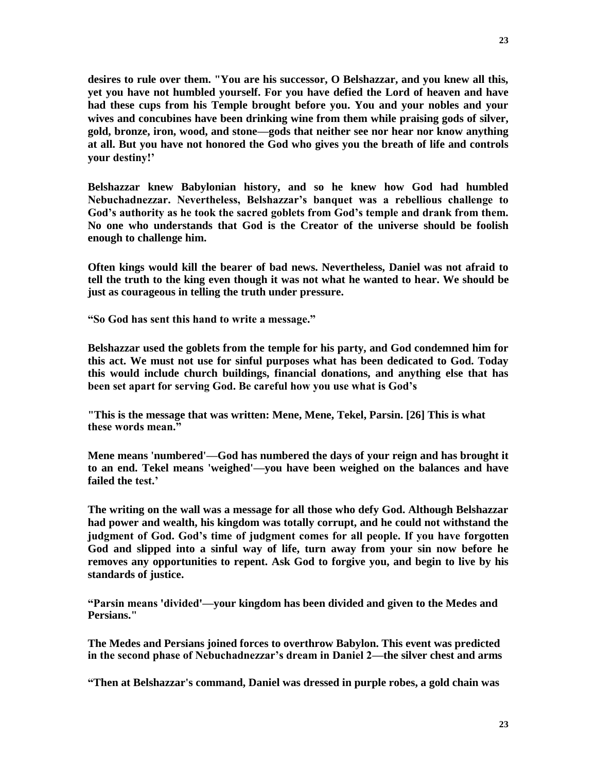**desires to rule over them. "You are his successor, O Belshazzar, and you knew all this, yet you have not humbled yourself. For you have defied the Lord of heaven and have had these cups from his Temple brought before you. You and your nobles and your wives and concubines have been drinking wine from them while praising gods of silver, gold, bronze, iron, wood, and stone—gods that neither see nor hear nor know anything at all. But you have not honored the God who gives you the breath of life and controls your destiny!'**

**Belshazzar knew Babylonian history, and so he knew how God had humbled Nebuchadnezzar. Nevertheless, Belshazzar's banquet was a rebellious challenge to God's authority as he took the sacred goblets from God's temple and drank from them. No one who understands that God is the Creator of the universe should be foolish enough to challenge him.**

**Often kings would kill the bearer of bad news. Nevertheless, Daniel was not afraid to tell the truth to the king even though it was not what he wanted to hear. We should be just as courageous in telling the truth under pressure.**

**"So God has sent this hand to write a message."**

**Belshazzar used the goblets from the temple for his party, and God condemned him for this act. We must not use for sinful purposes what has been dedicated to God. Today this would include church buildings, financial donations, and anything else that has been set apart for serving God. Be careful how you use what is God's**

**"This is the message that was written: Mene, Mene, Tekel, Parsin. [26] This is what these words mean."**

**Mene means 'numbered'—God has numbered the days of your reign and has brought it to an end. Tekel means 'weighed'—you have been weighed on the balances and have failed the test.'**

**The writing on the wall was a message for all those who defy God. Although Belshazzar had power and wealth, his kingdom was totally corrupt, and he could not withstand the judgment of God. God's time of judgment comes for all people. If you have forgotten God and slipped into a sinful way of life, turn away from your sin now before he removes any opportunities to repent. Ask God to forgive you, and begin to live by his standards of justice.**

**"Parsin means 'divided'—your kingdom has been divided and given to the Medes and Persians."**

**The Medes and Persians joined forces to overthrow Babylon. This event was predicted in the second phase of Nebuchadnezzar's dream in Daniel 2—the silver chest and arms**

**"Then at Belshazzar's command, Daniel was dressed in purple robes, a gold chain was**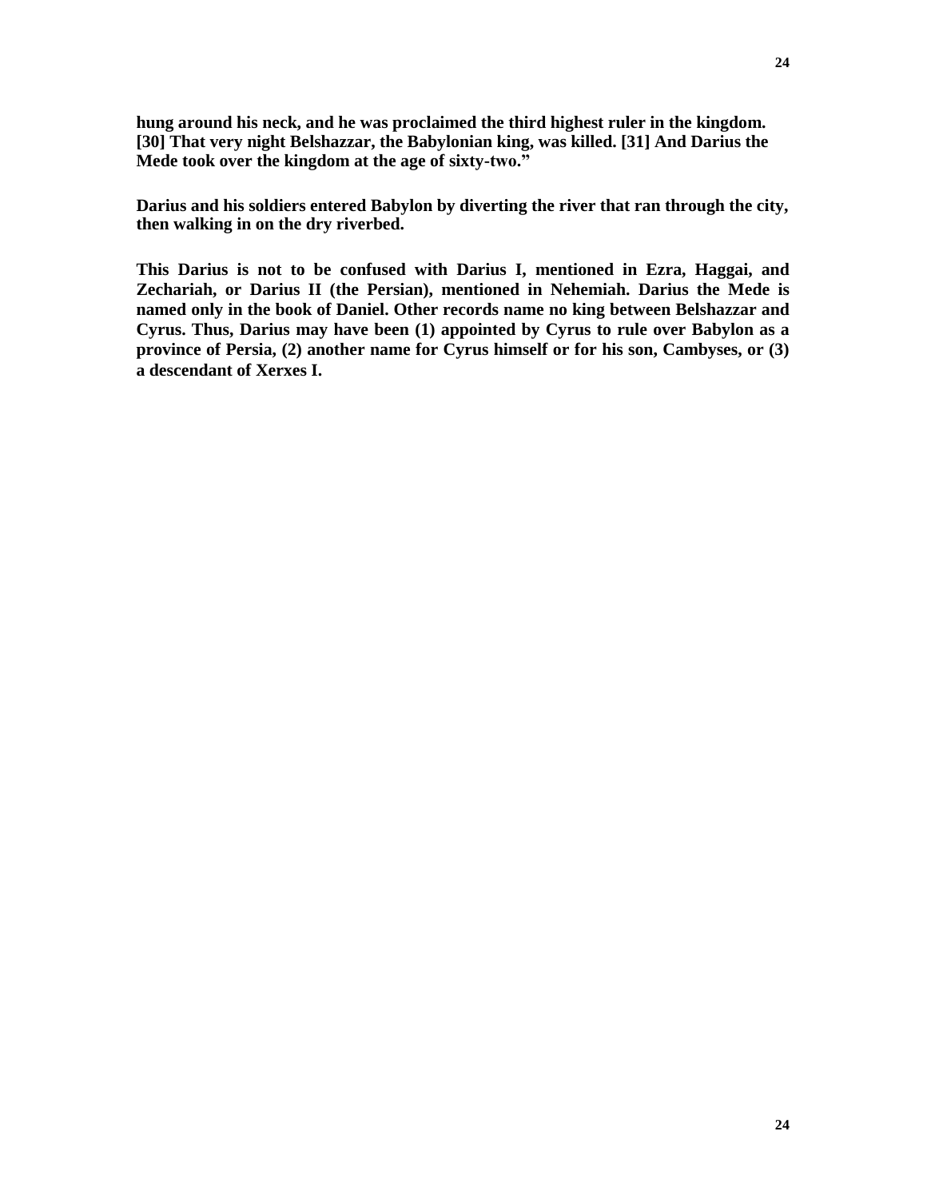**hung around his neck, and he was proclaimed the third highest ruler in the kingdom. [30] That very night Belshazzar, the Babylonian king, was killed. [31] And Darius the Mede took over the kingdom at the age of sixty-two."**

**Darius and his soldiers entered Babylon by diverting the river that ran through the city, then walking in on the dry riverbed.**

**This Darius is not to be confused with Darius I, mentioned in Ezra, Haggai, and Zechariah, or Darius II (the Persian), mentioned in Nehemiah. Darius the Mede is named only in the book of Daniel. Other records name no king between Belshazzar and Cyrus. Thus, Darius may have been (1) appointed by Cyrus to rule over Babylon as a province of Persia, (2) another name for Cyrus himself or for his son, Cambyses, or (3) a descendant of Xerxes I.**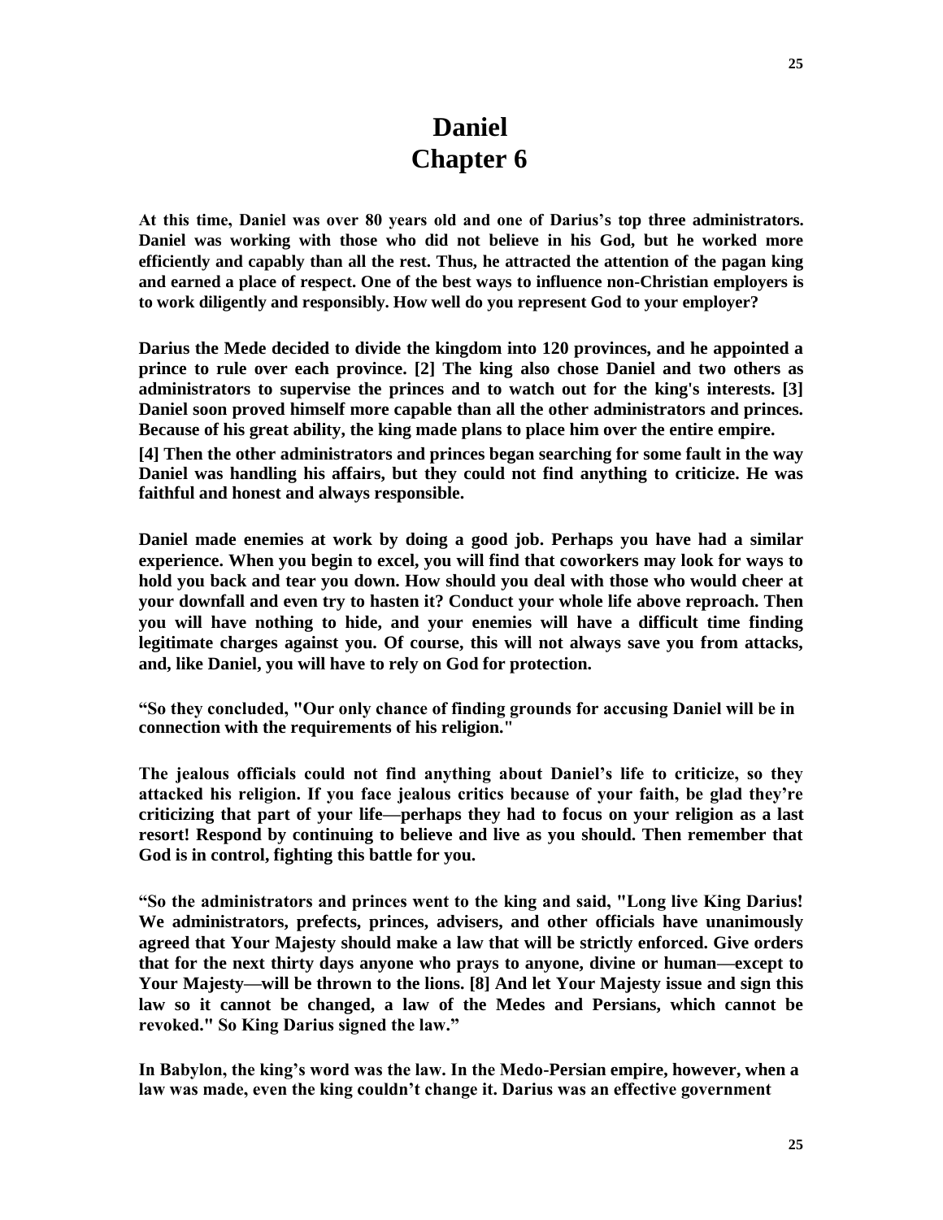# Daniel
# Chapter 6

**At this time, Daniel was over 80 years old and one of Darius's top three administrators. Daniel was working with those who did not believe in his God, but he worked more efficiently and capably than all the rest. Thus, he attracted the attention of the pagan king and earned a place of respect. One of the best ways to influence non-Christian employers is to work diligently and responsibly. How well do you represent God to your employer?**

**Darius the Mede decided to divide the kingdom into 120 provinces, and he appointed a prince to rule over each province. [2] The king also chose Daniel and two others as administrators to supervise the princes and to watch out for the king's interests. [3] Daniel soon proved himself more capable than all the other administrators and princes. Because of his great ability, the king made plans to place him over the entire empire.**

**[4] Then the other administrators and princes began searching for some fault in the way Daniel was handling his affairs, but they could not find anything to criticize. He was faithful and honest and always responsible.**

**Daniel made enemies at work by doing a good job. Perhaps you have had a similar experience. When you begin to excel, you will find that coworkers may look for ways to hold you back and tear you down. How should you deal with those who would cheer at your downfall and even try to hasten it? Conduct your whole life above reproach. Then you will have nothing to hide, and your enemies will have a difficult time finding legitimate charges against you. Of course, this will not always save you from attacks, and, like Daniel, you will have to rely on God for protection.**

**"So they concluded, "Our only chance of finding grounds for accusing Daniel will be in connection with the requirements of his religion."**

**The jealous officials could not find anything about Daniel's life to criticize, so they attacked his religion. If you face jealous critics because of your faith, be glad they're criticizing that part of your life—perhaps they had to focus on your religion as a last resort! Respond by continuing to believe and live as you should. Then remember that God is in control, fighting this battle for you.**

**"So the administrators and princes went to the king and said, "Long live King Darius! We administrators, prefects, princes, advisers, and other officials have unanimously agreed that Your Majesty should make a law that will be strictly enforced. Give orders that for the next thirty days anyone who prays to anyone, divine or human—except to Your Majesty—will be thrown to the lions. [8] And let Your Majesty issue and sign this law so it cannot be changed, a law of the Medes and Persians, which cannot be revoked." So King Darius signed the law."**

**In Babylon, the king's word was the law. In the Medo-Persian empire, however, when a law was made, even the king couldn't change it. Darius was an effective government**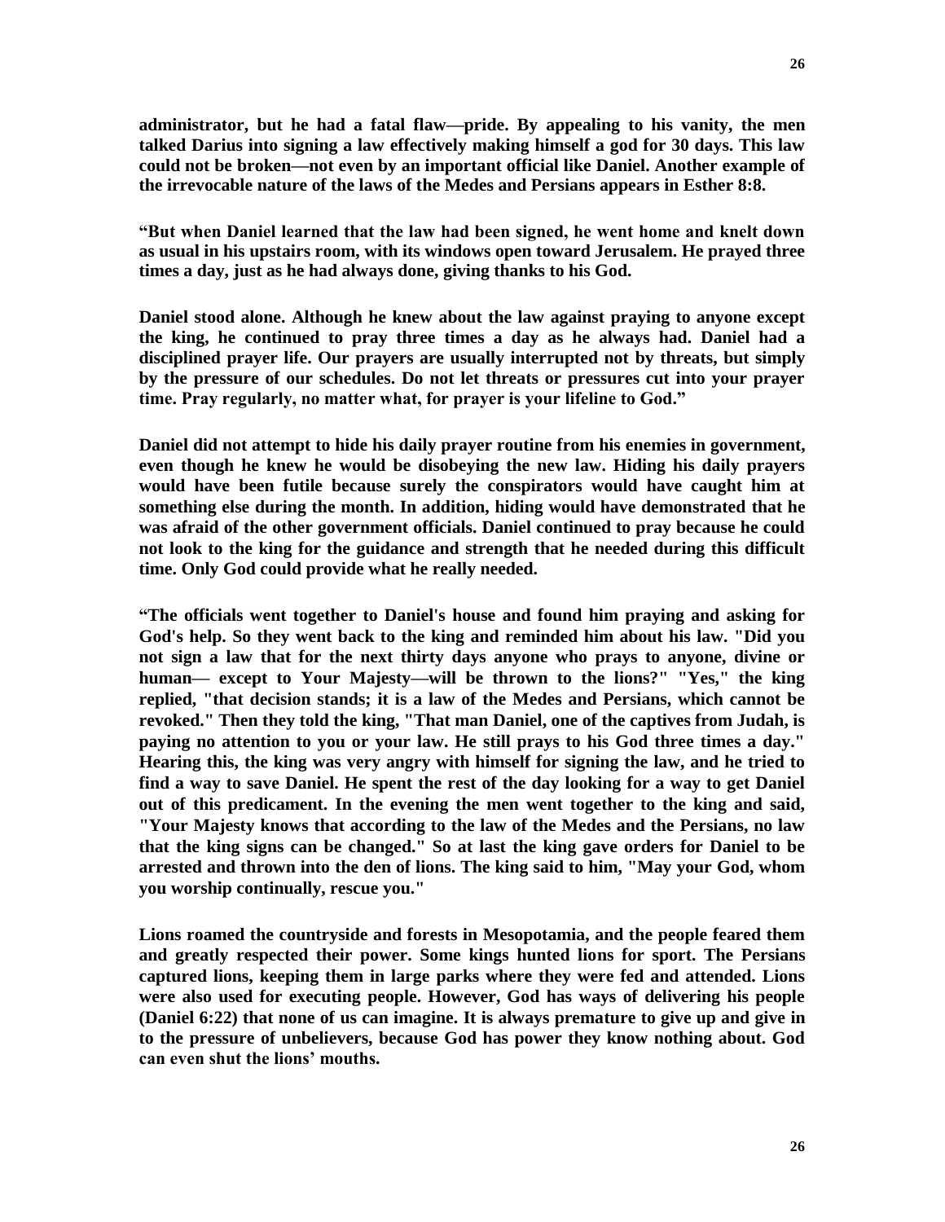**administrator, but he had a fatal flaw—pride. By appealing to his vanity, the men talked Darius into signing a law effectively making himself a god for 30 days. This law could not be broken—not even by an important official like Daniel. Another example of the irrevocable nature of the laws of the Medes and Persians appears in Esther 8:8.**

**"But when Daniel learned that the law had been signed, he went home and knelt down as usual in his upstairs room, with its windows open toward Jerusalem. He prayed three times a day, just as he had always done, giving thanks to his God.**

**Daniel stood alone. Although he knew about the law against praying to anyone except the king, he continued to pray three times a day as he always had. Daniel had a disciplined prayer life. Our prayers are usually interrupted not by threats, but simply by the pressure of our schedules. Do not let threats or pressures cut into your prayer time. Pray regularly, no matter what, for prayer is your lifeline to God."**

**Daniel did not attempt to hide his daily prayer routine from his enemies in government, even though he knew he would be disobeying the new law. Hiding his daily prayers would have been futile because surely the conspirators would have caught him at something else during the month. In addition, hiding would have demonstrated that he was afraid of the other government officials. Daniel continued to pray because he could not look to the king for the guidance and strength that he needed during this difficult time. Only God could provide what he really needed.**

**"The officials went together to Daniel's house and found him praying and asking for God's help. So they went back to the king and reminded him about his law. "Did you not sign a law that for the next thirty days anyone who prays to anyone, divine or human— except to Your Majesty—will be thrown to the lions?" "Yes," the king replied, "that decision stands; it is a law of the Medes and Persians, which cannot be revoked." Then they told the king, "That man Daniel, one of the captives from Judah, is paying no attention to you or your law. He still prays to his God three times a day." Hearing this, the king was very angry with himself for signing the law, and he tried to find a way to save Daniel. He spent the rest of the day looking for a way to get Daniel out of this predicament. In the evening the men went together to the king and said, "Your Majesty knows that according to the law of the Medes and the Persians, no law that the king signs can be changed." So at last the king gave orders for Daniel to be arrested and thrown into the den of lions. The king said to him, "May your God, whom you worship continually, rescue you."**

**Lions roamed the countryside and forests in Mesopotamia, and the people feared them and greatly respected their power. Some kings hunted lions for sport. The Persians captured lions, keeping them in large parks where they were fed and attended. Lions were also used for executing people. However, God has ways of delivering his people (Daniel 6:22) that none of us can imagine. It is always premature to give up and give in to the pressure of unbelievers, because God has power they know nothing about. God can even shut the lions' mouths.**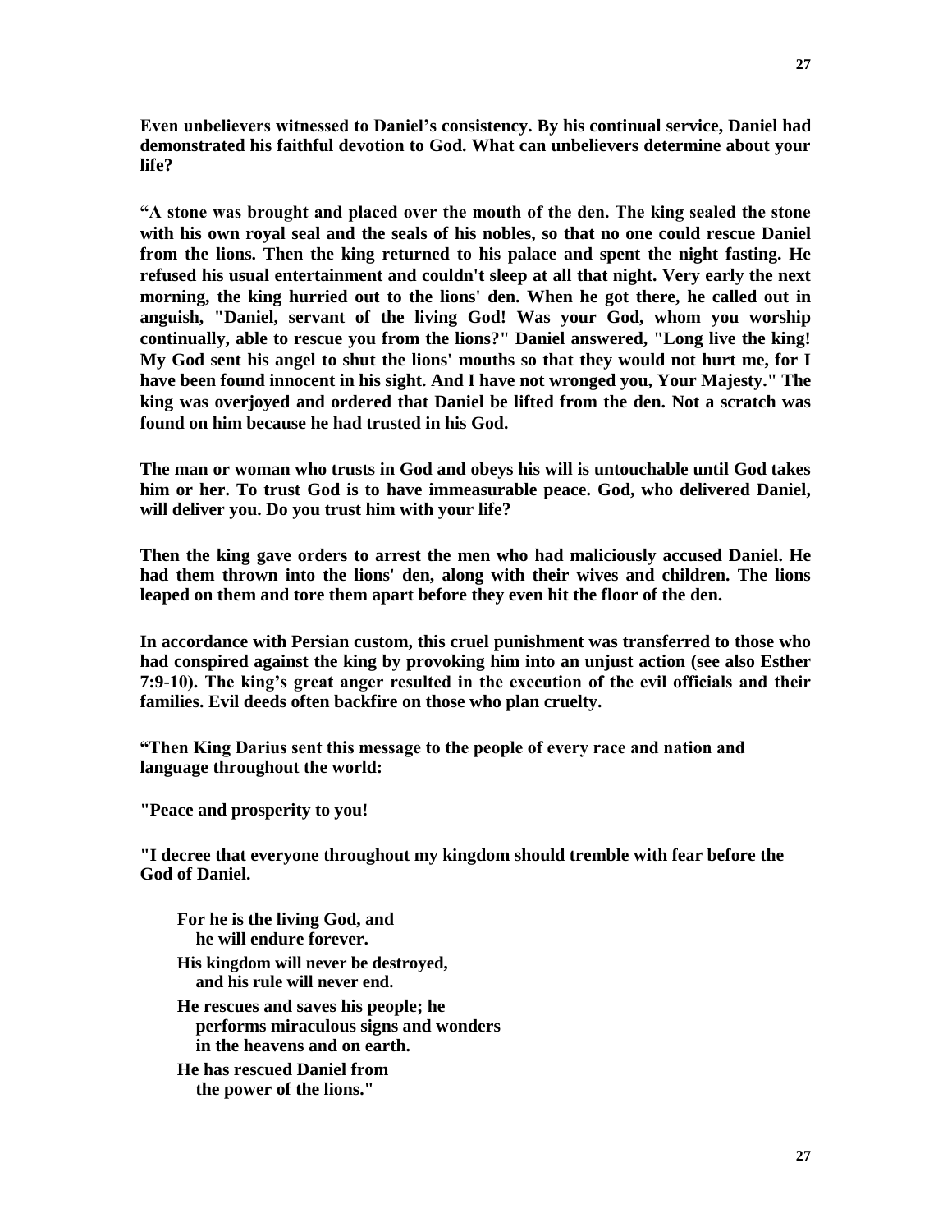**Even unbelievers witnessed to Daniel’s consistency. By his continual service, Daniel had demonstrated his faithful devotion to God. What can unbelievers determine about your life?**

**“A stone was brought and placed over the mouth of the den. The king sealed the stone with his own royal seal and the seals of his nobles, so that no one could rescue Daniel from the lions. Then the king returned to his palace and spent the night fasting. He refused his usual entertainment and couldn't sleep at all that night. Very early the next morning, the king hurried out to the lions' den. When he got there, he called out in anguish, "Daniel, servant of the living God! Was your God, whom you worship continually, able to rescue you from the lions?" Daniel answered, "Long live the king! My God sent his angel to shut the lions' mouths so that they would not hurt me, for I have been found innocent in his sight. And I have not wronged you, Your Majesty." The king was overjoyed and ordered that Daniel be lifted from the den. Not a scratch was found on him because he had trusted in his God.**

**The man or woman who trusts in God and obeys his will is untouchable until God takes him or her. To trust God is to have immeasurable peace. God, who delivered Daniel, will deliver you. Do you trust him with your life?**

**Then the king gave orders to arrest the men who had maliciously accused Daniel. He had them thrown into the lions' den, along with their wives and children. The lions leaped on them and tore them apart before they even hit the floor of the den.**

**In accordance with Persian custom, this cruel punishment was transferred to those who had conspired against the king by provoking him into an unjust action (see also Esther 7:9-10). The king’s great anger resulted in the execution of the evil officials and their families. Evil deeds often backfire on those who plan cruelty.**

**“Then King Darius sent this message to the people of every race and nation and language throughout the world:**

**"Peace and prosperity to you!**

**"I decree that everyone throughout my kingdom should tremble with fear before the God of Daniel.**

> **For he is the living God, and**
> **he will endure forever.**
> **His kingdom will never be destroyed,**
> **and his rule will never end.**
> **He rescues and saves his people; he**
> **performs miraculous signs and wonders**
> **in the heavens and on earth.**
> **He has rescued Daniel from**
> **the power of the lions."**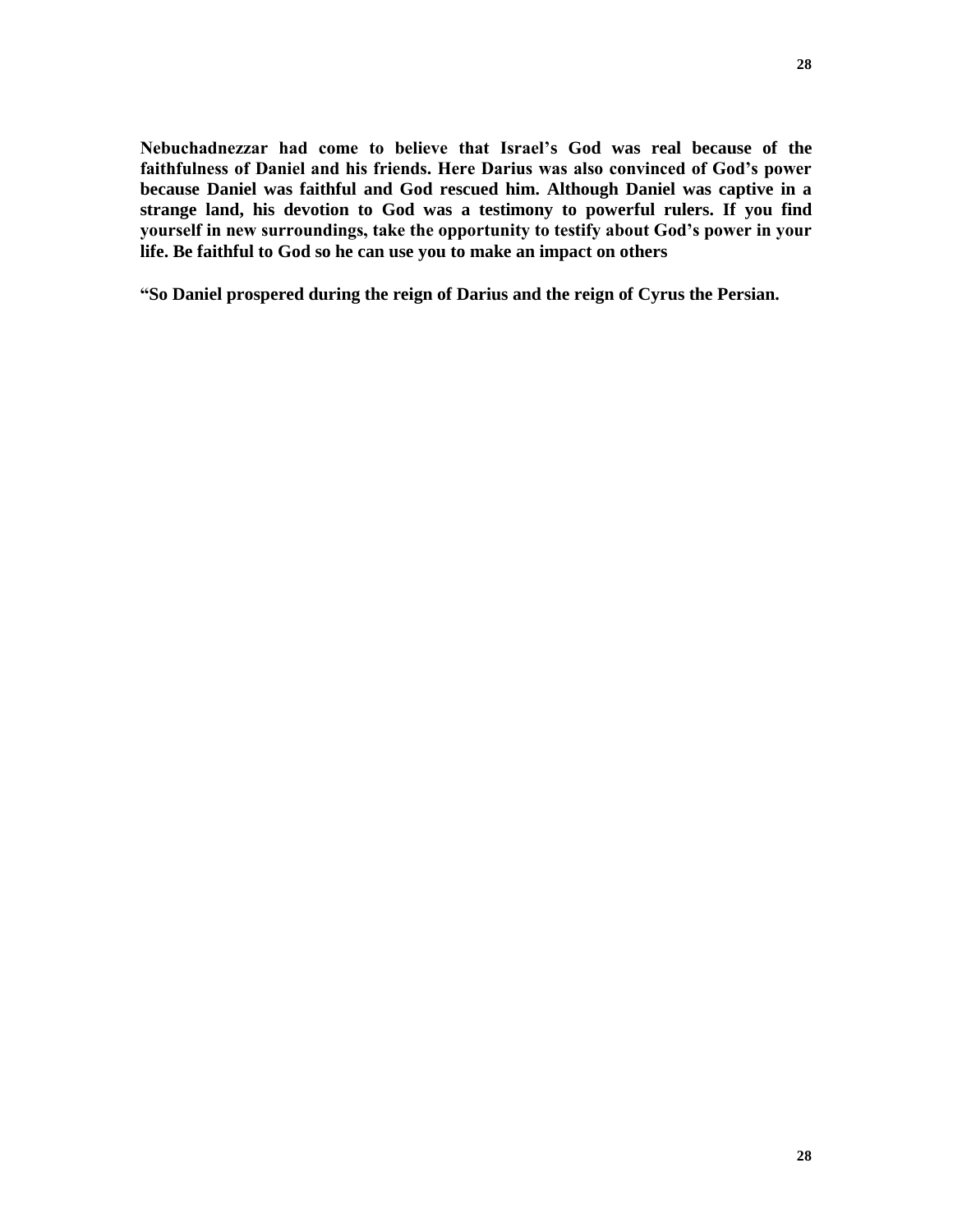**Nebuchadnezzar had come to believe that Israel's God was real because of the faithfulness of Daniel and his friends. Here Darius was also convinced of God's power because Daniel was faithful and God rescued him. Although Daniel was captive in a strange land, his devotion to God was a testimony to powerful rulers. If you find yourself in new surroundings, take the opportunity to testify about God's power in your life. Be faithful to God so he can use you to make an impact on others**

**"So Daniel prospered during the reign of Darius and the reign of Cyrus the Persian.**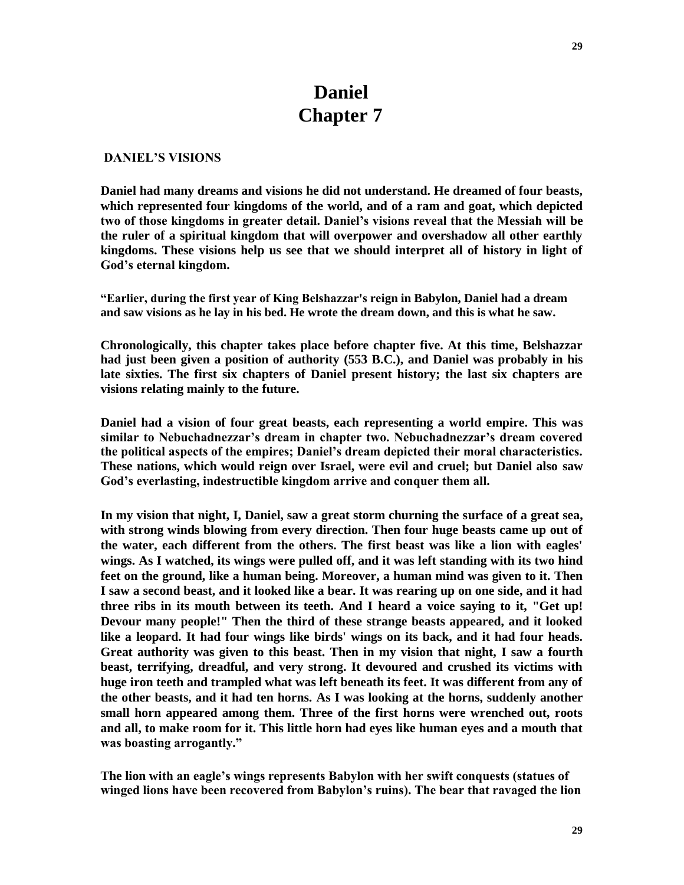# Daniel
# Chapter 7

**DANIEL'S VISIONS**

**Daniel had many dreams and visions he did not understand. He dreamed of four beasts, which represented four kingdoms of the world, and of a ram and goat, which depicted two of those kingdoms in greater detail. Daniel's visions reveal that the Messiah will be the ruler of a spiritual kingdom that will overpower and overshadow all other earthly kingdoms. These visions help us see that we should interpret all of history in light of God's eternal kingdom.**

**"Earlier, during the first year of King Belshazzar's reign in Babylon, Daniel had a dream and saw visions as he lay in his bed. He wrote the dream down, and this is what he saw.**

**Chronologically, this chapter takes place before chapter five. At this time, Belshazzar had just been given a position of authority (553 B.C.), and Daniel was probably in his late sixties. The first six chapters of Daniel present history; the last six chapters are visions relating mainly to the future.**

**Daniel had a vision of four great beasts, each representing a world empire. This was similar to Nebuchadnezzar's dream in chapter two. Nebuchadnezzar's dream covered the political aspects of the empires; Daniel's dream depicted their moral characteristics. These nations, which would reign over Israel, were evil and cruel; but Daniel also saw God's everlasting, indestructible kingdom arrive and conquer them all.**

**In my vision that night, I, Daniel, saw a great storm churning the surface of a great sea, with strong winds blowing from every direction. Then four huge beasts came up out of the water, each different from the others. The first beast was like a lion with eagles' wings. As I watched, its wings were pulled off, and it was left standing with its two hind feet on the ground, like a human being. Moreover, a human mind was given to it. Then I saw a second beast, and it looked like a bear. It was rearing up on one side, and it had three ribs in its mouth between its teeth. And I heard a voice saying to it, "Get up! Devour many people!" Then the third of these strange beasts appeared, and it looked like a leopard. It had four wings like birds' wings on its back, and it had four heads. Great authority was given to this beast. Then in my vision that night, I saw a fourth beast, terrifying, dreadful, and very strong. It devoured and crushed its victims with huge iron teeth and trampled what was left beneath its feet. It was different from any of the other beasts, and it had ten horns. As I was looking at the horns, suddenly another small horn appeared among them. Three of the first horns were wrenched out, roots and all, to make room for it. This little horn had eyes like human eyes and a mouth that was boasting arrogantly."**

**The lion with an eagle's wings represents Babylon with her swift conquests (statues of winged lions have been recovered from Babylon's ruins). The bear that ravaged the lion**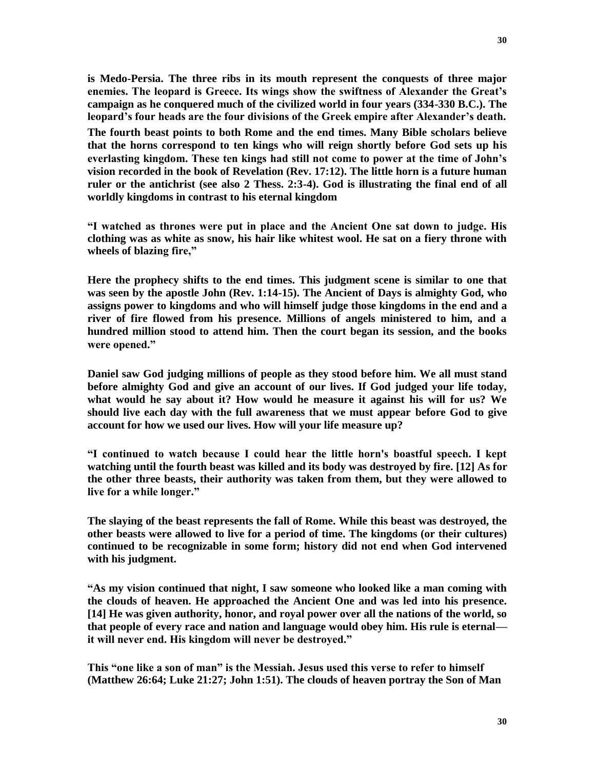**is Medo-Persia. The three ribs in its mouth represent the conquests of three major enemies. The leopard is Greece. Its wings show the swiftness of Alexander the Great's campaign as he conquered much of the civilized world in four years (334-330 B.C.). The leopard's four heads are the four divisions of the Greek empire after Alexander's death.**

**The fourth beast points to both Rome and the end times. Many Bible scholars believe that the horns correspond to ten kings who will reign shortly before God sets up his everlasting kingdom. These ten kings had still not come to power at the time of John's vision recorded in the book of Revelation (Rev. 17:12). The little horn is a future human ruler or the antichrist (see also 2 Thess. 2:3-4). God is illustrating the final end of all worldly kingdoms in contrast to his eternal kingdom**

**"I watched as thrones were put in place and the Ancient One sat down to judge. His clothing was as white as snow, his hair like whitest wool. He sat on a fiery throne with wheels of blazing fire,"**

**Here the prophecy shifts to the end times. This judgment scene is similar to one that was seen by the apostle John (Rev. 1:14-15). The Ancient of Days is almighty God, who assigns power to kingdoms and who will himself judge those kingdoms in the end and a river of fire flowed from his presence. Millions of angels ministered to him, and a hundred million stood to attend him. Then the court began its session, and the books were opened."**

**Daniel saw God judging millions of people as they stood before him. We all must stand before almighty God and give an account of our lives. If God judged your life today, what would he say about it? How would he measure it against his will for us? We should live each day with the full awareness that we must appear before God to give account for how we used our lives. How will your life measure up?**

**"I continued to watch because I could hear the little horn's boastful speech. I kept watching until the fourth beast was killed and its body was destroyed by fire. [12] As for the other three beasts, their authority was taken from them, but they were allowed to live for a while longer."**

**The slaying of the beast represents the fall of Rome. While this beast was destroyed, the other beasts were allowed to live for a period of time. The kingdoms (or their cultures) continued to be recognizable in some form; history did not end when God intervened with his judgment.**

**"As my vision continued that night, I saw someone who looked like a man coming with the clouds of heaven. He approached the Ancient One and was led into his presence. [14] He was given authority, honor, and royal power over all the nations of the world, so that people of every race and nation and language would obey him. His rule is eternal— it will never end. His kingdom will never be destroyed."**

**This "one like a son of man" is the Messiah. Jesus used this verse to refer to himself (Matthew 26:64; Luke 21:27; John 1:51). The clouds of heaven portray the Son of Man**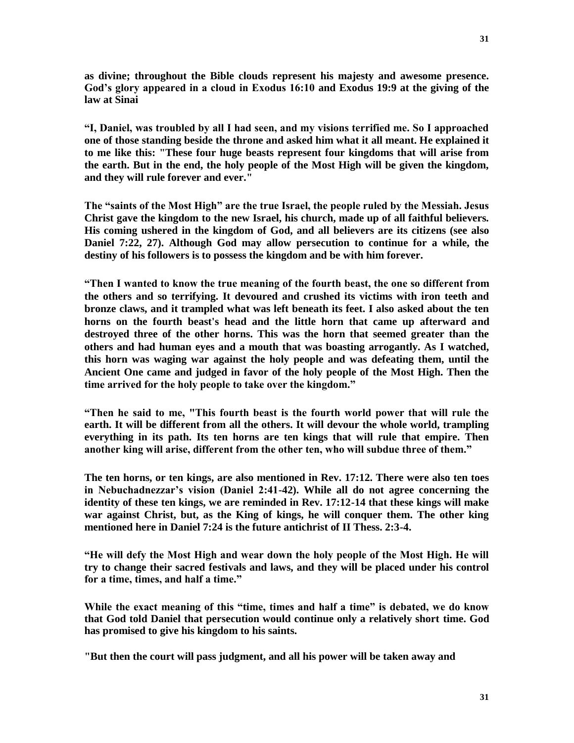**as divine; throughout the Bible clouds represent his majesty and awesome presence. God's glory appeared in a cloud in Exodus 16:10 and Exodus 19:9 at the giving of the law at Sinai**

**"I, Daniel, was troubled by all I had seen, and my visions terrified me. So I approached one of those standing beside the throne and asked him what it all meant. He explained it to me like this: "These four huge beasts represent four kingdoms that will arise from the earth. But in the end, the holy people of the Most High will be given the kingdom, and they will rule forever and ever."**

**The "saints of the Most High" are the true Israel, the people ruled by the Messiah. Jesus Christ gave the kingdom to the new Israel, his church, made up of all faithful believers. His coming ushered in the kingdom of God, and all believers are its citizens (see also Daniel 7:22, 27). Although God may allow persecution to continue for a while, the destiny of his followers is to possess the kingdom and be with him forever.**

**"Then I wanted to know the true meaning of the fourth beast, the one so different from the others and so terrifying. It devoured and crushed its victims with iron teeth and bronze claws, and it trampled what was left beneath its feet. I also asked about the ten horns on the fourth beast's head and the little horn that came up afterward and destroyed three of the other horns. This was the horn that seemed greater than the others and had human eyes and a mouth that was boasting arrogantly. As I watched, this horn was waging war against the holy people and was defeating them, until the Ancient One came and judged in favor of the holy people of the Most High. Then the time arrived for the holy people to take over the kingdom."**

**"Then he said to me, "This fourth beast is the fourth world power that will rule the earth. It will be different from all the others. It will devour the whole world, trampling everything in its path. Its ten horns are ten kings that will rule that empire. Then another king will arise, different from the other ten, who will subdue three of them."**

**The ten horns, or ten kings, are also mentioned in Rev. 17:12. There were also ten toes in Nebuchadnezzar's vision (Daniel 2:41-42). While all do not agree concerning the identity of these ten kings, we are reminded in Rev. 17:12-14 that these kings will make war against Christ, but, as the King of kings, he will conquer them. The other king mentioned here in Daniel 7:24 is the future antichrist of II Thess. 2:3-4.**

**"He will defy the Most High and wear down the holy people of the Most High. He will try to change their sacred festivals and laws, and they will be placed under his control for a time, times, and half a time."**

**While the exact meaning of this "time, times and half a time" is debated, we do know that God told Daniel that persecution would continue only a relatively short time. God has promised to give his kingdom to his saints.**

**"But then the court will pass judgment, and all his power will be taken away and**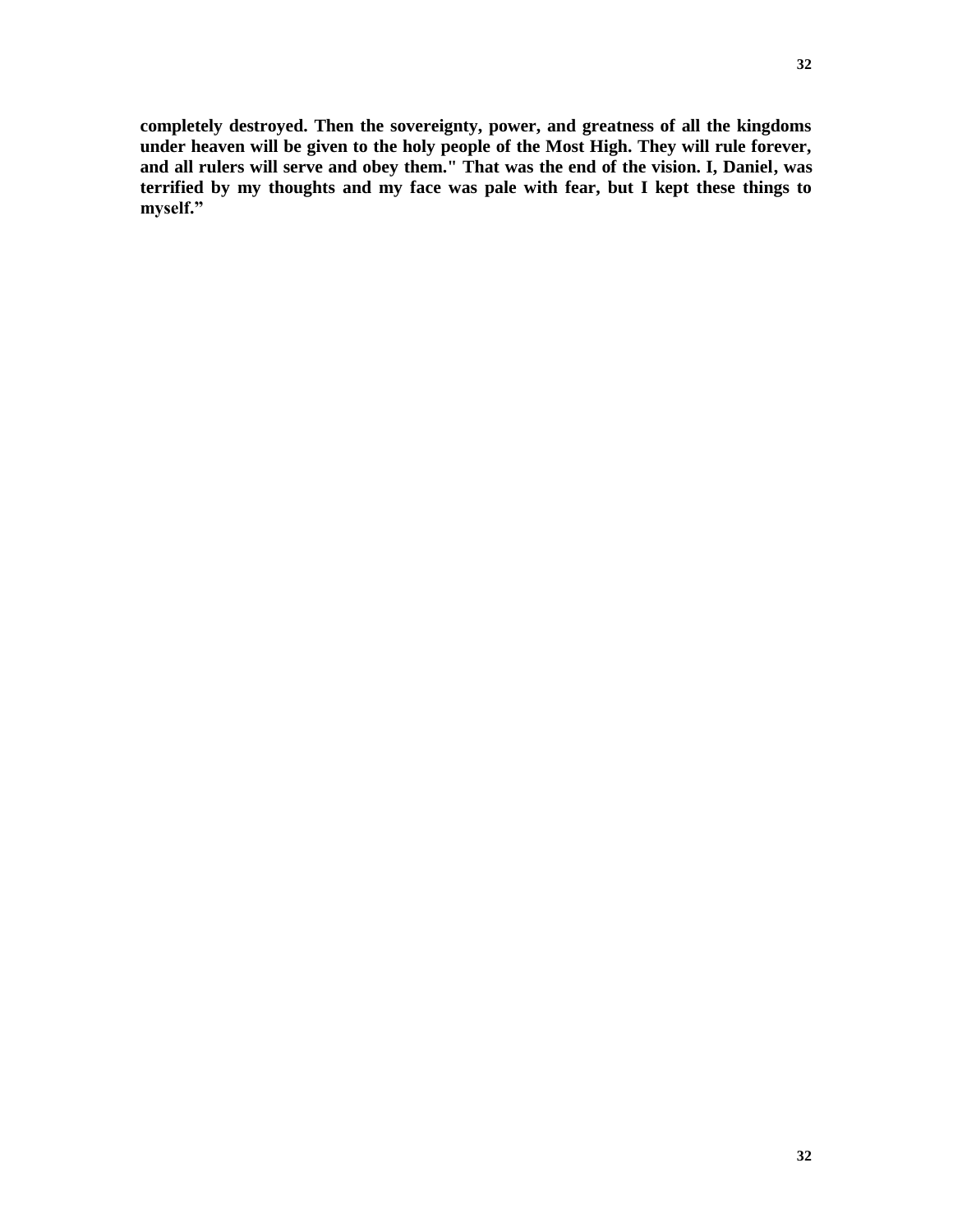**completely destroyed. Then the sovereignty, power, and greatness of all the kingdoms under heaven will be given to the holy people of the Most High. They will rule forever, and all rulers will serve and obey them." That was the end of the vision. I, Daniel, was terrified by my thoughts and my face was pale with fear, but I kept these things to myself."**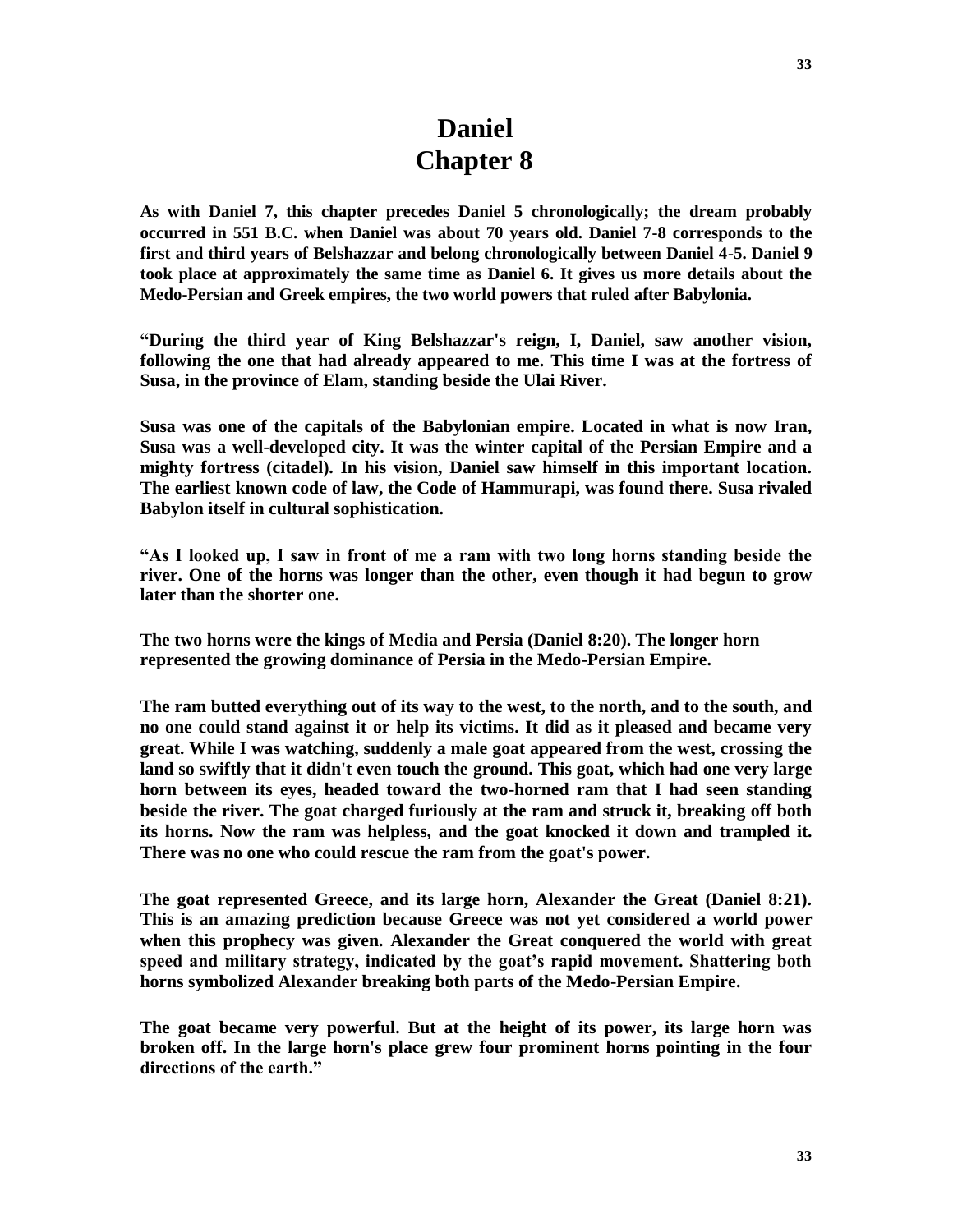# Daniel
# Chapter 8

**As with Daniel 7, this chapter precedes Daniel 5 chronologically; the dream probably occurred in 551 B.C. when Daniel was about 70 years old. Daniel 7-8 corresponds to the first and third years of Belshazzar and belong chronologically between Daniel 4-5. Daniel 9 took place at approximately the same time as Daniel 6. It gives us more details about the Medo-Persian and Greek empires, the two world powers that ruled after Babylonia.**

**"During the third year of King Belshazzar's reign, I, Daniel, saw another vision, following the one that had already appeared to me. This time I was at the fortress of Susa, in the province of Elam, standing beside the Ulai River.**

**Susa was one of the capitals of the Babylonian empire. Located in what is now Iran, Susa was a well-developed city. It was the winter capital of the Persian Empire and a mighty fortress (citadel). In his vision, Daniel saw himself in this important location. The earliest known code of law, the Code of Hammurapi, was found there. Susa rivaled Babylon itself in cultural sophistication.**

**"As I looked up, I saw in front of me a ram with two long horns standing beside the river. One of the horns was longer than the other, even though it had begun to grow later than the shorter one.**

**The two horns were the kings of Media and Persia (Daniel 8:20). The longer horn represented the growing dominance of Persia in the Medo-Persian Empire.**

**The ram butted everything out of its way to the west, to the north, and to the south, and no one could stand against it or help its victims. It did as it pleased and became very great. While I was watching, suddenly a male goat appeared from the west, crossing the land so swiftly that it didn't even touch the ground. This goat, which had one very large horn between its eyes, headed toward the two-horned ram that I had seen standing beside the river. The goat charged furiously at the ram and struck it, breaking off both its horns. Now the ram was helpless, and the goat knocked it down and trampled it. There was no one who could rescue the ram from the goat's power.**

**The goat represented Greece, and its large horn, Alexander the Great (Daniel 8:21). This is an amazing prediction because Greece was not yet considered a world power when this prophecy was given. Alexander the Great conquered the world with great speed and military strategy, indicated by the goat's rapid movement. Shattering both horns symbolized Alexander breaking both parts of the Medo-Persian Empire.**

**The goat became very powerful. But at the height of its power, its large horn was broken off. In the large horn's place grew four prominent horns pointing in the four directions of the earth."**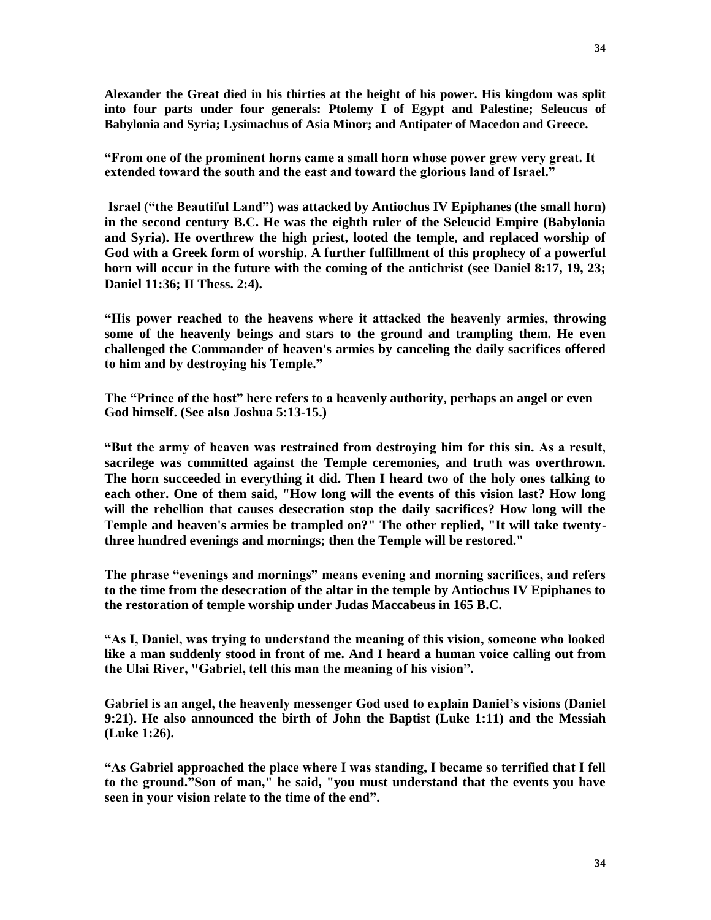**Alexander the Great died in his thirties at the height of his power. His kingdom was split into four parts under four generals: Ptolemy I of Egypt and Palestine; Seleucus of Babylonia and Syria; Lysimachus of Asia Minor; and Antipater of Macedon and Greece.**

**"From one of the prominent horns came a small horn whose power grew very great. It extended toward the south and the east and toward the glorious land of Israel."**

**Israel ("the Beautiful Land") was attacked by Antiochus IV Epiphanes (the small horn) in the second century B.C. He was the eighth ruler of the Seleucid Empire (Babylonia and Syria). He overthrew the high priest, looted the temple, and replaced worship of God with a Greek form of worship. A further fulfillment of this prophecy of a powerful horn will occur in the future with the coming of the antichrist (see Daniel 8:17, 19, 23; Daniel 11:36; II Thess. 2:4).**

**"His power reached to the heavens where it attacked the heavenly armies, throwing some of the heavenly beings and stars to the ground and trampling them. He even challenged the Commander of heaven's armies by canceling the daily sacrifices offered to him and by destroying his Temple."**

**The "Prince of the host" here refers to a heavenly authority, perhaps an angel or even God himself. (See also Joshua 5:13-15.)**

**"But the army of heaven was restrained from destroying him for this sin. As a result, sacrilege was committed against the Temple ceremonies, and truth was overthrown. The horn succeeded in everything it did. Then I heard two of the holy ones talking to each other. One of them said, "How long will the events of this vision last? How long will the rebellion that causes desecration stop the daily sacrifices? How long will the Temple and heaven's armies be trampled on?" The other replied, "It will take twenty-three hundred evenings and mornings; then the Temple will be restored."**

**The phrase "evenings and mornings" means evening and morning sacrifices, and refers to the time from the desecration of the altar in the temple by Antiochus IV Epiphanes to the restoration of temple worship under Judas Maccabeus in 165 B.C.**

**"As I, Daniel, was trying to understand the meaning of this vision, someone who looked like a man suddenly stood in front of me. And I heard a human voice calling out from the Ulai River, "Gabriel, tell this man the meaning of his vision".**

**Gabriel is an angel, the heavenly messenger God used to explain Daniel's visions (Daniel 9:21). He also announced the birth of John the Baptist (Luke 1:11) and the Messiah (Luke 1:26).**

**"As Gabriel approached the place where I was standing, I became so terrified that I fell to the ground."Son of man," he said, "you must understand that the events you have seen in your vision relate to the time of the end".**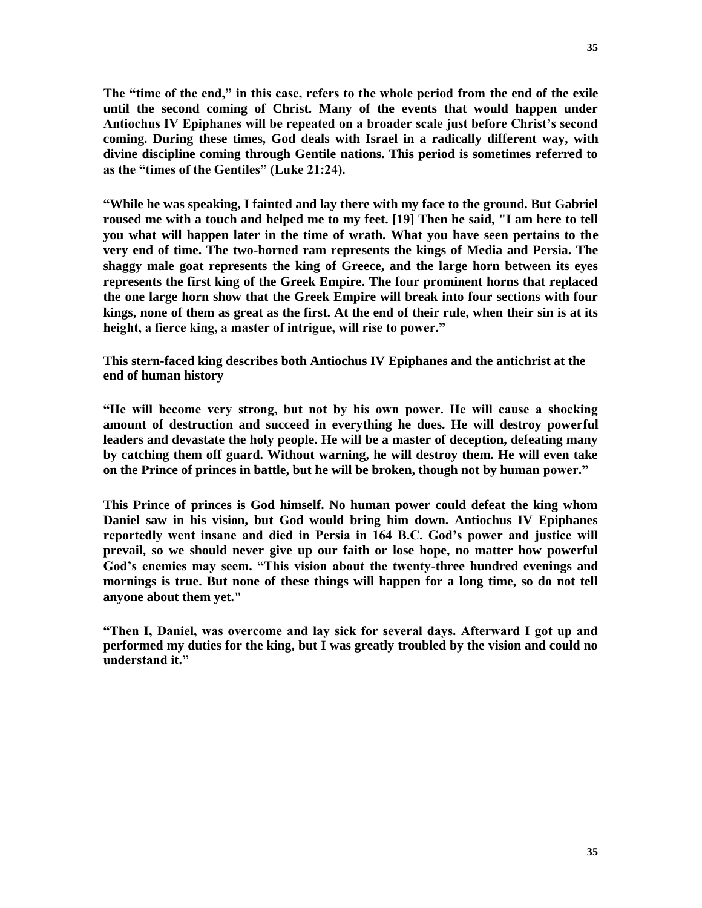**The "time of the end," in this case, refers to the whole period from the end of the exile until the second coming of Christ. Many of the events that would happen under Antiochus IV Epiphanes will be repeated on a broader scale just before Christ's second coming. During these times, God deals with Israel in a radically different way, with divine discipline coming through Gentile nations. This period is sometimes referred to as the "times of the Gentiles" (Luke 21:24).**

**"While he was speaking, I fainted and lay there with my face to the ground. But Gabriel roused me with a touch and helped me to my feet. [19] Then he said, "I am here to tell you what will happen later in the time of wrath. What you have seen pertains to the very end of time. The two-horned ram represents the kings of Media and Persia. The shaggy male goat represents the king of Greece, and the large horn between its eyes represents the first king of the Greek Empire. The four prominent horns that replaced the one large horn show that the Greek Empire will break into four sections with four kings, none of them as great as the first. At the end of their rule, when their sin is at its height, a fierce king, a master of intrigue, will rise to power."**

**This stern-faced king describes both Antiochus IV Epiphanes and the antichrist at the end of human history**

**"He will become very strong, but not by his own power. He will cause a shocking amount of destruction and succeed in everything he does. He will destroy powerful leaders and devastate the holy people. He will be a master of deception, defeating many by catching them off guard. Without warning, he will destroy them. He will even take on the Prince of princes in battle, but he will be broken, though not by human power."**

**This Prince of princes is God himself. No human power could defeat the king whom Daniel saw in his vision, but God would bring him down. Antiochus IV Epiphanes reportedly went insane and died in Persia in 164 B.C. God's power and justice will prevail, so we should never give up our faith or lose hope, no matter how powerful God's enemies may seem. "This vision about the twenty-three hundred evenings and mornings is true. But none of these things will happen for a long time, so do not tell anyone about them yet."**

**"Then I, Daniel, was overcome and lay sick for several days. Afterward I got up and performed my duties for the king, but I was greatly troubled by the vision and could no understand it."**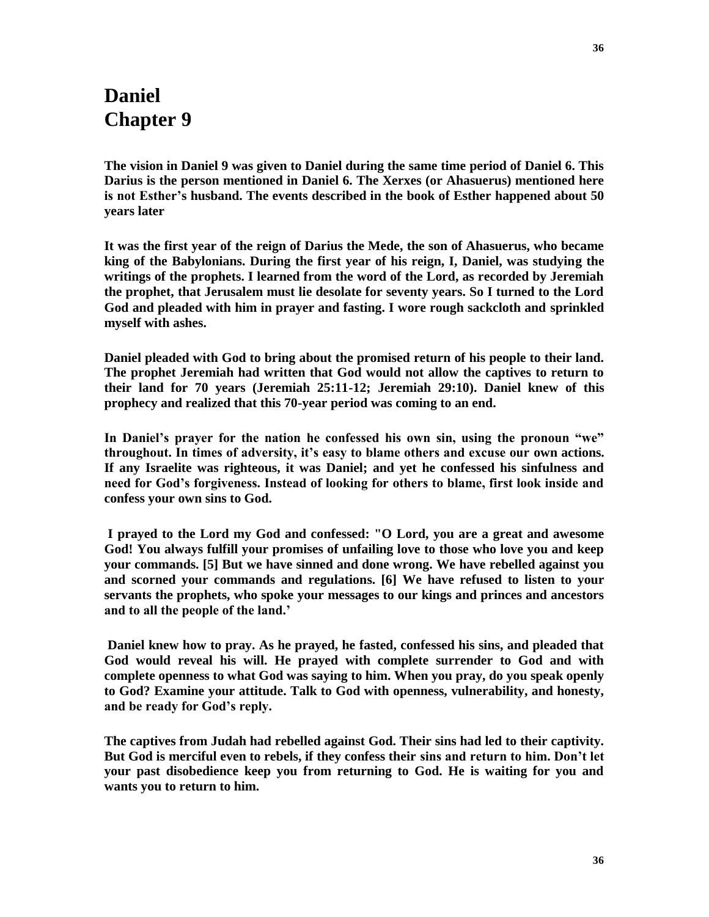# Daniel
# Chapter 9

**The vision in Daniel 9 was given to Daniel during the same time period of Daniel 6. This Darius is the person mentioned in Daniel 6. The Xerxes (or Ahasuerus) mentioned here is not Esther's husband. The events described in the book of Esther happened about 50 years later**

**It was the first year of the reign of Darius the Mede, the son of Ahasuerus, who became king of the Babylonians. During the first year of his reign, I, Daniel, was studying the writings of the prophets. I learned from the word of the Lord, as recorded by Jeremiah the prophet, that Jerusalem must lie desolate for seventy years. So I turned to the Lord God and pleaded with him in prayer and fasting. I wore rough sackcloth and sprinkled myself with ashes.**

**Daniel pleaded with God to bring about the promised return of his people to their land. The prophet Jeremiah had written that God would not allow the captives to return to their land for 70 years (Jeremiah 25:11-12; Jeremiah 29:10). Daniel knew of this prophecy and realized that this 70-year period was coming to an end.**

**In Daniel's prayer for the nation he confessed his own sin, using the pronoun "we" throughout. In times of adversity, it's easy to blame others and excuse our own actions. If any Israelite was righteous, it was Daniel; and yet he confessed his sinfulness and need for God's forgiveness. Instead of looking for others to blame, first look inside and confess your own sins to God.**

**I prayed to the Lord my God and confessed: "O Lord, you are a great and awesome God! You always fulfill your promises of unfailing love to those who love you and keep your commands. [5] But we have sinned and done wrong. We have rebelled against you and scorned your commands and regulations. [6] We have refused to listen to your servants the prophets, who spoke your messages to our kings and princes and ancestors and to all the people of the land.'**

**Daniel knew how to pray. As he prayed, he fasted, confessed his sins, and pleaded that God would reveal his will. He prayed with complete surrender to God and with complete openness to what God was saying to him. When you pray, do you speak openly to God? Examine your attitude. Talk to God with openness, vulnerability, and honesty, and be ready for God's reply.**

**The captives from Judah had rebelled against God. Their sins had led to their captivity. But God is merciful even to rebels, if they confess their sins and return to him. Don't let your past disobedience keep you from returning to God. He is waiting for you and wants you to return to him.**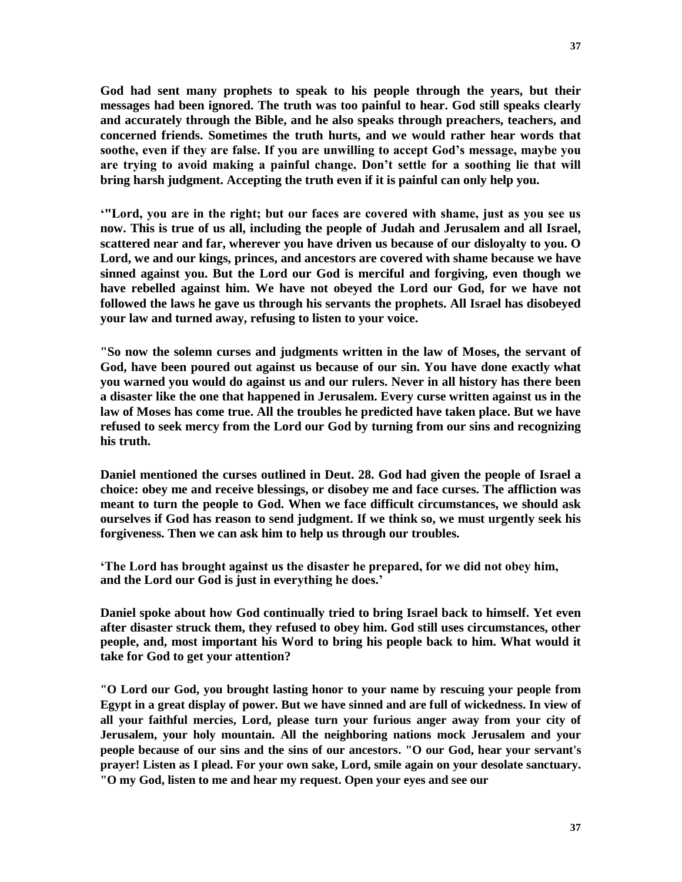**God had sent many prophets to speak to his people through the years, but their messages had been ignored. The truth was too painful to hear. God still speaks clearly and accurately through the Bible, and he also speaks through preachers, teachers, and concerned friends. Sometimes the truth hurts, and we would rather hear words that soothe, even if they are false. If you are unwilling to accept God's message, maybe you are trying to avoid making a painful change. Don't settle for a soothing lie that will bring harsh judgment. Accepting the truth even if it is painful can only help you.**

**'"Lord, you are in the right; but our faces are covered with shame, just as you see us now. This is true of us all, including the people of Judah and Jerusalem and all Israel, scattered near and far, wherever you have driven us because of our disloyalty to you. O Lord, we and our kings, princes, and ancestors are covered with shame because we have sinned against you. But the Lord our God is merciful and forgiving, even though we have rebelled against him. We have not obeyed the Lord our God, for we have not followed the laws he gave us through his servants the prophets. All Israel has disobeyed your law and turned away, refusing to listen to your voice.**

**"So now the solemn curses and judgments written in the law of Moses, the servant of God, have been poured out against us because of our sin. You have done exactly what you warned you would do against us and our rulers. Never in all history has there been a disaster like the one that happened in Jerusalem. Every curse written against us in the law of Moses has come true. All the troubles he predicted have taken place. But we have refused to seek mercy from the Lord our God by turning from our sins and recognizing his truth.**

**Daniel mentioned the curses outlined in Deut. 28. God had given the people of Israel a choice: obey me and receive blessings, or disobey me and face curses. The affliction was meant to turn the people to God. When we face difficult circumstances, we should ask ourselves if God has reason to send judgment. If we think so, we must urgently seek his forgiveness. Then we can ask him to help us through our troubles.**

**'The Lord has brought against us the disaster he prepared, for we did not obey him, and the Lord our God is just in everything he does.'**

**Daniel spoke about how God continually tried to bring Israel back to himself. Yet even after disaster struck them, they refused to obey him. God still uses circumstances, other people, and, most important his Word to bring his people back to him. What would it take for God to get your attention?**

**"O Lord our God, you brought lasting honor to your name by rescuing your people from Egypt in a great display of power. But we have sinned and are full of wickedness. In view of all your faithful mercies, Lord, please turn your furious anger away from your city of Jerusalem, your holy mountain. All the neighboring nations mock Jerusalem and your people because of our sins and the sins of our ancestors. "O our God, hear your servant's prayer! Listen as I plead. For your own sake, Lord, smile again on your desolate sanctuary. "O my God, listen to me and hear my request. Open your eyes and see our**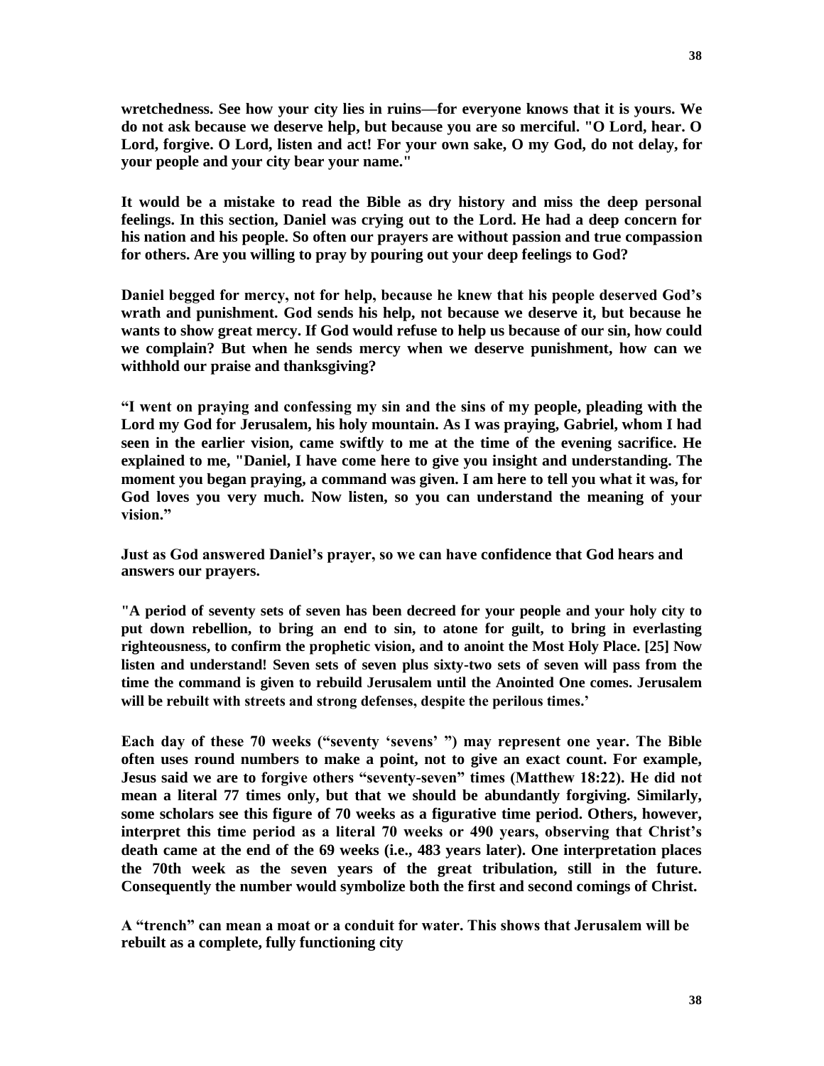**wretchedness. See how your city lies in ruins—for everyone knows that it is yours. We do not ask because we deserve help, but because you are so merciful. "O Lord, hear. O Lord, forgive. O Lord, listen and act! For your own sake, O my God, do not delay, for your people and your city bear your name."**

**It would be a mistake to read the Bible as dry history and miss the deep personal feelings. In this section, Daniel was crying out to the Lord. He had a deep concern for his nation and his people. So often our prayers are without passion and true compassion for others. Are you willing to pray by pouring out your deep feelings to God?**

**Daniel begged for mercy, not for help, because he knew that his people deserved God's wrath and punishment. God sends his help, not because we deserve it, but because he wants to show great mercy. If God would refuse to help us because of our sin, how could we complain? But when he sends mercy when we deserve punishment, how can we withhold our praise and thanksgiving?**

**"I went on praying and confessing my sin and the sins of my people, pleading with the Lord my God for Jerusalem, his holy mountain. As I was praying, Gabriel, whom I had seen in the earlier vision, came swiftly to me at the time of the evening sacrifice. He explained to me, "Daniel, I have come here to give you insight and understanding. The moment you began praying, a command was given. I am here to tell you what it was, for God loves you very much. Now listen, so you can understand the meaning of your vision."**

**Just as God answered Daniel's prayer, so we can have confidence that God hears and answers our prayers.**

**"A period of seventy sets of seven has been decreed for your people and your holy city to put down rebellion, to bring an end to sin, to atone for guilt, to bring in everlasting righteousness, to confirm the prophetic vision, and to anoint the Most Holy Place. [25] Now listen and understand! Seven sets of seven plus sixty-two sets of seven will pass from the time the command is given to rebuild Jerusalem until the Anointed One comes. Jerusalem will be rebuilt with streets and strong defenses, despite the perilous times.'**

**Each day of these 70 weeks ("seventy 'sevens' ") may represent one year. The Bible often uses round numbers to make a point, not to give an exact count. For example, Jesus said we are to forgive others "seventy-seven" times (Matthew 18:22). He did not mean a literal 77 times only, but that we should be abundantly forgiving. Similarly, some scholars see this figure of 70 weeks as a figurative time period. Others, however, interpret this time period as a literal 70 weeks or 490 years, observing that Christ's death came at the end of the 69 weeks (i.e., 483 years later). One interpretation places the 70th week as the seven years of the great tribulation, still in the future. Consequently the number would symbolize both the first and second comings of Christ.**

**A "trench" can mean a moat or a conduit for water. This shows that Jerusalem will be rebuilt as a complete, fully functioning city**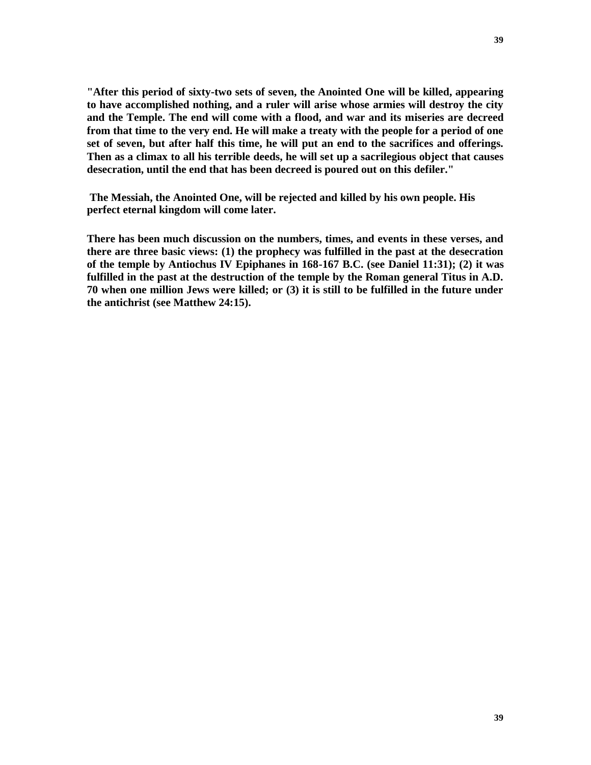**"After this period of sixty-two sets of seven, the Anointed One will be killed, appearing to have accomplished nothing, and a ruler will arise whose armies will destroy the city and the Temple. The end will come with a flood, and war and its miseries are decreed from that time to the very end. He will make a treaty with the people for a period of one set of seven, but after half this time, he will put an end to the sacrifices and offerings. Then as a climax to all his terrible deeds, he will set up a sacrilegious object that causes desecration, until the end that has been decreed is poured out on this defiler."**

**The Messiah, the Anointed One, will be rejected and killed by his own people. His perfect eternal kingdom will come later.**

**There has been much discussion on the numbers, times, and events in these verses, and there are three basic views: (1) the prophecy was fulfilled in the past at the desecration of the temple by Antiochus IV Epiphanes in 168-167 B.C. (see Daniel 11:31); (2) it was fulfilled in the past at the destruction of the temple by the Roman general Titus in A.D. 70 when one million Jews were killed; or (3) it is still to be fulfilled in the future under the antichrist (see Matthew 24:15).**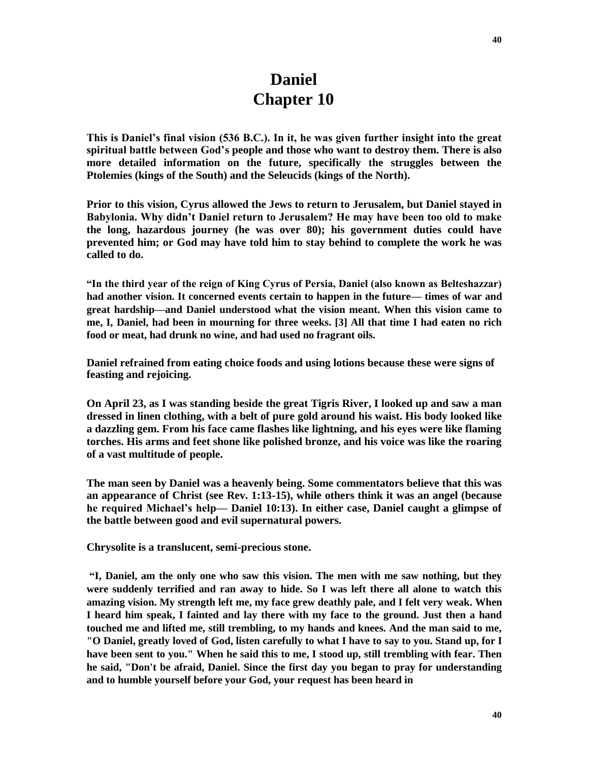# Daniel
# Chapter 10

**This is Daniel's final vision (536 B.C.). In it, he was given further insight into the great spiritual battle between God's people and those who want to destroy them. There is also more detailed information on the future, specifically the struggles between the Ptolemies (kings of the South) and the Seleucids (kings of the North).**

**Prior to this vision, Cyrus allowed the Jews to return to Jerusalem, but Daniel stayed in Babylonia. Why didn't Daniel return to Jerusalem? He may have been too old to make the long, hazardous journey (he was over 80); his government duties could have prevented him; or God may have told him to stay behind to complete the work he was called to do.**

**"In the third year of the reign of King Cyrus of Persia, Daniel (also known as Belteshazzar) had another vision. It concerned events certain to happen in the future— times of war and great hardship—and Daniel understood what the vision meant. When this vision came to me, I, Daniel, had been in mourning for three weeks. [3] All that time I had eaten no rich food or meat, had drunk no wine, and had used no fragrant oils.**

**Daniel refrained from eating choice foods and using lotions because these were signs of feasting and rejoicing.**

**On April 23, as I was standing beside the great Tigris River, I looked up and saw a man dressed in linen clothing, with a belt of pure gold around his waist. His body looked like a dazzling gem. From his face came flashes like lightning, and his eyes were like flaming torches. His arms and feet shone like polished bronze, and his voice was like the roaring of a vast multitude of people.**

**The man seen by Daniel was a heavenly being. Some commentators believe that this was an appearance of Christ (see Rev. 1:13-15), while others think it was an angel (because he required Michael's help— Daniel 10:13). In either case, Daniel caught a glimpse of the battle between good and evil supernatural powers.**

**Chrysolite is a translucent, semi-precious stone.**

**"I, Daniel, am the only one who saw this vision. The men with me saw nothing, but they were suddenly terrified and ran away to hide. So I was left there all alone to watch this amazing vision. My strength left me, my face grew deathly pale, and I felt very weak. When I heard him speak, I fainted and lay there with my face to the ground. Just then a hand touched me and lifted me, still trembling, to my hands and knees. And the man said to me, "O Daniel, greatly loved of God, listen carefully to what I have to say to you. Stand up, for I have been sent to you." When he said this to me, I stood up, still trembling with fear. Then he said, "Don't be afraid, Daniel. Since the first day you began to pray for understanding and to humble yourself before your God, your request has been heard in**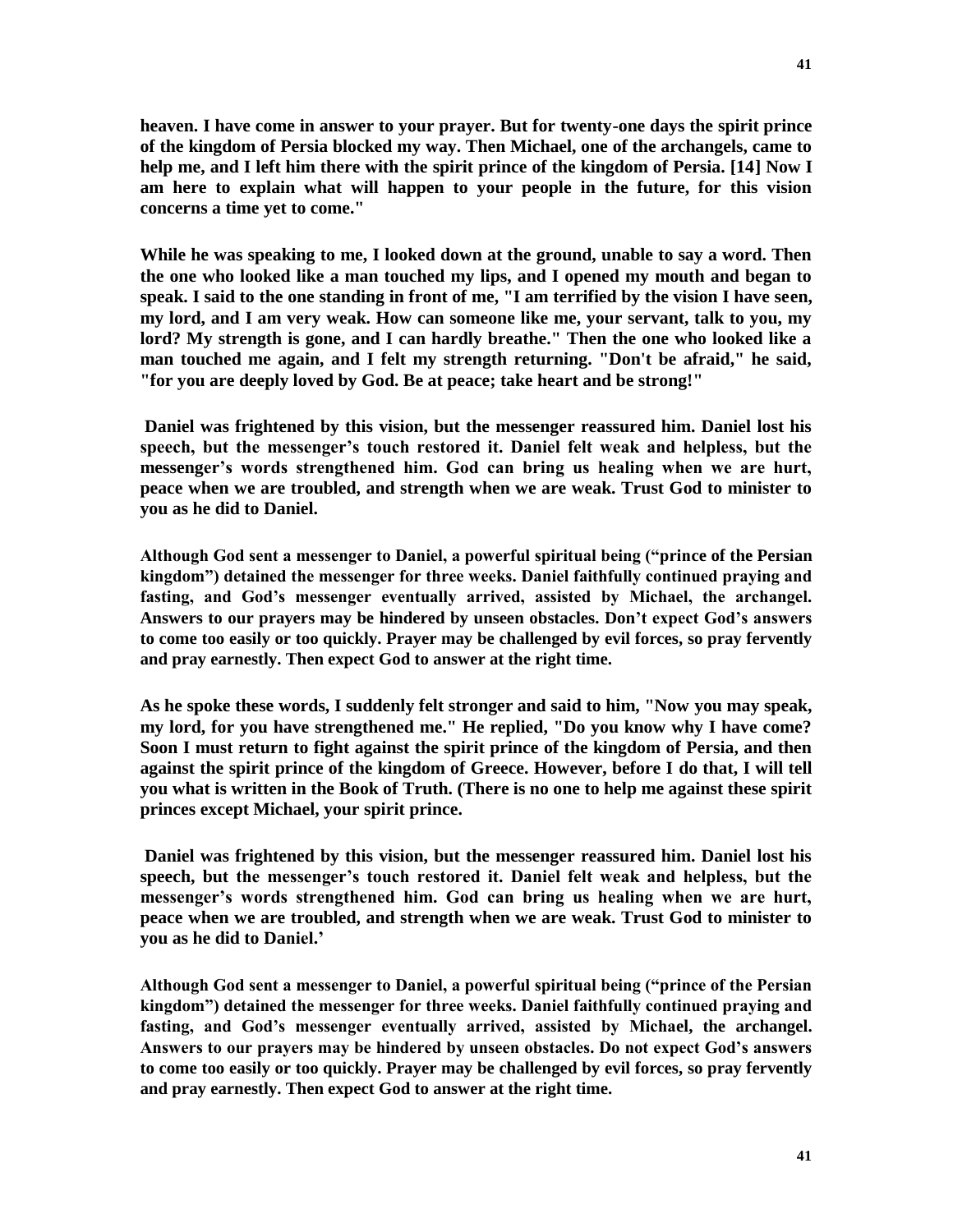**heaven. I have come in answer to your prayer. But for twenty-one days the spirit prince of the kingdom of Persia blocked my way. Then Michael, one of the archangels, came to help me, and I left him there with the spirit prince of the kingdom of Persia. [14] Now I am here to explain what will happen to your people in the future, for this vision concerns a time yet to come."**

**While he was speaking to me, I looked down at the ground, unable to say a word. Then the one who looked like a man touched my lips, and I opened my mouth and began to speak. I said to the one standing in front of me, "I am terrified by the vision I have seen, my lord, and I am very weak. How can someone like me, your servant, talk to you, my lord? My strength is gone, and I can hardly breathe." Then the one who looked like a man touched me again, and I felt my strength returning. "Don't be afraid," he said, "for you are deeply loved by God. Be at peace; take heart and be strong!"**

**Daniel was frightened by this vision, but the messenger reassured him. Daniel lost his speech, but the messenger's touch restored it. Daniel felt weak and helpless, but the messenger's words strengthened him. God can bring us healing when we are hurt, peace when we are troubled, and strength when we are weak. Trust God to minister to you as he did to Daniel.**

**Although God sent a messenger to Daniel, a powerful spiritual being ("prince of the Persian kingdom") detained the messenger for three weeks. Daniel faithfully continued praying and fasting, and God's messenger eventually arrived, assisted by Michael, the archangel. Answers to our prayers may be hindered by unseen obstacles. Don't expect God's answers to come too easily or too quickly. Prayer may be challenged by evil forces, so pray fervently and pray earnestly. Then expect God to answer at the right time.**

**As he spoke these words, I suddenly felt stronger and said to him, "Now you may speak, my lord, for you have strengthened me." He replied, "Do you know why I have come? Soon I must return to fight against the spirit prince of the kingdom of Persia, and then against the spirit prince of the kingdom of Greece. However, before I do that, I will tell you what is written in the Book of Truth. (There is no one to help me against these spirit princes except Michael, your spirit prince.**

**Daniel was frightened by this vision, but the messenger reassured him. Daniel lost his speech, but the messenger's touch restored it. Daniel felt weak and helpless, but the messenger's words strengthened him. God can bring us healing when we are hurt, peace when we are troubled, and strength when we are weak. Trust God to minister to you as he did to Daniel.'**

**Although God sent a messenger to Daniel, a powerful spiritual being ("prince of the Persian kingdom") detained the messenger for three weeks. Daniel faithfully continued praying and fasting, and God's messenger eventually arrived, assisted by Michael, the archangel. Answers to our prayers may be hindered by unseen obstacles. Do not expect God's answers to come too easily or too quickly. Prayer may be challenged by evil forces, so pray fervently and pray earnestly. Then expect God to answer at the right time.**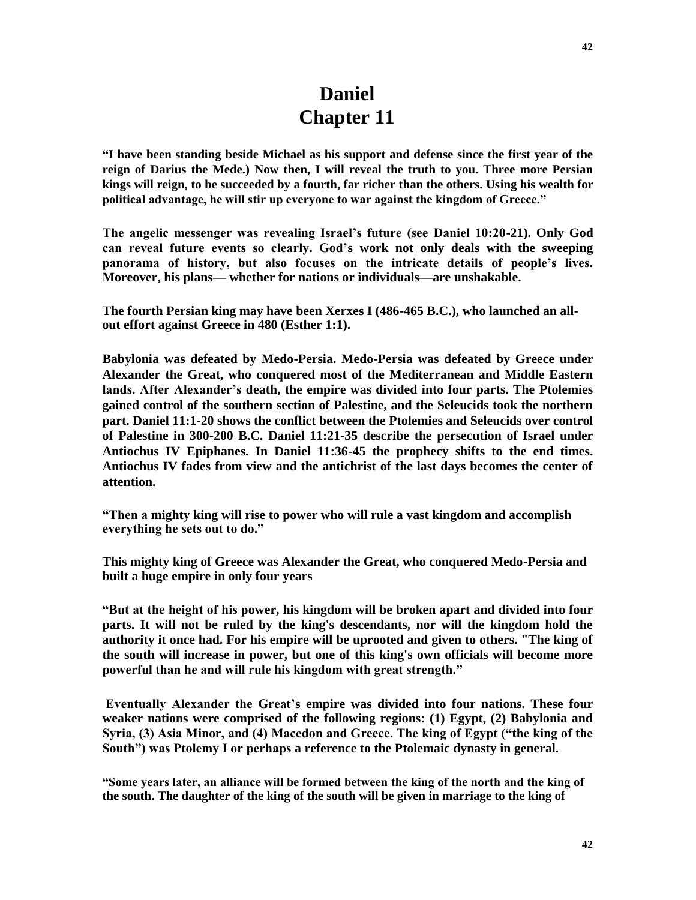# Daniel
# Chapter 11

**"I have been standing beside Michael as his support and defense since the first year of the reign of Darius the Mede.) Now then, I will reveal the truth to you. Three more Persian kings will reign, to be succeeded by a fourth, far richer than the others. Using his wealth for political advantage, he will stir up everyone to war against the kingdom of Greece."**

**The angelic messenger was revealing Israel's future (see Daniel 10:20-21). Only God can reveal future events so clearly. God's work not only deals with the sweeping panorama of history, but also focuses on the intricate details of people's lives. Moreover, his plans— whether for nations or individuals—are unshakable.**

**The fourth Persian king may have been Xerxes I (486-465 B.C.), who launched an all-out effort against Greece in 480 (Esther 1:1).**

**Babylonia was defeated by Medo-Persia. Medo-Persia was defeated by Greece under Alexander the Great, who conquered most of the Mediterranean and Middle Eastern lands. After Alexander's death, the empire was divided into four parts. The Ptolemies gained control of the southern section of Palestine, and the Seleucids took the northern part. Daniel 11:1-20 shows the conflict between the Ptolemies and Seleucids over control of Palestine in 300-200 B.C. Daniel 11:21-35 describe the persecution of Israel under Antiochus IV Epiphanes. In Daniel 11:36-45 the prophecy shifts to the end times. Antiochus IV fades from view and the antichrist of the last days becomes the center of attention.**

**"Then a mighty king will rise to power who will rule a vast kingdom and accomplish everything he sets out to do."**

**This mighty king of Greece was Alexander the Great, who conquered Medo-Persia and built a huge empire in only four years**

**"But at the height of his power, his kingdom will be broken apart and divided into four parts. It will not be ruled by the king's descendants, nor will the kingdom hold the authority it once had. For his empire will be uprooted and given to others. "The king of the south will increase in power, but one of this king's own officials will become more powerful than he and will rule his kingdom with great strength."**

**Eventually Alexander the Great's empire was divided into four nations. These four weaker nations were comprised of the following regions: (1) Egypt, (2) Babylonia and Syria, (3) Asia Minor, and (4) Macedon and Greece. The king of Egypt ("the king of the South") was Ptolemy I or perhaps a reference to the Ptolemaic dynasty in general.**

**"Some years later, an alliance will be formed between the king of the north and the king of the south. The daughter of the king of the south will be given in marriage to the king of**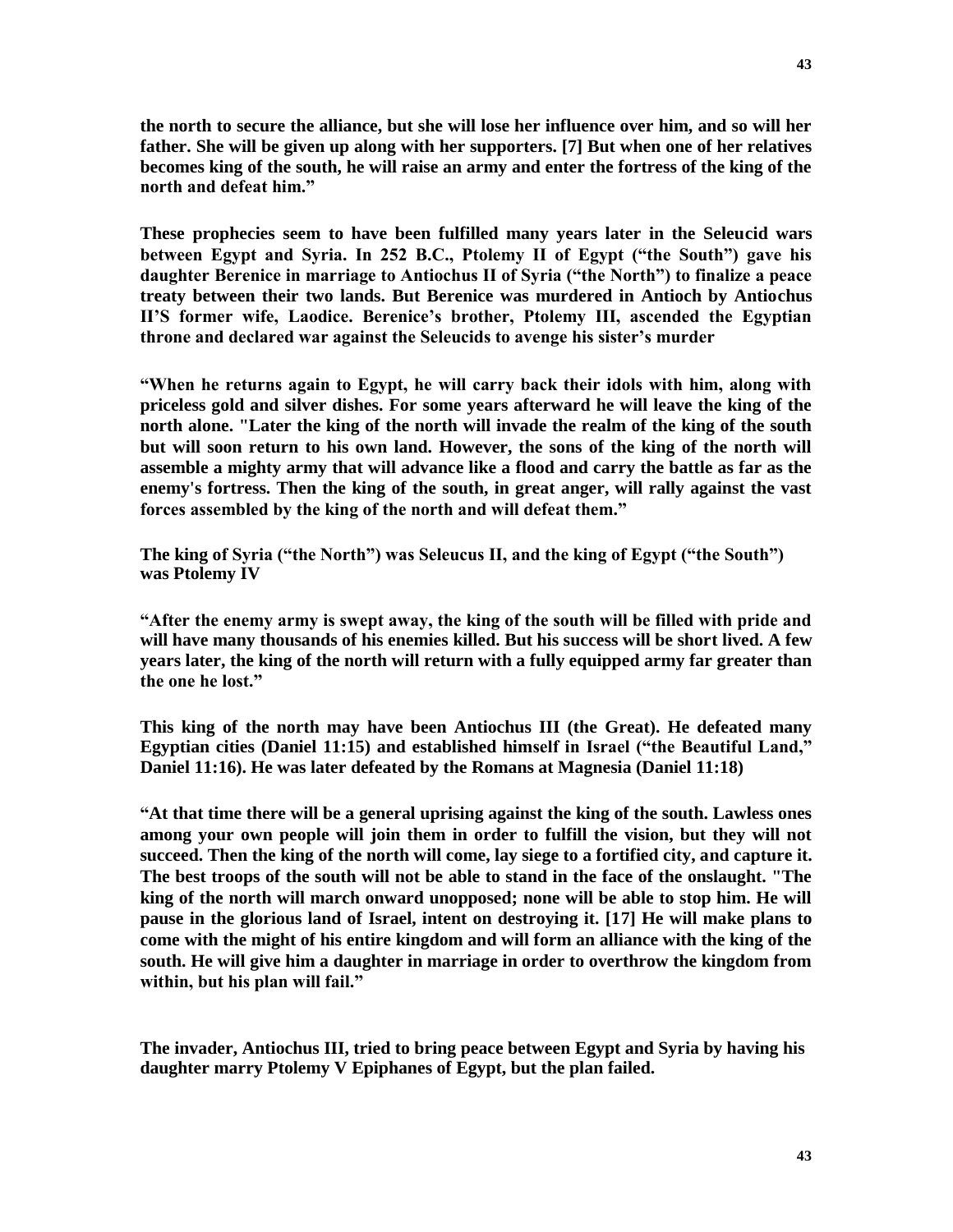**the north to secure the alliance, but she will lose her influence over him, and so will her father. She will be given up along with her supporters. [7] But when one of her relatives becomes king of the south, he will raise an army and enter the fortress of the king of the north and defeat him."**

**These prophecies seem to have been fulfilled many years later in the Seleucid wars between Egypt and Syria. In 252 B.C., Ptolemy II of Egypt ("the South") gave his daughter Berenice in marriage to Antiochus II of Syria ("the North") to finalize a peace treaty between their two lands. But Berenice was murdered in Antioch by Antiochus II'S former wife, Laodice. Berenice's brother, Ptolemy III, ascended the Egyptian throne and declared war against the Seleucids to avenge his sister's murder**

**"When he returns again to Egypt, he will carry back their idols with him, along with priceless gold and silver dishes. For some years afterward he will leave the king of the north alone. "Later the king of the north will invade the realm of the king of the south but will soon return to his own land. However, the sons of the king of the north will assemble a mighty army that will advance like a flood and carry the battle as far as the enemy's fortress. Then the king of the south, in great anger, will rally against the vast forces assembled by the king of the north and will defeat them."**

**The king of Syria ("the North") was Seleucus II, and the king of Egypt ("the South") was Ptolemy IV**

**"After the enemy army is swept away, the king of the south will be filled with pride and will have many thousands of his enemies killed. But his success will be short lived. A few years later, the king of the north will return with a fully equipped army far greater than the one he lost."**

**This king of the north may have been Antiochus III (the Great). He defeated many Egyptian cities (Daniel 11:15) and established himself in Israel ("the Beautiful Land," Daniel 11:16). He was later defeated by the Romans at Magnesia (Daniel 11:18)**

**"At that time there will be a general uprising against the king of the south. Lawless ones among your own people will join them in order to fulfill the vision, but they will not succeed. Then the king of the north will come, lay siege to a fortified city, and capture it. The best troops of the south will not be able to stand in the face of the onslaught. "The king of the north will march onward unopposed; none will be able to stop him. He will pause in the glorious land of Israel, intent on destroying it. [17] He will make plans to come with the might of his entire kingdom and will form an alliance with the king of the south. He will give him a daughter in marriage in order to overthrow the kingdom from within, but his plan will fail."**

**The invader, Antiochus III, tried to bring peace between Egypt and Syria by having his daughter marry Ptolemy V Epiphanes of Egypt, but the plan failed.**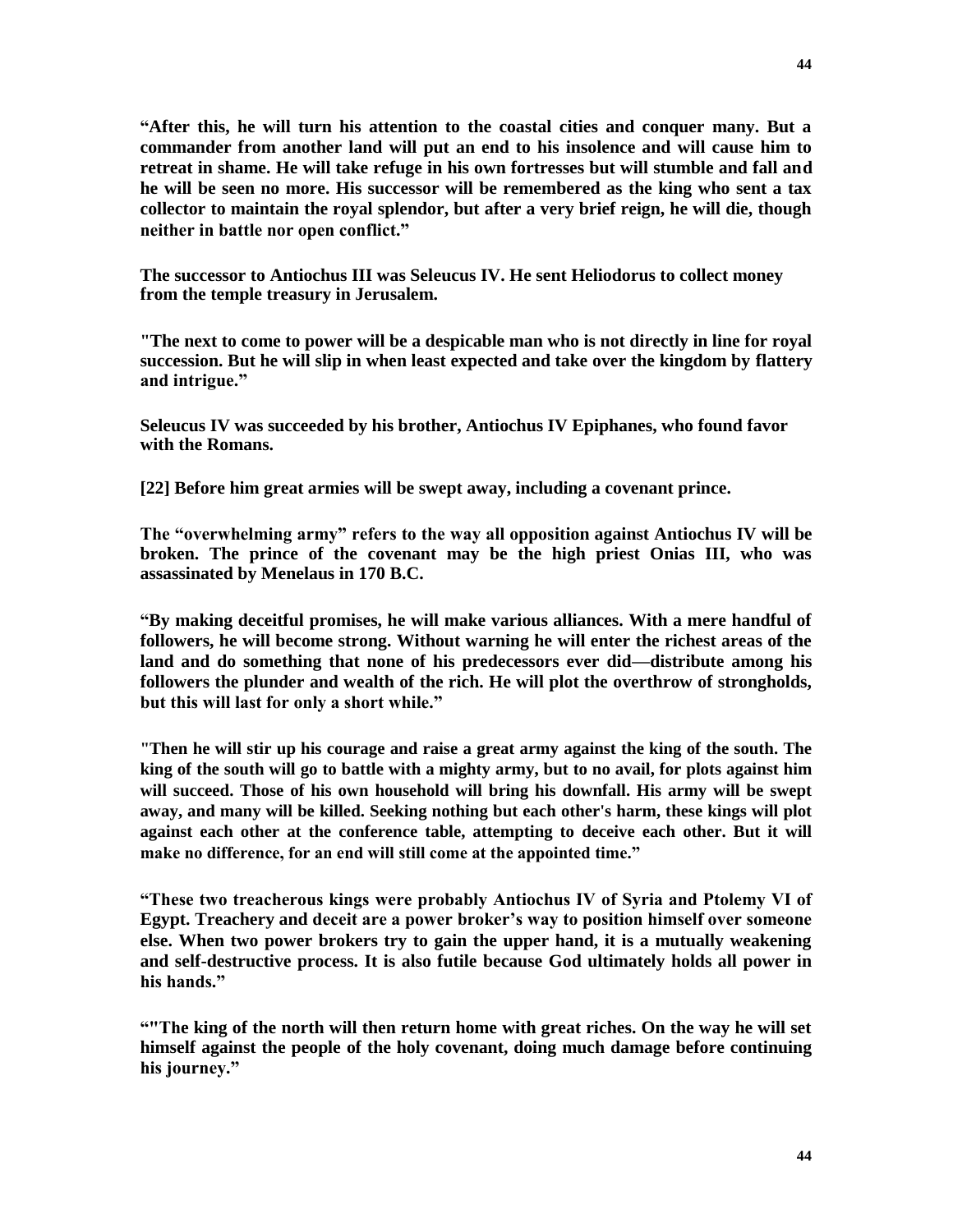**"After this, he will turn his attention to the coastal cities and conquer many. But a commander from another land will put an end to his insolence and will cause him to retreat in shame. He will take refuge in his own fortresses but will stumble and fall and he will be seen no more. His successor will be remembered as the king who sent a tax collector to maintain the royal splendor, but after a very brief reign, he will die, though neither in battle nor open conflict."**

**The successor to Antiochus III was Seleucus IV. He sent Heliodorus to collect money from the temple treasury in Jerusalem.**

**"The next to come to power will be a despicable man who is not directly in line for royal succession. But he will slip in when least expected and take over the kingdom by flattery and intrigue."**

**Seleucus IV was succeeded by his brother, Antiochus IV Epiphanes, who found favor with the Romans.**

**[22] Before him great armies will be swept away, including a covenant prince.**

**The "overwhelming army" refers to the way all opposition against Antiochus IV will be broken. The prince of the covenant may be the high priest Onias III, who was assassinated by Menelaus in 170 B.C.**

**"By making deceitful promises, he will make various alliances. With a mere handful of followers, he will become strong. Without warning he will enter the richest areas of the land and do something that none of his predecessors ever did—distribute among his followers the plunder and wealth of the rich. He will plot the overthrow of strongholds, but this will last for only a short while."**

**"Then he will stir up his courage and raise a great army against the king of the south. The king of the south will go to battle with a mighty army, but to no avail, for plots against him will succeed. Those of his own household will bring his downfall. His army will be swept away, and many will be killed. Seeking nothing but each other's harm, these kings will plot against each other at the conference table, attempting to deceive each other. But it will make no difference, for an end will still come at the appointed time."**

**"These two treacherous kings were probably Antiochus IV of Syria and Ptolemy VI of Egypt. Treachery and deceit are a power broker's way to position himself over someone else. When two power brokers try to gain the upper hand, it is a mutually weakening and self-destructive process. It is also futile because God ultimately holds all power in his hands."**

**""The king of the north will then return home with great riches. On the way he will set himself against the people of the holy covenant, doing much damage before continuing his journey."**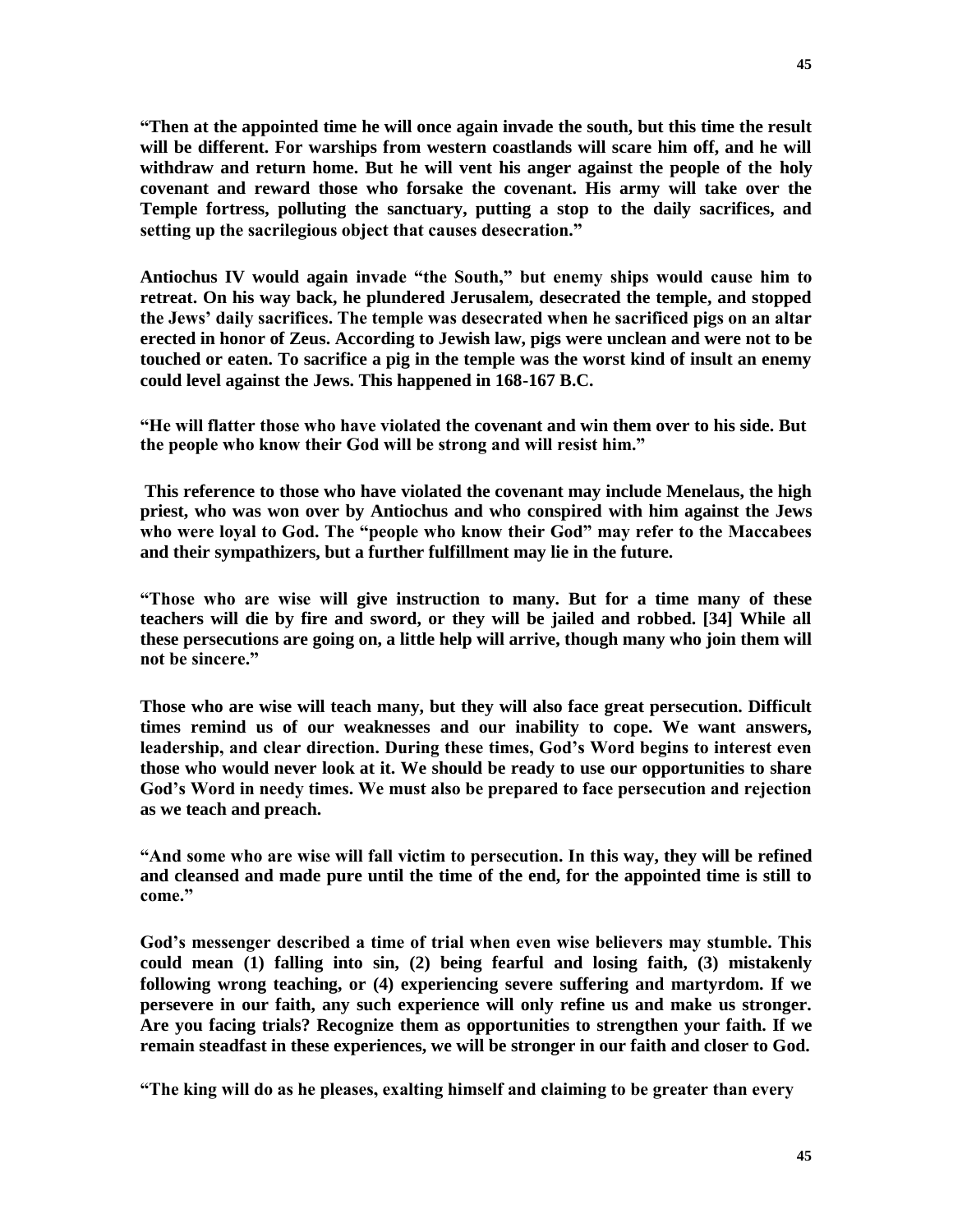**"Then at the appointed time he will once again invade the south, but this time the result will be different. For warships from western coastlands will scare him off, and he will withdraw and return home. But he will vent his anger against the people of the holy covenant and reward those who forsake the covenant. His army will take over the Temple fortress, polluting the sanctuary, putting a stop to the daily sacrifices, and setting up the sacrilegious object that causes desecration."**

**Antiochus IV would again invade "the South," but enemy ships would cause him to retreat. On his way back, he plundered Jerusalem, desecrated the temple, and stopped the Jews' daily sacrifices. The temple was desecrated when he sacrificed pigs on an altar erected in honor of Zeus. According to Jewish law, pigs were unclean and were not to be touched or eaten. To sacrifice a pig in the temple was the worst kind of insult an enemy could level against the Jews. This happened in 168-167 B.C.**

**"He will flatter those who have violated the covenant and win them over to his side. But the people who know their God will be strong and will resist him."**

**This reference to those who have violated the covenant may include Menelaus, the high priest, who was won over by Antiochus and who conspired with him against the Jews who were loyal to God. The "people who know their God" may refer to the Maccabees and their sympathizers, but a further fulfillment may lie in the future.**

**"Those who are wise will give instruction to many. But for a time many of these teachers will die by fire and sword, or they will be jailed and robbed. [34] While all these persecutions are going on, a little help will arrive, though many who join them will not be sincere."**

**Those who are wise will teach many, but they will also face great persecution. Difficult times remind us of our weaknesses and our inability to cope. We want answers, leadership, and clear direction. During these times, God's Word begins to interest even those who would never look at it. We should be ready to use our opportunities to share God's Word in needy times. We must also be prepared to face persecution and rejection as we teach and preach.**

**"And some who are wise will fall victim to persecution. In this way, they will be refined and cleansed and made pure until the time of the end, for the appointed time is still to come."**

**God's messenger described a time of trial when even wise believers may stumble. This could mean (1) falling into sin, (2) being fearful and losing faith, (3) mistakenly following wrong teaching, or (4) experiencing severe suffering and martyrdom. If we persevere in our faith, any such experience will only refine us and make us stronger. Are you facing trials? Recognize them as opportunities to strengthen your faith. If we remain steadfast in these experiences, we will be stronger in our faith and closer to God.**

**"The king will do as he pleases, exalting himself and claiming to be greater than every**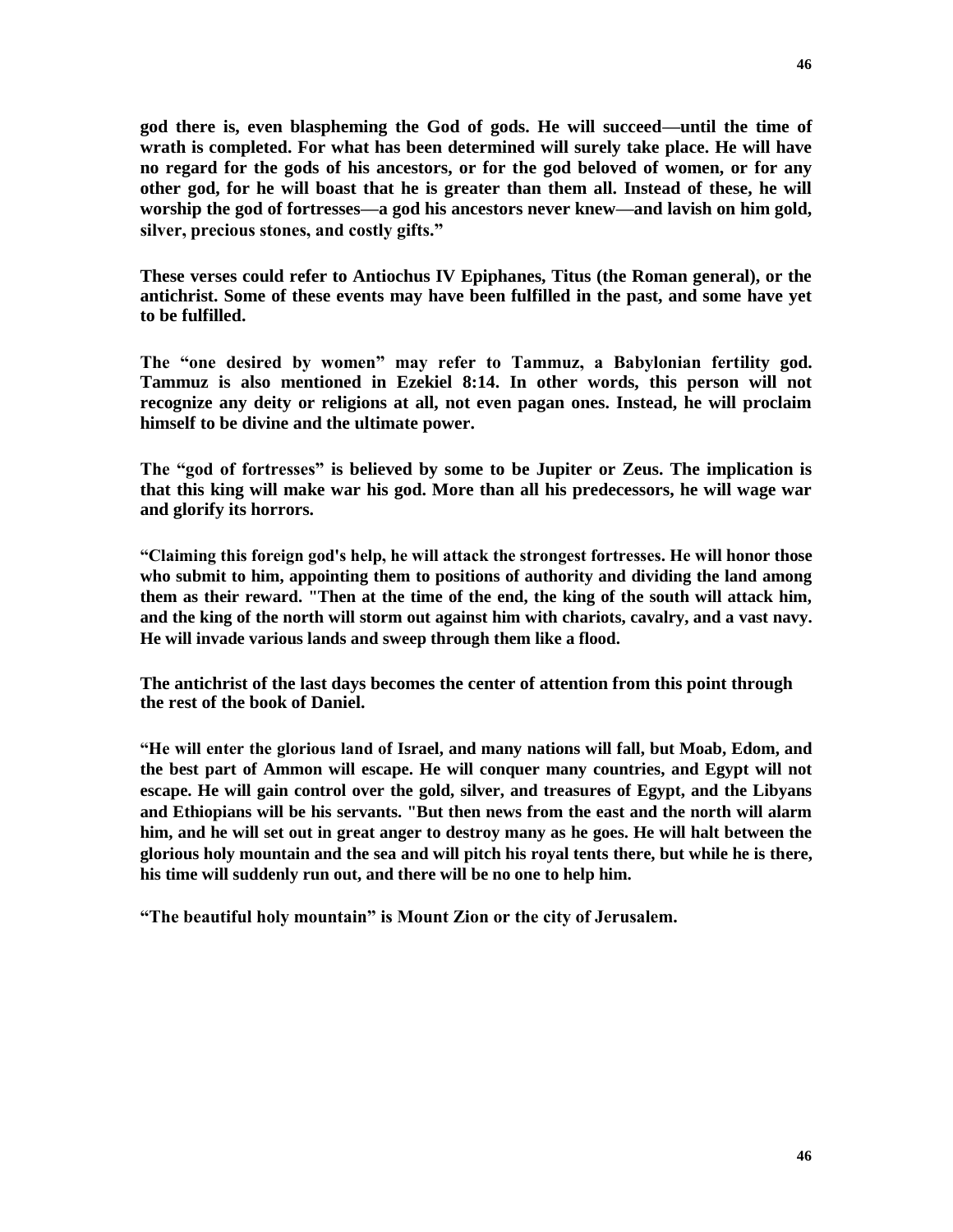**god there is, even blaspheming the God of gods. He will succeed—until the time of wrath is completed. For what has been determined will surely take place. He will have no regard for the gods of his ancestors, or for the god beloved of women, or for any other god, for he will boast that he is greater than them all. Instead of these, he will worship the god of fortresses—a god his ancestors never knew—and lavish on him gold, silver, precious stones, and costly gifts."**

**These verses could refer to Antiochus IV Epiphanes, Titus (the Roman general), or the antichrist. Some of these events may have been fulfilled in the past, and some have yet to be fulfilled.**

**The "one desired by women" may refer to Tammuz, a Babylonian fertility god. Tammuz is also mentioned in Ezekiel 8:14. In other words, this person will not recognize any deity or religions at all, not even pagan ones. Instead, he will proclaim himself to be divine and the ultimate power.**

**The "god of fortresses" is believed by some to be Jupiter or Zeus. The implication is that this king will make war his god. More than all his predecessors, he will wage war and glorify its horrors.**

**"Claiming this foreign god's help, he will attack the strongest fortresses. He will honor those who submit to him, appointing them to positions of authority and dividing the land among them as their reward. "Then at the time of the end, the king of the south will attack him, and the king of the north will storm out against him with chariots, cavalry, and a vast navy. He will invade various lands and sweep through them like a flood.**

**The antichrist of the last days becomes the center of attention from this point through the rest of the book of Daniel.**

**"He will enter the glorious land of Israel, and many nations will fall, but Moab, Edom, and the best part of Ammon will escape. He will conquer many countries, and Egypt will not escape. He will gain control over the gold, silver, and treasures of Egypt, and the Libyans and Ethiopians will be his servants. "But then news from the east and the north will alarm him, and he will set out in great anger to destroy many as he goes. He will halt between the glorious holy mountain and the sea and will pitch his royal tents there, but while he is there, his time will suddenly run out, and there will be no one to help him.**

**"The beautiful holy mountain" is Mount Zion or the city of Jerusalem.**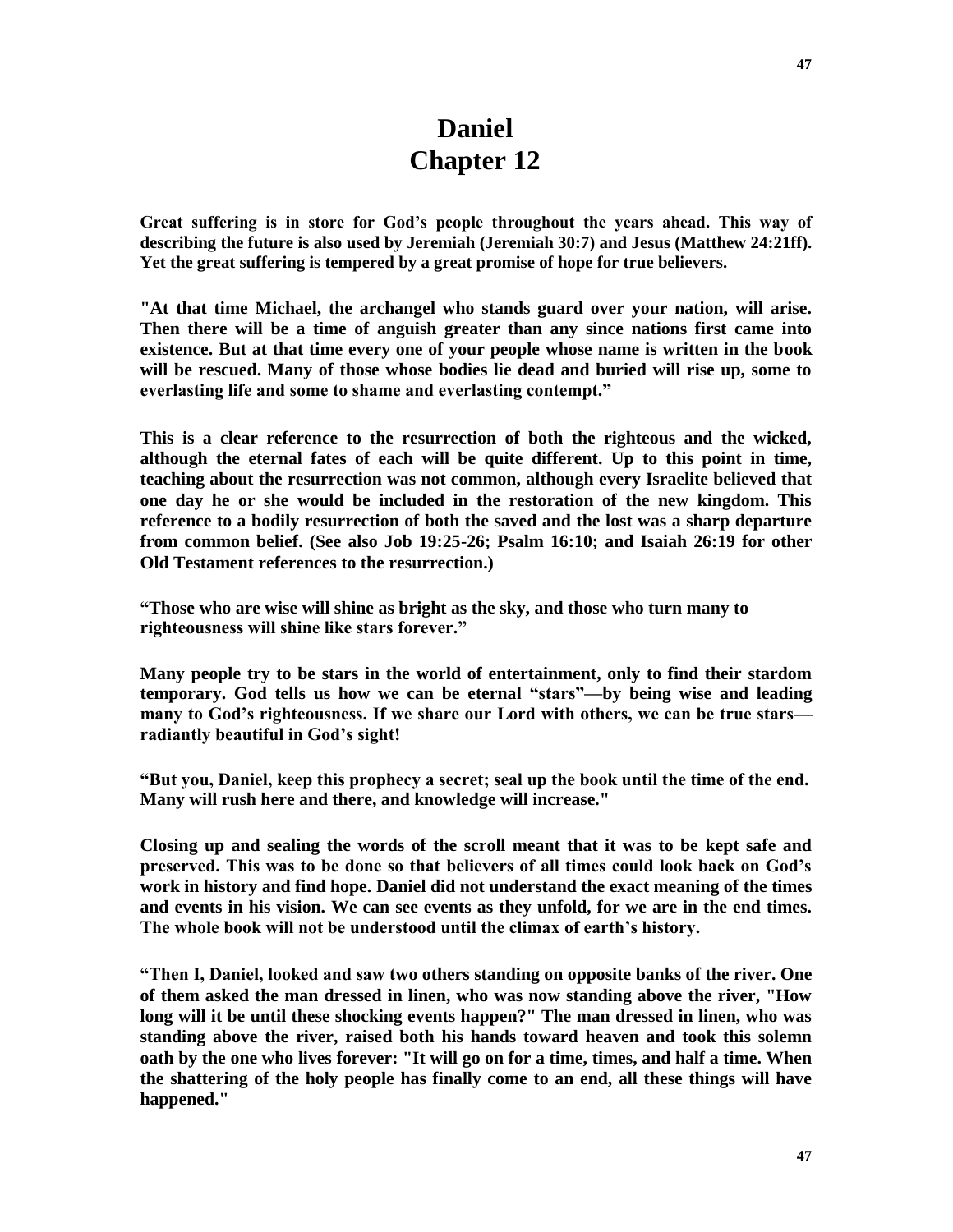# Daniel
# Chapter 12

**Great suffering is in store for God's people throughout the years ahead. This way of describing the future is also used by Jeremiah (Jeremiah 30:7) and Jesus (Matthew 24:21ff). Yet the great suffering is tempered by a great promise of hope for true believers.**

**"At that time Michael, the archangel who stands guard over your nation, will arise. Then there will be a time of anguish greater than any since nations first came into existence. But at that time every one of your people whose name is written in the book will be rescued. Many of those whose bodies lie dead and buried will rise up, some to everlasting life and some to shame and everlasting contempt."**

**This is a clear reference to the resurrection of both the righteous and the wicked, although the eternal fates of each will be quite different. Up to this point in time, teaching about the resurrection was not common, although every Israelite believed that one day he or she would be included in the restoration of the new kingdom. This reference to a bodily resurrection of both the saved and the lost was a sharp departure from common belief. (See also Job 19:25-26; Psalm 16:10; and Isaiah 26:19 for other Old Testament references to the resurrection.)**

**"Those who are wise will shine as bright as the sky, and those who turn many to righteousness will shine like stars forever."**

**Many people try to be stars in the world of entertainment, only to find their stardom temporary. God tells us how we can be eternal "stars"—by being wise and leading many to God's righteousness. If we share our Lord with others, we can be true stars—radiantly beautiful in God's sight!**

**"But you, Daniel, keep this prophecy a secret; seal up the book until the time of the end. Many will rush here and there, and knowledge will increase."**

**Closing up and sealing the words of the scroll meant that it was to be kept safe and preserved. This was to be done so that believers of all times could look back on God's work in history and find hope. Daniel did not understand the exact meaning of the times and events in his vision. We can see events as they unfold, for we are in the end times. The whole book will not be understood until the climax of earth's history.**

**"Then I, Daniel, looked and saw two others standing on opposite banks of the river. One of them asked the man dressed in linen, who was now standing above the river, "How long will it be until these shocking events happen?" The man dressed in linen, who was standing above the river, raised both his hands toward heaven and took this solemn oath by the one who lives forever: "It will go on for a time, times, and half a time. When the shattering of the holy people has finally come to an end, all these things will have happened."**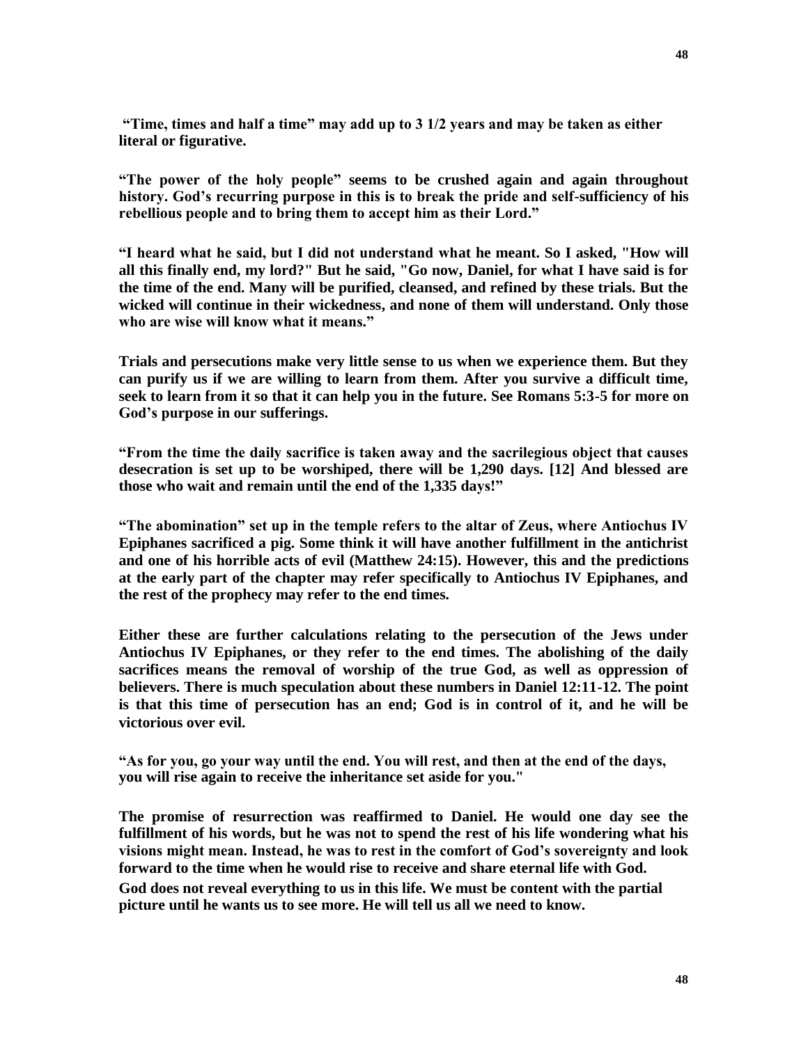**"Time, times and half a time" may add up to 3 1/2 years and may be taken as either literal or figurative.**

**"The power of the holy people" seems to be crushed again and again throughout history. God's recurring purpose in this is to break the pride and self-sufficiency of his rebellious people and to bring them to accept him as their Lord."**

**"I heard what he said, but I did not understand what he meant. So I asked, "How will all this finally end, my lord?" But he said, "Go now, Daniel, for what I have said is for the time of the end. Many will be purified, cleansed, and refined by these trials. But the wicked will continue in their wickedness, and none of them will understand. Only those who are wise will know what it means."**

**Trials and persecutions make very little sense to us when we experience them. But they can purify us if we are willing to learn from them. After you survive a difficult time, seek to learn from it so that it can help you in the future. See Romans 5:3-5 for more on God's purpose in our sufferings.**

**"From the time the daily sacrifice is taken away and the sacrilegious object that causes desecration is set up to be worshiped, there will be 1,290 days. [12] And blessed are those who wait and remain until the end of the 1,335 days!"**

**"The abomination" set up in the temple refers to the altar of Zeus, where Antiochus IV Epiphanes sacrificed a pig. Some think it will have another fulfillment in the antichrist and one of his horrible acts of evil (Matthew 24:15). However, this and the predictions at the early part of the chapter may refer specifically to Antiochus IV Epiphanes, and the rest of the prophecy may refer to the end times.**

**Either these are further calculations relating to the persecution of the Jews under Antiochus IV Epiphanes, or they refer to the end times. The abolishing of the daily sacrifices means the removal of worship of the true God, as well as oppression of believers. There is much speculation about these numbers in Daniel 12:11-12. The point is that this time of persecution has an end; God is in control of it, and he will be victorious over evil.**

**"As for you, go your way until the end. You will rest, and then at the end of the days, you will rise again to receive the inheritance set aside for you."**

**The promise of resurrection was reaffirmed to Daniel. He would one day see the fulfillment of his words, but he was not to spend the rest of his life wondering what his visions might mean. Instead, he was to rest in the comfort of God's sovereignty and look forward to the time when he would rise to receive and share eternal life with God.**

**God does not reveal everything to us in this life. We must be content with the partial picture until he wants us to see more. He will tell us all we need to know.**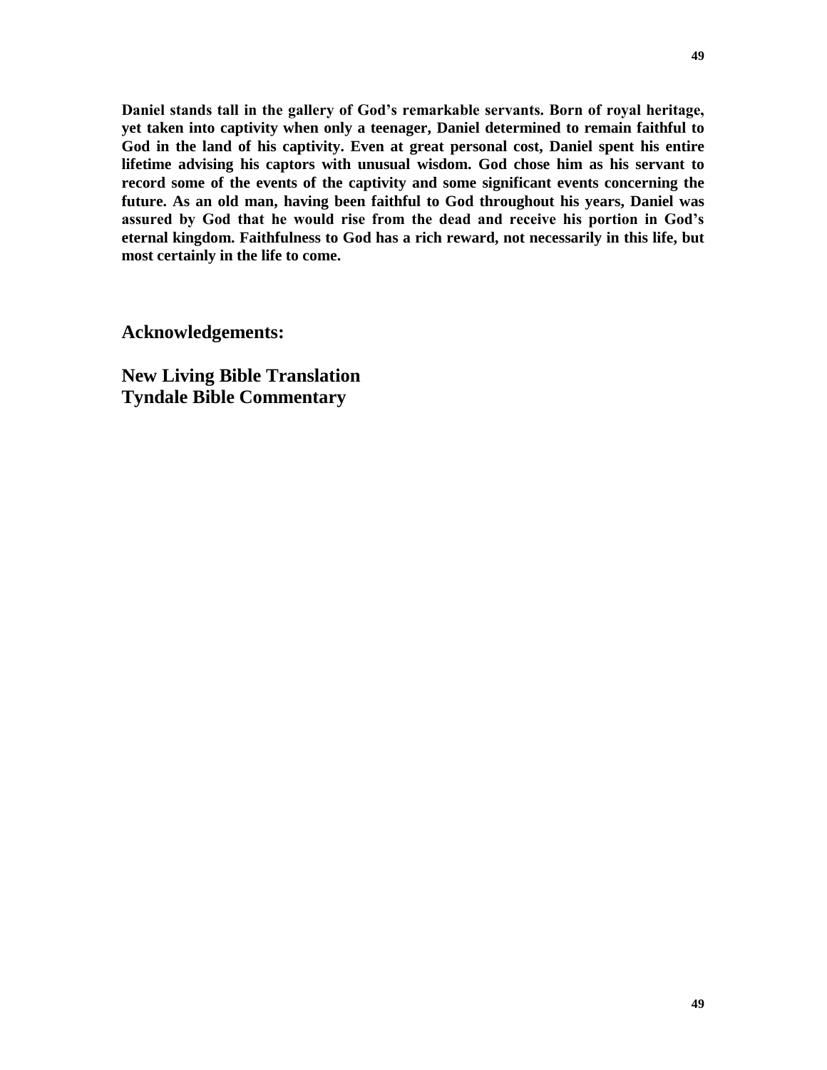**Daniel stands tall in the gallery of God's remarkable servants. Born of royal heritage, yet taken into captivity when only a teenager, Daniel determined to remain faithful to God in the land of his captivity. Even at great personal cost, Daniel spent his entire lifetime advising his captors with unusual wisdom. God chose him as his servant to record some of the events of the captivity and some significant events concerning the future. As an old man, having been faithful to God throughout his years, Daniel was assured by God that he would rise from the dead and receive his portion in God's eternal kingdom. Faithfulness to God has a rich reward, not necessarily in this life, but most certainly in the life to come.**

## Acknowledgements:

**New Living Bible Translation**
**Tyndale Bible Commentary**